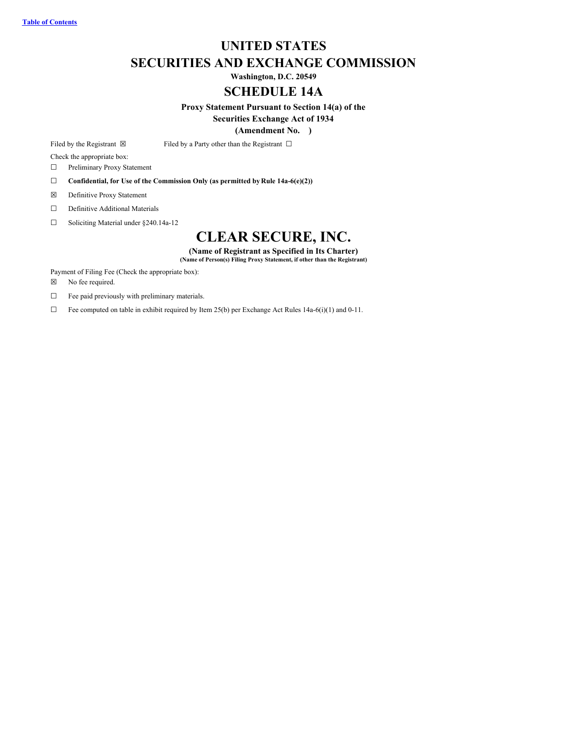Table of Contents

# UNITED STATES
# SECURITIES AND EXCHANGE COMMISSION

**Washington, D.C. 20549**

# SCHEDULE 14A

**Proxy Statement Pursuant to Section 14(a) of the**
**Securities Exchange Act of 1934**
**(Amendment No. )**

Filed by the Registrant ☒ Filed by a Party other than the Registrant ☐

Check the appropriate box:

☐ Preliminary Proxy Statement

☐ **Confidential, for Use of the Commission Only (as permitted by Rule 14a-6(e)(2))**

☒ Definitive Proxy Statement

☐ Definitive Additional Materials

☐ Soliciting Material under §240.14a-12

# CLEAR SECURE, INC.

**(Name of Registrant as Specified in Its Charter)**
**(Name of Person(s) Filing Proxy Statement, if other than the Registrant)**

Payment of Filing Fee (Check the appropriate box):

☒ No fee required.

☐ Fee paid previously with preliminary materials.

☐ Fee computed on table in exhibit required by Item 25(b) per Exchange Act Rules 14a-6(i)(1) and 0-11.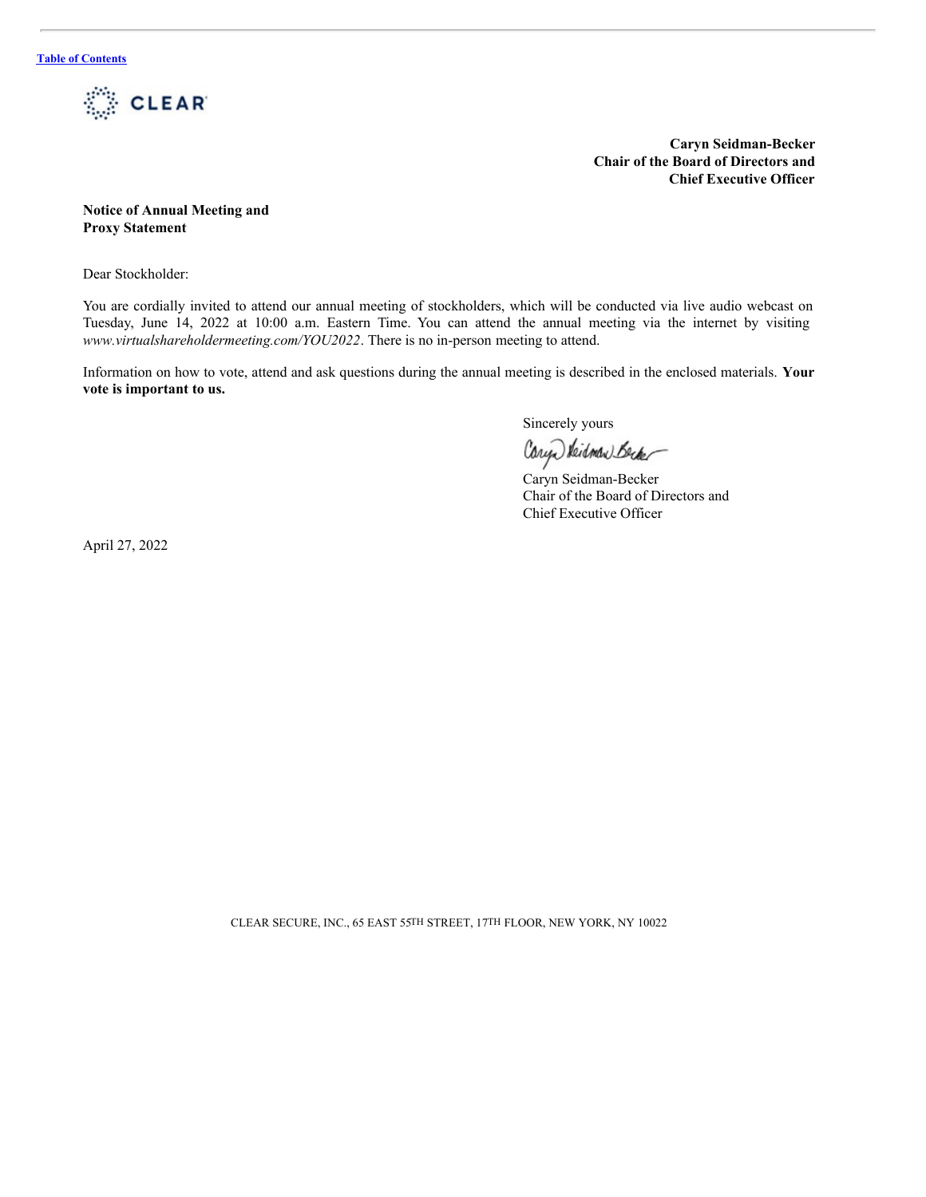Table of Contents

CLEAR

**Caryn Seidman-Becker**
**Chair of the Board of Directors and**
**Chief Executive Officer**

**Notice of Annual Meeting and**
**Proxy Statement**

Dear Stockholder:

You are cordially invited to attend our annual meeting of stockholders, which will be conducted via live audio webcast on Tuesday, June 14, 2022 at 10:00 a.m. Eastern Time. You can attend the annual meeting via the internet by visiting *www.virtualshareholdermeeting.com/YOU2022*. There is no in-person meeting to attend.

Information on how to vote, attend and ask questions during the annual meeting is described in the enclosed materials. **Your vote is important to us.**

Sincerely yours

Caryn Seidman-Becker
Chair of the Board of Directors and
Chief Executive Officer

April 27, 2022

CLEAR SECURE, INC., 65 EAST 55TH STREET, 17TH FLOOR, NEW YORK, NY 10022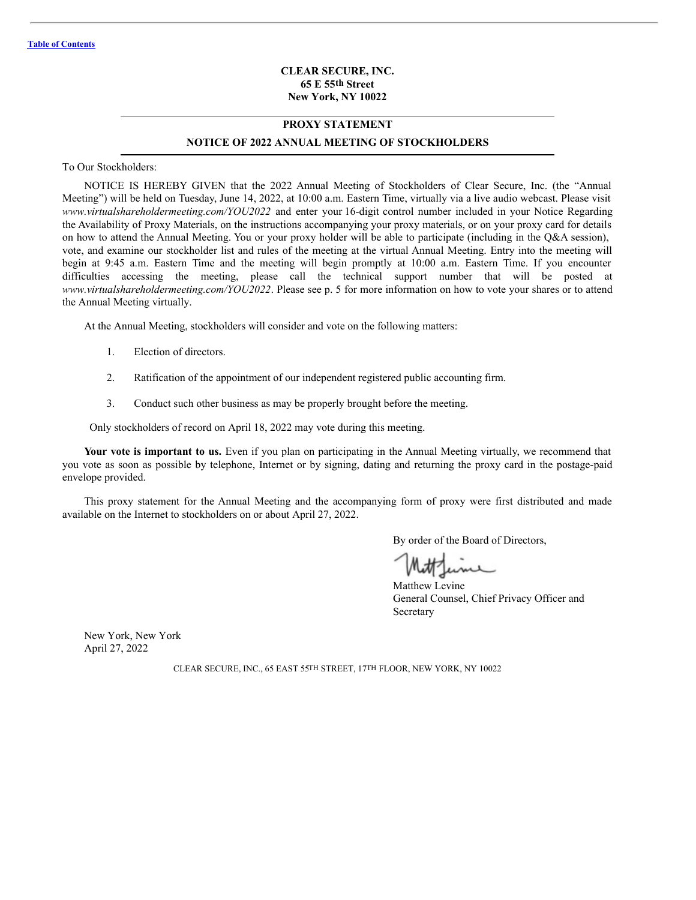**CLEAR SECURE, INC.**
**65 E 55th Street**
**New York, NY 10022**

---

## PROXY STATEMENT

## NOTICE OF 2022 ANNUAL MEETING OF STOCKHOLDERS

---

To Our Stockholders:

NOTICE IS HEREBY GIVEN that the 2022 Annual Meeting of Stockholders of Clear Secure, Inc. (the "Annual Meeting") will be held on Tuesday, June 14, 2022, at 10:00 a.m. Eastern Time, virtually via a live audio webcast. Please visit *www.virtualshareholdermeeting.com/YOU2022* and enter your 16-digit control number included in your Notice Regarding the Availability of Proxy Materials, on the instructions accompanying your proxy materials, or on your proxy card for details on how to attend the Annual Meeting. You or your proxy holder will be able to participate (including in the Q&A session), vote, and examine our stockholder list and rules of the meeting at the virtual Annual Meeting. Entry into the meeting will begin at 9:45 a.m. Eastern Time and the meeting will begin promptly at 10:00 a.m. Eastern Time. If you encounter difficulties accessing the meeting, please call the technical support number that will be posted at *www.virtualshareholdermeeting.com/YOU2022*. Please see p. 5 for more information on how to vote your shares or to attend the Annual Meeting virtually.

At the Annual Meeting, stockholders will consider and vote on the following matters:

1. Election of directors.
2. Ratification of the appointment of our independent registered public accounting firm.
3. Conduct such other business as may be properly brought before the meeting.

Only stockholders of record on April 18, 2022 may vote during this meeting.

**Your vote is important to us.** Even if you plan on participating in the Annual Meeting virtually, we recommend that you vote as soon as possible by telephone, Internet or by signing, dating and returning the proxy card in the postage-paid envelope provided.

This proxy statement for the Annual Meeting and the accompanying form of proxy were first distributed and made available on the Internet to stockholders on or about April 27, 2022.

By order of the Board of Directors,

Matthew Levine
General Counsel, Chief Privacy Officer and Secretary

New York, New York
April 27, 2022

CLEAR SECURE, INC., 65 EAST 55TH STREET, 17TH FLOOR, NEW YORK, NY 10022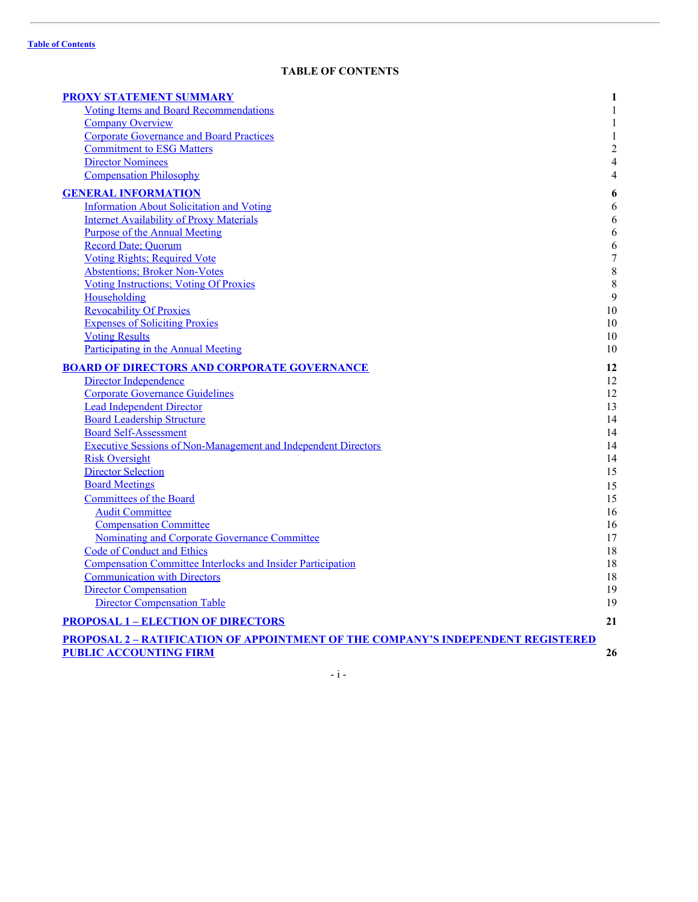Table of Contents

# TABLE OF CONTENTS

| | |
|---|---|
| **PROXY STATEMENT SUMMARY** | **1** |
| Voting Items and Board Recommendations | 1 |
| Company Overview | 1 |
| Corporate Governance and Board Practices | 1 |
| Commitment to ESG Matters | 2 |
| Director Nominees | 4 |
| Compensation Philosophy | 4 |
| **GENERAL INFORMATION** | **6** |
| Information About Solicitation and Voting | 6 |
| Internet Availability of Proxy Materials | 6 |
| Purpose of the Annual Meeting | 6 |
| Record Date; Quorum | 6 |
| Voting Rights; Required Vote | 7 |
| Abstentions; Broker Non-Votes | 8 |
| Voting Instructions; Voting Of Proxies | 8 |
| Householding | 9 |
| Revocability Of Proxies | 10 |
| Expenses of Soliciting Proxies | 10 |
| Voting Results | 10 |
| Participating in the Annual Meeting | 10 |
| **BOARD OF DIRECTORS AND CORPORATE GOVERNANCE** | **12** |
| Director Independence | 12 |
| Corporate Governance Guidelines | 12 |
| Lead Independent Director | 13 |
| Board Leadership Structure | 14 |
| Board Self-Assessment | 14 |
| Executive Sessions of Non-Management and Independent Directors | 14 |
| Risk Oversight | 14 |
| Director Selection | 15 |
| Board Meetings | 15 |
| Committees of the Board | 15 |
| Audit Committee | 16 |
| Compensation Committee | 16 |
| Nominating and Corporate Governance Committee | 17 |
| Code of Conduct and Ethics | 18 |
| Compensation Committee Interlocks and Insider Participation | 18 |
| Communication with Directors | 18 |
| Director Compensation | 19 |
| Director Compensation Table | 19 |
| **PROPOSAL 1 – ELECTION OF DIRECTORS** | **21** |
| **PROPOSAL 2 – RATIFICATION OF APPOINTMENT OF THE COMPANY'S INDEPENDENT REGISTERED PUBLIC ACCOUNTING FIRM** | **26** |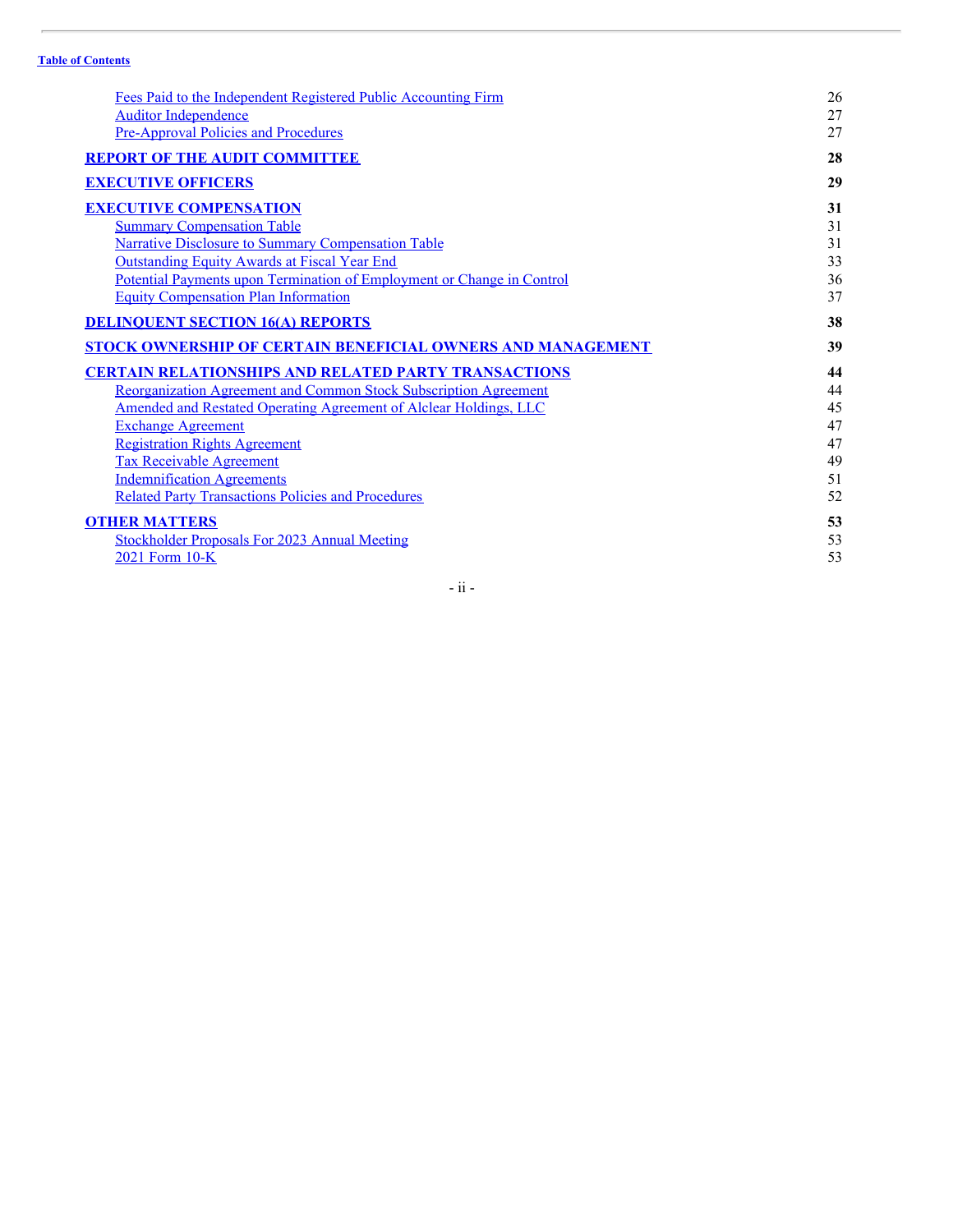Table of Contents

| | |
|---|---|
| Fees Paid to the Independent Registered Public Accounting Firm | 26 |
| Auditor Independence | 27 |
| Pre-Approval Policies and Procedures | 27 |
| **REPORT OF THE AUDIT COMMITTEE** | **28** |
| **EXECUTIVE OFFICERS** | **29** |
| **EXECUTIVE COMPENSATION** | **31** |
| Summary Compensation Table | 31 |
| Narrative Disclosure to Summary Compensation Table | 31 |
| Outstanding Equity Awards at Fiscal Year End | 33 |
| Potential Payments upon Termination of Employment or Change in Control | 36 |
| Equity Compensation Plan Information | 37 |
| **DELINQUENT SECTION 16(A) REPORTS** | **38** |
| **STOCK OWNERSHIP OF CERTAIN BENEFICIAL OWNERS AND MANAGEMENT** | **39** |
| **CERTAIN RELATIONSHIPS AND RELATED PARTY TRANSACTIONS** | **44** |
| Reorganization Agreement and Common Stock Subscription Agreement | 44 |
| Amended and Restated Operating Agreement of Alclear Holdings, LLC | 45 |
| Exchange Agreement | 47 |
| Registration Rights Agreement | 47 |
| Tax Receivable Agreement | 49 |
| Indemnification Agreements | 51 |
| Related Party Transactions Policies and Procedures | 52 |
| **OTHER MATTERS** | **53** |
| Stockholder Proposals For 2023 Annual Meeting | 53 |
| 2021 Form 10-K | 53 |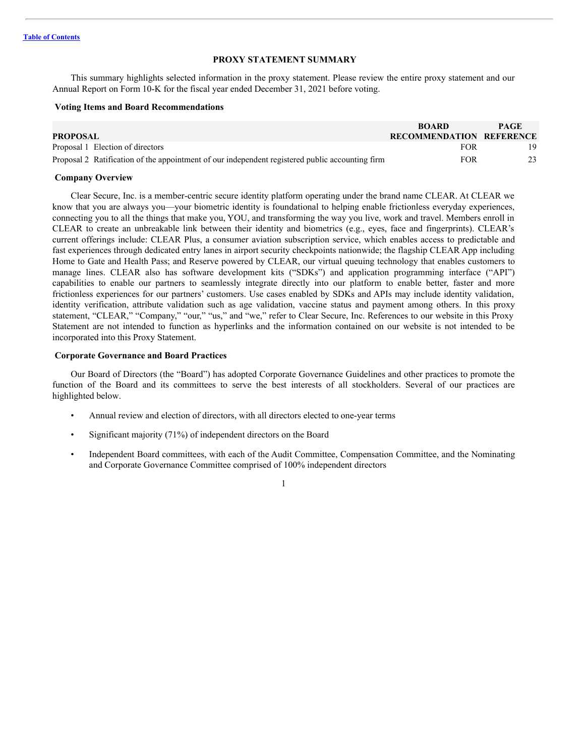[Table of Contents](#)

# PROXY STATEMENT SUMMARY

This summary highlights selected information in the proxy statement. Please review the entire proxy statement and our Annual Report on Form 10-K for the fiscal year ended December 31, 2021 before voting.

## Voting Items and Board Recommendations

| PROPOSAL | | BOARD RECOMMENDATION | PAGE REFERENCE |
|---|---|---|---|
| Proposal 1 | Election of directors | FOR | 19 |
| Proposal 2 | Ratification of the appointment of our independent registered public accounting firm | FOR | 23 |

## Company Overview

Clear Secure, Inc. is a member-centric secure identity platform operating under the brand name CLEAR. At CLEAR we know that you are always you—your biometric identity is foundational to helping enable frictionless everyday experiences, connecting you to all the things that make you, YOU, and transforming the way you live, work and travel. Members enroll in CLEAR to create an unbreakable link between their identity and biometrics (e.g., eyes, face and fingerprints). CLEAR's current offerings include: CLEAR Plus, a consumer aviation subscription service, which enables access to predictable and fast experiences through dedicated entry lanes in airport security checkpoints nationwide; the flagship CLEAR App including Home to Gate and Health Pass; and Reserve powered by CLEAR, our virtual queuing technology that enables customers to manage lines. CLEAR also has software development kits ("SDKs") and application programming interface ("API") capabilities to enable our partners to seamlessly integrate directly into our platform to enable better, faster and more frictionless experiences for our partners' customers. Use cases enabled by SDKs and APIs may include identity validation, identity verification, attribute validation such as age validation, vaccine status and payment among others. In this proxy statement, "CLEAR," "Company," "our," "us," and "we," refer to Clear Secure, Inc. References to our website in this Proxy Statement are not intended to function as hyperlinks and the information contained on our website is not intended to be incorporated into this Proxy Statement.

## Corporate Governance and Board Practices

Our Board of Directors (the "Board") has adopted Corporate Governance Guidelines and other practices to promote the function of the Board and its committees to serve the best interests of all stockholders. Several of our practices are highlighted below.

- Annual review and election of directors, with all directors elected to one-year terms
- Significant majority (71%) of independent directors on the Board
- Independent Board committees, with each of the Audit Committee, Compensation Committee, and the Nominating and Corporate Governance Committee comprised of 100% independent directors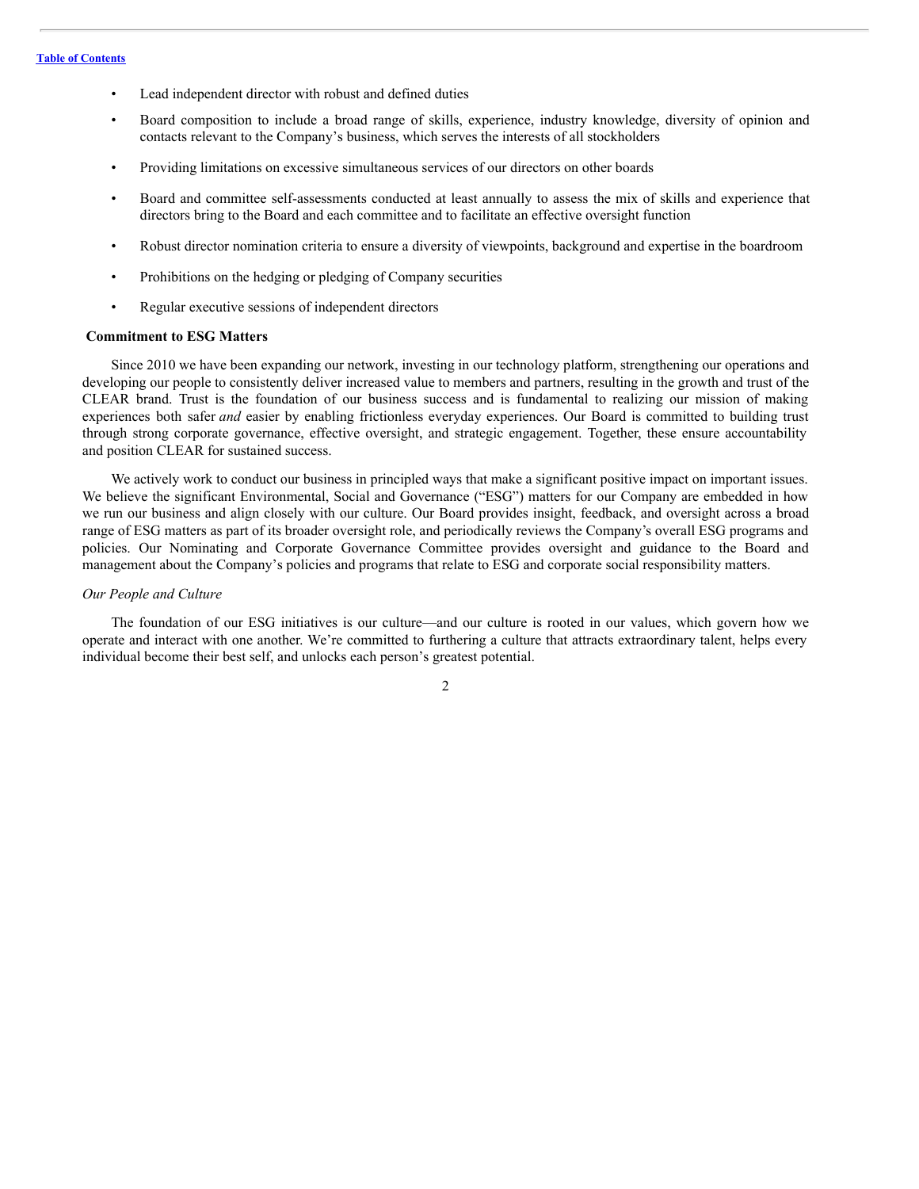- Lead independent director with robust and defined duties
- Board composition to include a broad range of skills, experience, industry knowledge, diversity of opinion and contacts relevant to the Company's business, which serves the interests of all stockholders
- Providing limitations on excessive simultaneous services of our directors on other boards
- Board and committee self-assessments conducted at least annually to assess the mix of skills and experience that directors bring to the Board and each committee and to facilitate an effective oversight function
- Robust director nomination criteria to ensure a diversity of viewpoints, background and expertise in the boardroom
- Prohibitions on the hedging or pledging of Company securities
- Regular executive sessions of independent directors

**Commitment to ESG Matters**

Since 2010 we have been expanding our network, investing in our technology platform, strengthening our operations and developing our people to consistently deliver increased value to members and partners, resulting in the growth and trust of the CLEAR brand. Trust is the foundation of our business success and is fundamental to realizing our mission of making experiences both safer *and* easier by enabling frictionless everyday experiences. Our Board is committed to building trust through strong corporate governance, effective oversight, and strategic engagement. Together, these ensure accountability and position CLEAR for sustained success.

We actively work to conduct our business in principled ways that make a significant positive impact on important issues. We believe the significant Environmental, Social and Governance ("ESG") matters for our Company are embedded in how we run our business and align closely with our culture. Our Board provides insight, feedback, and oversight across a broad range of ESG matters as part of its broader oversight role, and periodically reviews the Company's overall ESG programs and policies. Our Nominating and Corporate Governance Committee provides oversight and guidance to the Board and management about the Company's policies and programs that relate to ESG and corporate social responsibility matters.

*Our People and Culture*

The foundation of our ESG initiatives is our culture—and our culture is rooted in our values, which govern how we operate and interact with one another. We're committed to furthering a culture that attracts extraordinary talent, helps every individual become their best self, and unlocks each person's greatest potential.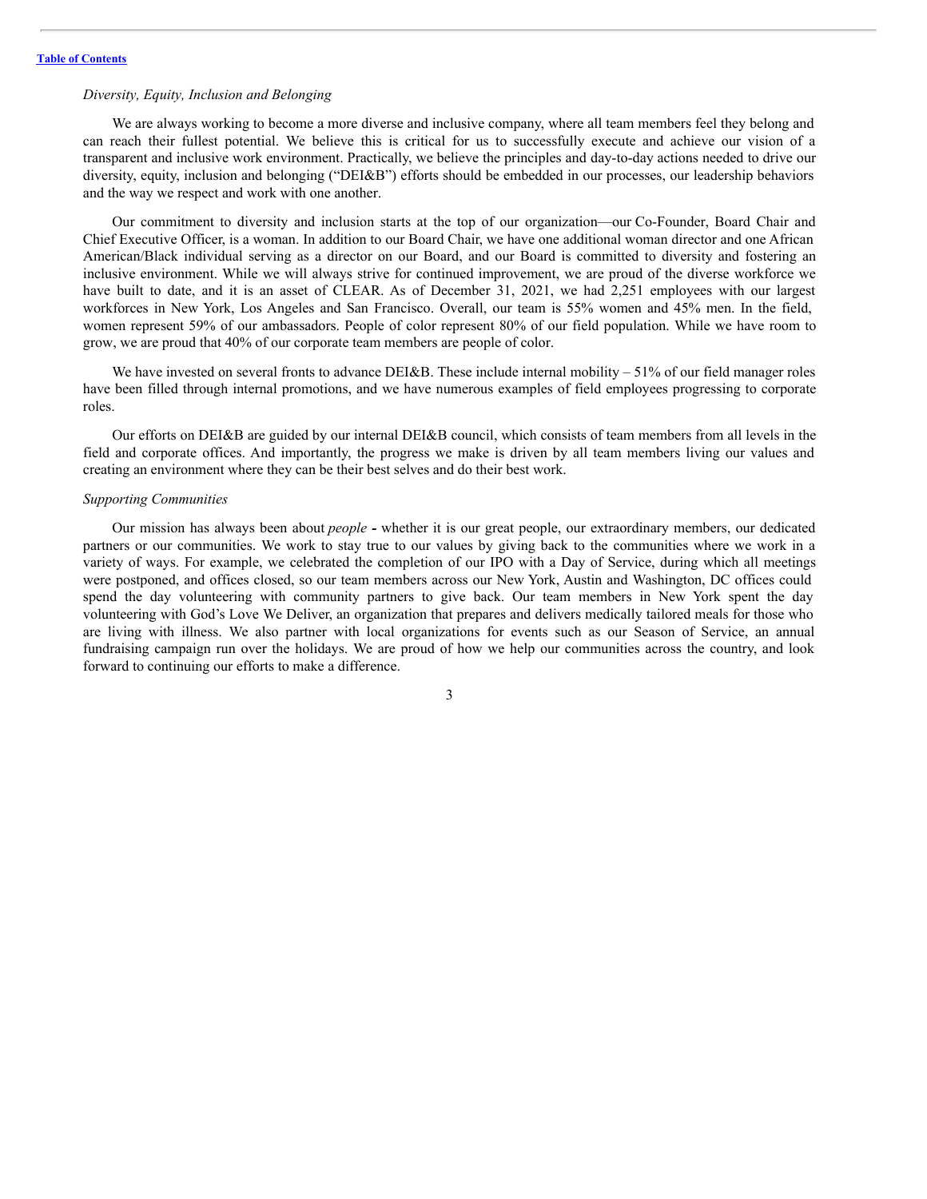*Diversity, Equity, Inclusion and Belonging*

We are always working to become a more diverse and inclusive company, where all team members feel they belong and can reach their fullest potential. We believe this is critical for us to successfully execute and achieve our vision of a transparent and inclusive work environment. Practically, we believe the principles and day-to-day actions needed to drive our diversity, equity, inclusion and belonging ("DEI&B") efforts should be embedded in our processes, our leadership behaviors and the way we respect and work with one another.

Our commitment to diversity and inclusion starts at the top of our organization—our Co-Founder, Board Chair and Chief Executive Officer, is a woman. In addition to our Board Chair, we have one additional woman director and one African American/Black individual serving as a director on our Board, and our Board is committed to diversity and fostering an inclusive environment. While we will always strive for continued improvement, we are proud of the diverse workforce we have built to date, and it is an asset of CLEAR. As of December 31, 2021, we had 2,251 employees with our largest workforces in New York, Los Angeles and San Francisco. Overall, our team is 55% women and 45% men. In the field, women represent 59% of our ambassadors. People of color represent 80% of our field population. While we have room to grow, we are proud that 40% of our corporate team members are people of color.

We have invested on several fronts to advance DEI&B. These include internal mobility – 51% of our field manager roles have been filled through internal promotions, and we have numerous examples of field employees progressing to corporate roles.

Our efforts on DEI&B are guided by our internal DEI&B council, which consists of team members from all levels in the field and corporate offices. And importantly, the progress we make is driven by all team members living our values and creating an environment where they can be their best selves and do their best work.

*Supporting Communities*

Our mission has always been about *people* **-** whether it is our great people, our extraordinary members, our dedicated partners or our communities. We work to stay true to our values by giving back to the communities where we work in a variety of ways. For example, we celebrated the completion of our IPO with a Day of Service, during which all meetings were postponed, and offices closed, so our team members across our New York, Austin and Washington, DC offices could spend the day volunteering with community partners to give back. Our team members in New York spent the day volunteering with God's Love We Deliver, an organization that prepares and delivers medically tailored meals for those who are living with illness. We also partner with local organizations for events such as our Season of Service, an annual fundraising campaign run over the holidays. We are proud of how we help our communities across the country, and look forward to continuing our efforts to make a difference.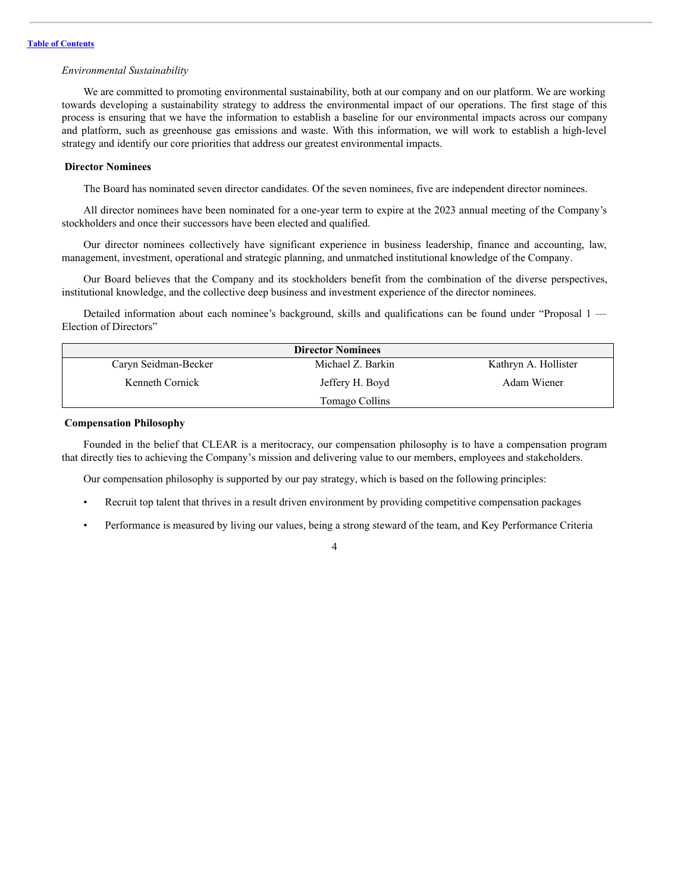*Environmental Sustainability*

We are committed to promoting environmental sustainability, both at our company and on our platform. We are working towards developing a sustainability strategy to address the environmental impact of our operations. The first stage of this process is ensuring that we have the information to establish a baseline for our environmental impacts across our company and platform, such as greenhouse gas emissions and waste. With this information, we will work to establish a high-level strategy and identify our core priorities that address our greatest environmental impacts.

**Director Nominees**

The Board has nominated seven director candidates. Of the seven nominees, five are independent director nominees.

All director nominees have been nominated for a one-year term to expire at the 2023 annual meeting of the Company's stockholders and once their successors have been elected and qualified.

Our director nominees collectively have significant experience in business leadership, finance and accounting, law, management, investment, operational and strategic planning, and unmatched institutional knowledge of the Company.

Our Board believes that the Company and its stockholders benefit from the combination of the diverse perspectives, institutional knowledge, and the collective deep business and investment experience of the director nominees.

Detailed information about each nominee's background, skills and qualifications can be found under "Proposal 1 — Election of Directors"

| Director Nominees | | |
|---|---|---|
| Caryn Seidman-Becker | Michael Z. Barkin | Kathryn A. Hollister |
| Kenneth Cornick | Jeffery H. Boyd | Adam Wiener |
| | Tomago Collins | |

**Compensation Philosophy**

Founded in the belief that CLEAR is a meritocracy, our compensation philosophy is to have a compensation program that directly ties to achieving the Company's mission and delivering value to our members, employees and stakeholders.

Our compensation philosophy is supported by our pay strategy, which is based on the following principles:

- Recruit top talent that thrives in a result driven environment by providing competitive compensation packages
- Performance is measured by living our values, being a strong steward of the team, and Key Performance Criteria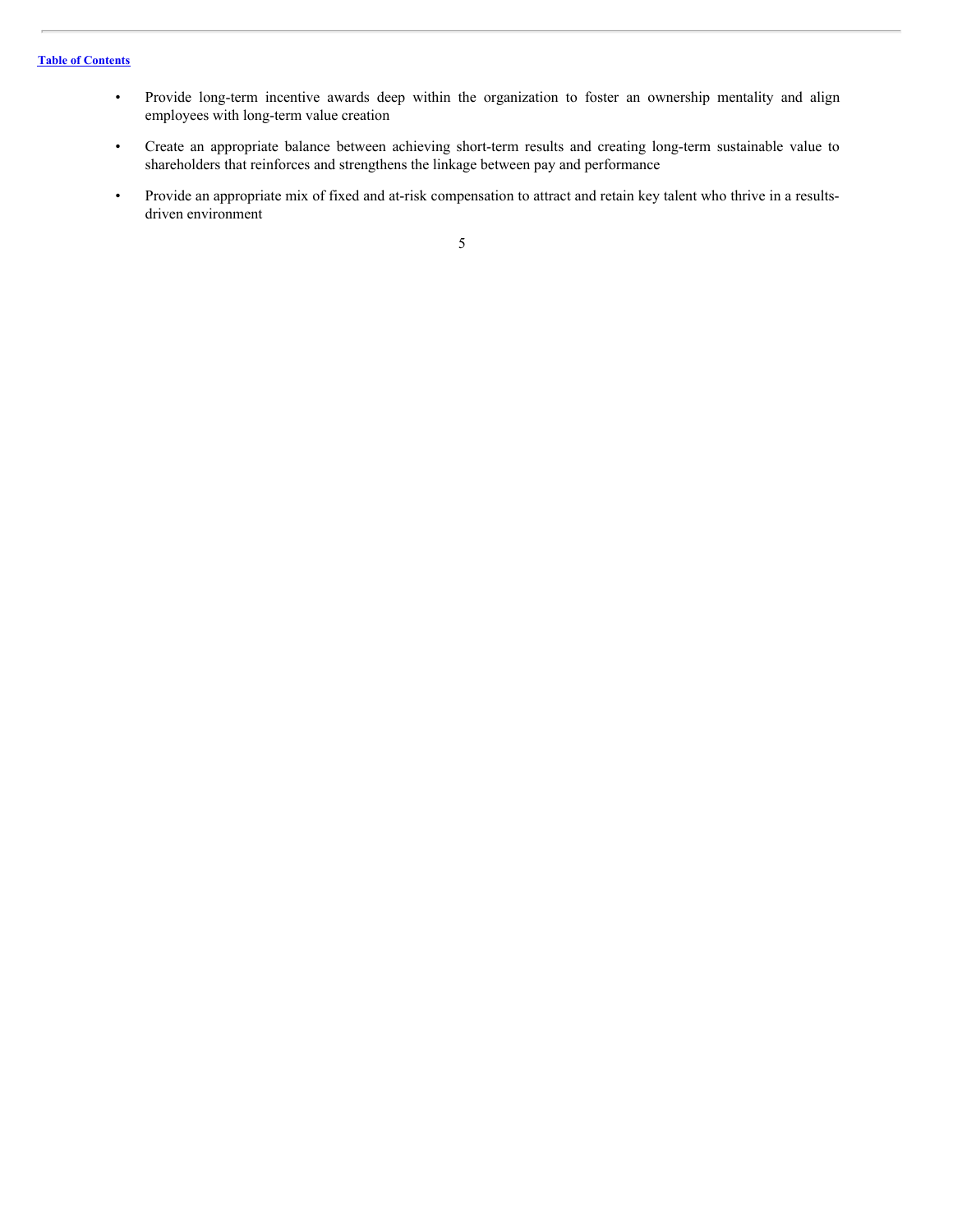- Provide long-term incentive awards deep within the organization to foster an ownership mentality and align employees with long-term value creation
- Create an appropriate balance between achieving short-term results and creating long-term sustainable value to shareholders that reinforces and strengthens the linkage between pay and performance
- Provide an appropriate mix of fixed and at-risk compensation to attract and retain key talent who thrive in a results-driven environment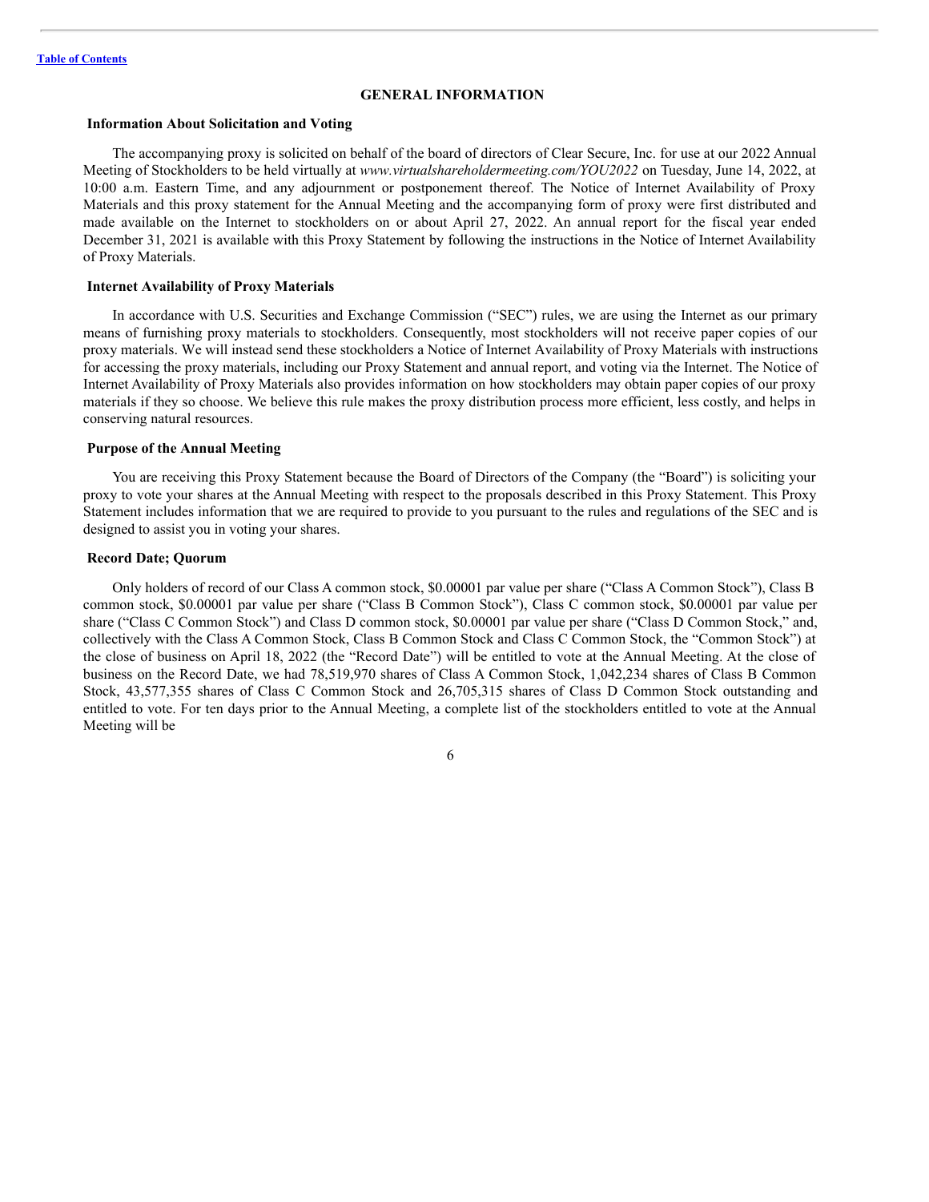## GENERAL INFORMATION

### Information About Solicitation and Voting

The accompanying proxy is solicited on behalf of the board of directors of Clear Secure, Inc. for use at our 2022 Annual Meeting of Stockholders to be held virtually at *www.virtualshareholdermeeting.com/YOU2022* on Tuesday, June 14, 2022, at 10:00 a.m. Eastern Time, and any adjournment or postponement thereof. The Notice of Internet Availability of Proxy Materials and this proxy statement for the Annual Meeting and the accompanying form of proxy were first distributed and made available on the Internet to stockholders on or about April 27, 2022. An annual report for the fiscal year ended December 31, 2021 is available with this Proxy Statement by following the instructions in the Notice of Internet Availability of Proxy Materials.

### Internet Availability of Proxy Materials

In accordance with U.S. Securities and Exchange Commission ("SEC") rules, we are using the Internet as our primary means of furnishing proxy materials to stockholders. Consequently, most stockholders will not receive paper copies of our proxy materials. We will instead send these stockholders a Notice of Internet Availability of Proxy Materials with instructions for accessing the proxy materials, including our Proxy Statement and annual report, and voting via the Internet. The Notice of Internet Availability of Proxy Materials also provides information on how stockholders may obtain paper copies of our proxy materials if they so choose. We believe this rule makes the proxy distribution process more efficient, less costly, and helps in conserving natural resources.

### Purpose of the Annual Meeting

You are receiving this Proxy Statement because the Board of Directors of the Company (the "Board") is soliciting your proxy to vote your shares at the Annual Meeting with respect to the proposals described in this Proxy Statement. This Proxy Statement includes information that we are required to provide to you pursuant to the rules and regulations of the SEC and is designed to assist you in voting your shares.

### Record Date; Quorum

Only holders of record of our Class A common stock, $0.00001 par value per share ("Class A Common Stock"), Class B common stock, $0.00001 par value per share ("Class B Common Stock"), Class C common stock, $0.00001 par value per share ("Class C Common Stock") and Class D common stock, $0.00001 par value per share ("Class D Common Stock," and, collectively with the Class A Common Stock, Class B Common Stock and Class C Common Stock, the "Common Stock") at the close of business on April 18, 2022 (the "Record Date") will be entitled to vote at the Annual Meeting. At the close of business on the Record Date, we had 78,519,970 shares of Class A Common Stock, 1,042,234 shares of Class B Common Stock, 43,577,355 shares of Class C Common Stock and 26,705,315 shares of Class D Common Stock outstanding and entitled to vote. For ten days prior to the Annual Meeting, a complete list of the stockholders entitled to vote at the Annual Meeting will be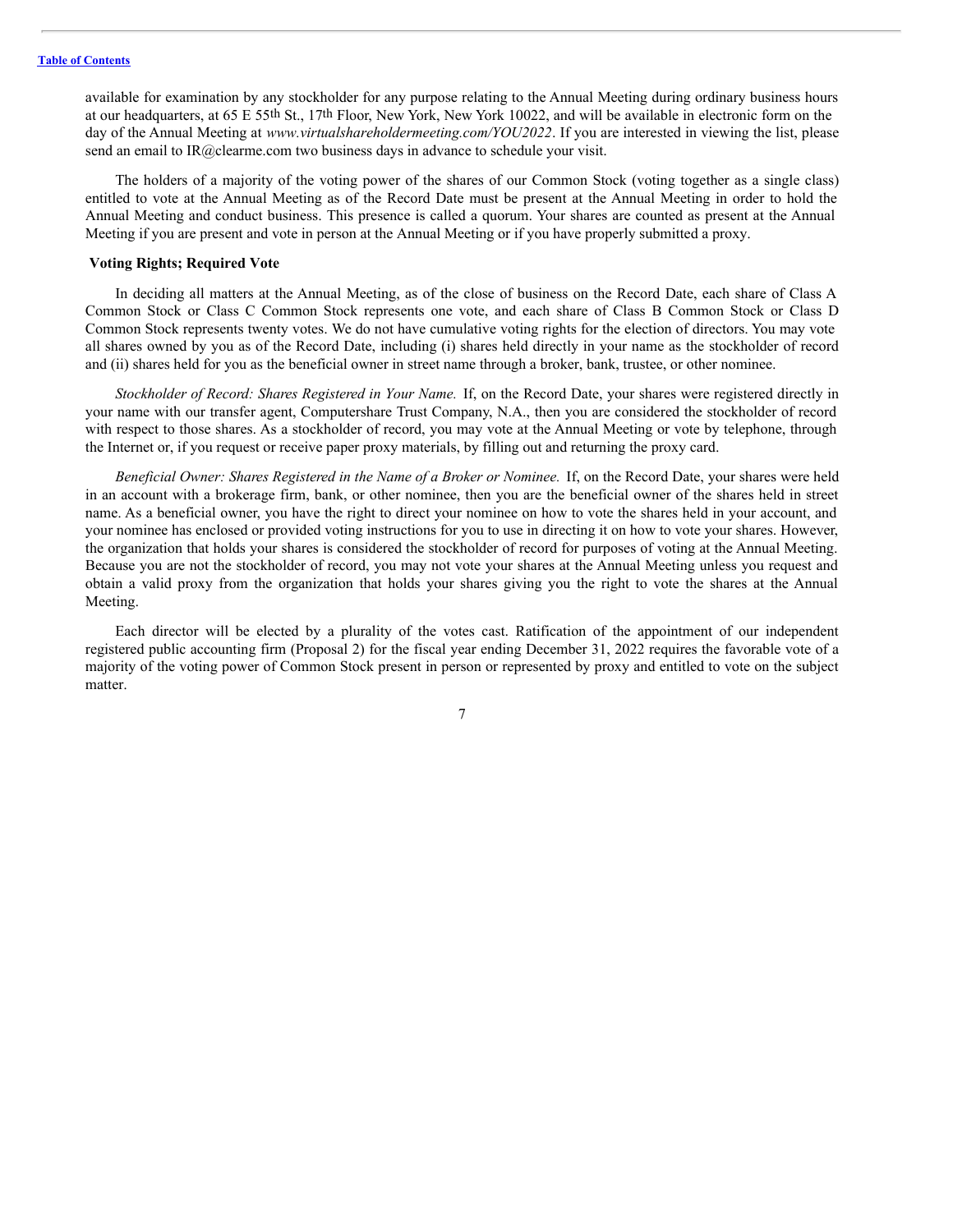available for examination by any stockholder for any purpose relating to the Annual Meeting during ordinary business hours at our headquarters, at 65 E 55th St., 17th Floor, New York, New York 10022, and will be available in electronic form on the day of the Annual Meeting at *www.virtualshareholdermeeting.com/YOU2022*. If you are interested in viewing the list, please send an email to IR@clearme.com two business days in advance to schedule your visit.

The holders of a majority of the voting power of the shares of our Common Stock (voting together as a single class) entitled to vote at the Annual Meeting as of the Record Date must be present at the Annual Meeting in order to hold the Annual Meeting and conduct business. This presence is called a quorum. Your shares are counted as present at the Annual Meeting if you are present and vote in person at the Annual Meeting or if you have properly submitted a proxy.

**Voting Rights; Required Vote**

In deciding all matters at the Annual Meeting, as of the close of business on the Record Date, each share of Class A Common Stock or Class C Common Stock represents one vote, and each share of Class B Common Stock or Class D Common Stock represents twenty votes. We do not have cumulative voting rights for the election of directors. You may vote all shares owned by you as of the Record Date, including (i) shares held directly in your name as the stockholder of record and (ii) shares held for you as the beneficial owner in street name through a broker, bank, trustee, or other nominee.

*Stockholder of Record: Shares Registered in Your Name.* If, on the Record Date, your shares were registered directly in your name with our transfer agent, Computershare Trust Company, N.A., then you are considered the stockholder of record with respect to those shares. As a stockholder of record, you may vote at the Annual Meeting or vote by telephone, through the Internet or, if you request or receive paper proxy materials, by filling out and returning the proxy card.

*Beneficial Owner: Shares Registered in the Name of a Broker or Nominee.* If, on the Record Date, your shares were held in an account with a brokerage firm, bank, or other nominee, then you are the beneficial owner of the shares held in street name. As a beneficial owner, you have the right to direct your nominee on how to vote the shares held in your account, and your nominee has enclosed or provided voting instructions for you to use in directing it on how to vote your shares. However, the organization that holds your shares is considered the stockholder of record for purposes of voting at the Annual Meeting. Because you are not the stockholder of record, you may not vote your shares at the Annual Meeting unless you request and obtain a valid proxy from the organization that holds your shares giving you the right to vote the shares at the Annual Meeting.

Each director will be elected by a plurality of the votes cast. Ratification of the appointment of our independent registered public accounting firm (Proposal 2) for the fiscal year ending December 31, 2022 requires the favorable vote of a majority of the voting power of Common Stock present in person or represented by proxy and entitled to vote on the subject matter.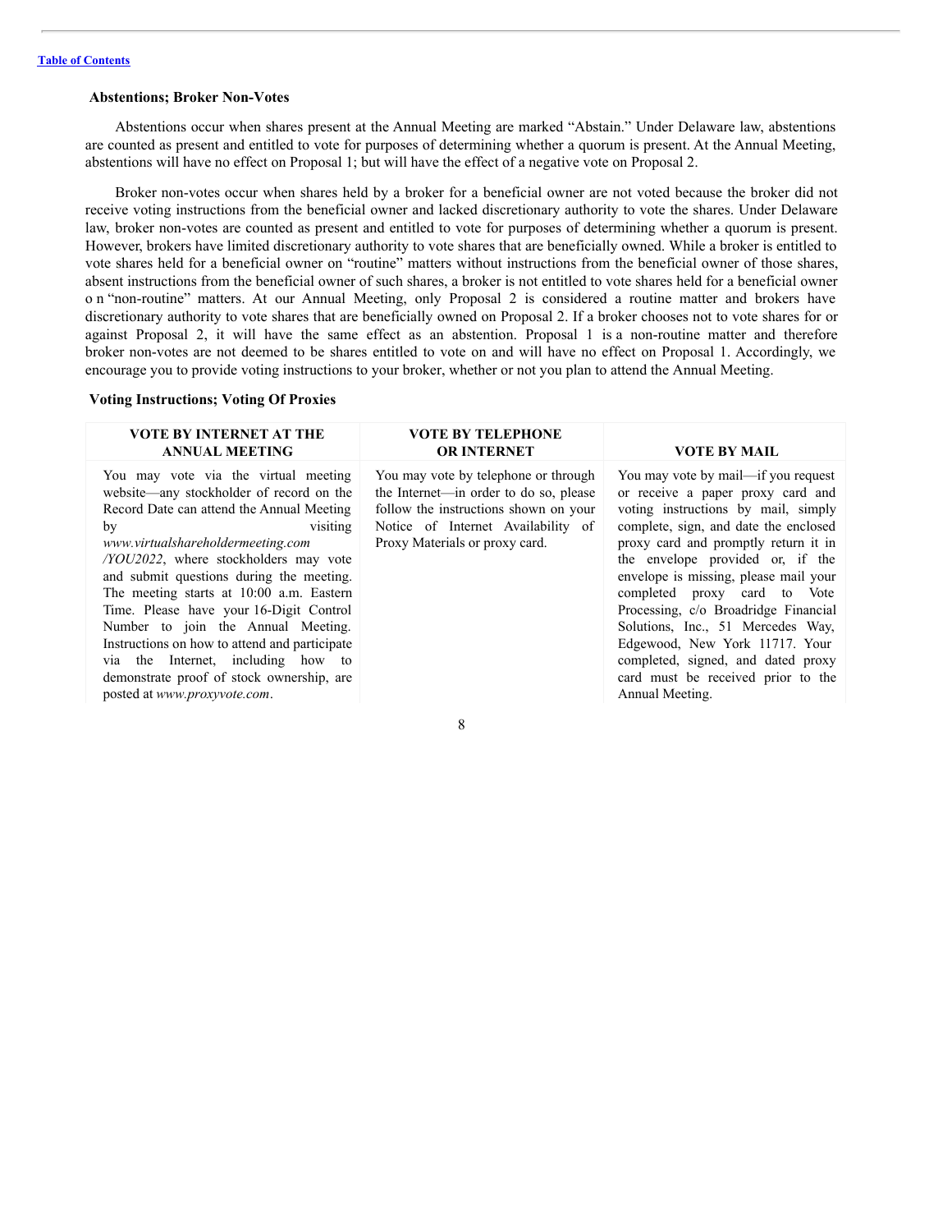[Table of Contents](#)

### Abstentions; Broker Non-Votes

Abstentions occur when shares present at the Annual Meeting are marked "Abstain." Under Delaware law, abstentions are counted as present and entitled to vote for purposes of determining whether a quorum is present. At the Annual Meeting, abstentions will have no effect on Proposal 1; but will have the effect of a negative vote on Proposal 2.

Broker non-votes occur when shares held by a broker for a beneficial owner are not voted because the broker did not receive voting instructions from the beneficial owner and lacked discretionary authority to vote the shares. Under Delaware law, broker non-votes are counted as present and entitled to vote for purposes of determining whether a quorum is present. However, brokers have limited discretionary authority to vote shares that are beneficially owned. While a broker is entitled to vote shares held for a beneficial owner on "routine" matters without instructions from the beneficial owner of those shares, absent instructions from the beneficial owner of such shares, a broker is not entitled to vote shares held for a beneficial owner on "non-routine" matters. At our Annual Meeting, only Proposal 2 is considered a routine matter and brokers have discretionary authority to vote shares that are beneficially owned on Proposal 2. If a broker chooses not to vote shares for or against Proposal 2, it will have the same effect as an abstention. Proposal 1 is a non-routine matter and therefore broker non-votes are not deemed to be shares entitled to vote on and will have no effect on Proposal 1. Accordingly, we encourage you to provide voting instructions to your broker, whether or not you plan to attend the Annual Meeting.

### Voting Instructions; Voting Of Proxies

| VOTE BY INTERNET AT THE ANNUAL MEETING | VOTE BY TELEPHONE OR INTERNET | VOTE BY MAIL |
|---|---|---|
| You may vote via the virtual meeting website—any stockholder of record on the Record Date can attend the Annual Meeting by visiting *www.virtualshareholdermeeting.com/YOU2022*, where stockholders may vote and submit questions during the meeting. The meeting starts at 10:00 a.m. Eastern Time. Please have your 16-Digit Control Number to join the Annual Meeting. Instructions on how to attend and participate via the Internet, including how to demonstrate proof of stock ownership, are posted at *www.proxyvote.com*. | You may vote by telephone or through the Internet—in order to do so, please follow the instructions shown on your Notice of Internet Availability of Proxy Materials or proxy card. | You may vote by mail—if you request or receive a paper proxy card and voting instructions by mail, simply complete, sign, and date the enclosed proxy card and promptly return it in the envelope provided or, if the envelope is missing, please mail your completed proxy card to Vote Processing, c/o Broadridge Financial Solutions, Inc., 51 Mercedes Way, Edgewood, New York 11717. Your completed, signed, and dated proxy card must be received prior to the Annual Meeting. |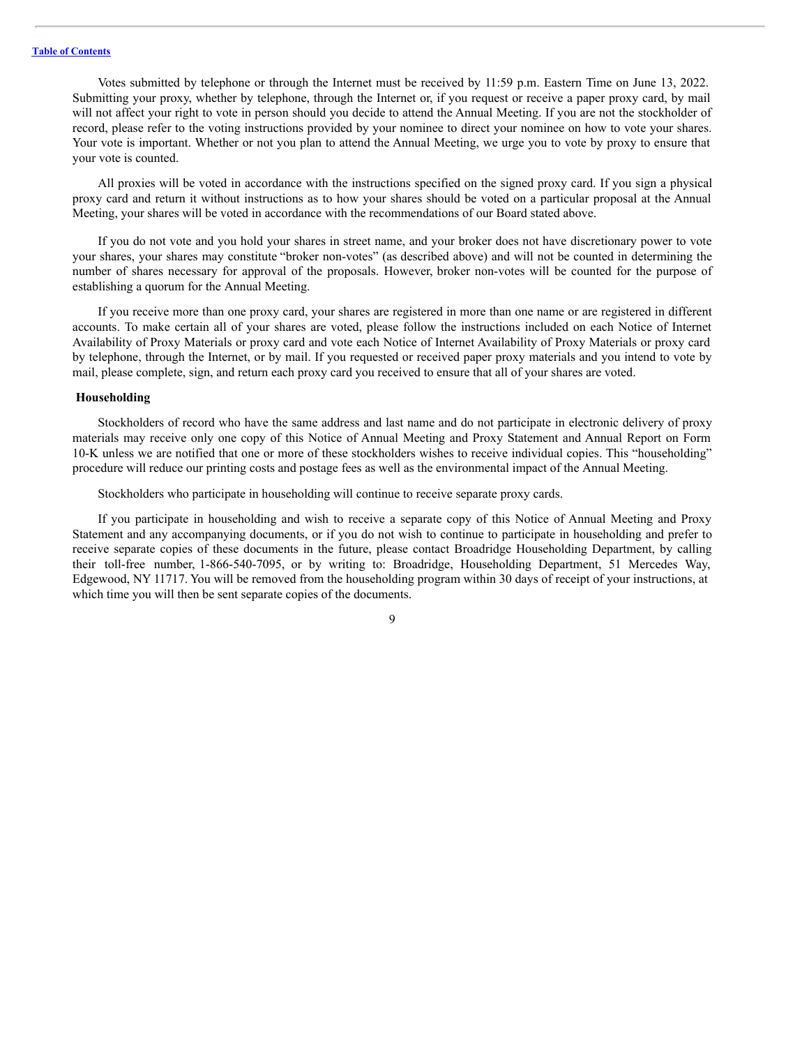Votes submitted by telephone or through the Internet must be received by 11:59 p.m. Eastern Time on June 13, 2022. Submitting your proxy, whether by telephone, through the Internet or, if you request or receive a paper proxy card, by mail will not affect your right to vote in person should you decide to attend the Annual Meeting. If you are not the stockholder of record, please refer to the voting instructions provided by your nominee to direct your nominee on how to vote your shares. Your vote is important. Whether or not you plan to attend the Annual Meeting, we urge you to vote by proxy to ensure that your vote is counted.

All proxies will be voted in accordance with the instructions specified on the signed proxy card. If you sign a physical proxy card and return it without instructions as to how your shares should be voted on a particular proposal at the Annual Meeting, your shares will be voted in accordance with the recommendations of our Board stated above.

If you do not vote and you hold your shares in street name, and your broker does not have discretionary power to vote your shares, your shares may constitute "broker non-votes" (as described above) and will not be counted in determining the number of shares necessary for approval of the proposals. However, broker non-votes will be counted for the purpose of establishing a quorum for the Annual Meeting.

If you receive more than one proxy card, your shares are registered in more than one name or are registered in different accounts. To make certain all of your shares are voted, please follow the instructions included on each Notice of Internet Availability of Proxy Materials or proxy card and vote each Notice of Internet Availability of Proxy Materials or proxy card by telephone, through the Internet, or by mail. If you requested or received paper proxy materials and you intend to vote by mail, please complete, sign, and return each proxy card you received to ensure that all of your shares are voted.

**Householding**

Stockholders of record who have the same address and last name and do not participate in electronic delivery of proxy materials may receive only one copy of this Notice of Annual Meeting and Proxy Statement and Annual Report on Form 10-K unless we are notified that one or more of these stockholders wishes to receive individual copies. This "householding" procedure will reduce our printing costs and postage fees as well as the environmental impact of the Annual Meeting.

Stockholders who participate in householding will continue to receive separate proxy cards.

If you participate in householding and wish to receive a separate copy of this Notice of Annual Meeting and Proxy Statement and any accompanying documents, or if you do not wish to continue to participate in householding and prefer to receive separate copies of these documents in the future, please contact Broadridge Householding Department, by calling their toll-free number, 1-866-540-7095, or by writing to: Broadridge, Householding Department, 51 Mercedes Way, Edgewood, NY 11717. You will be removed from the householding program within 30 days of receipt of your instructions, at which time you will then be sent separate copies of the documents.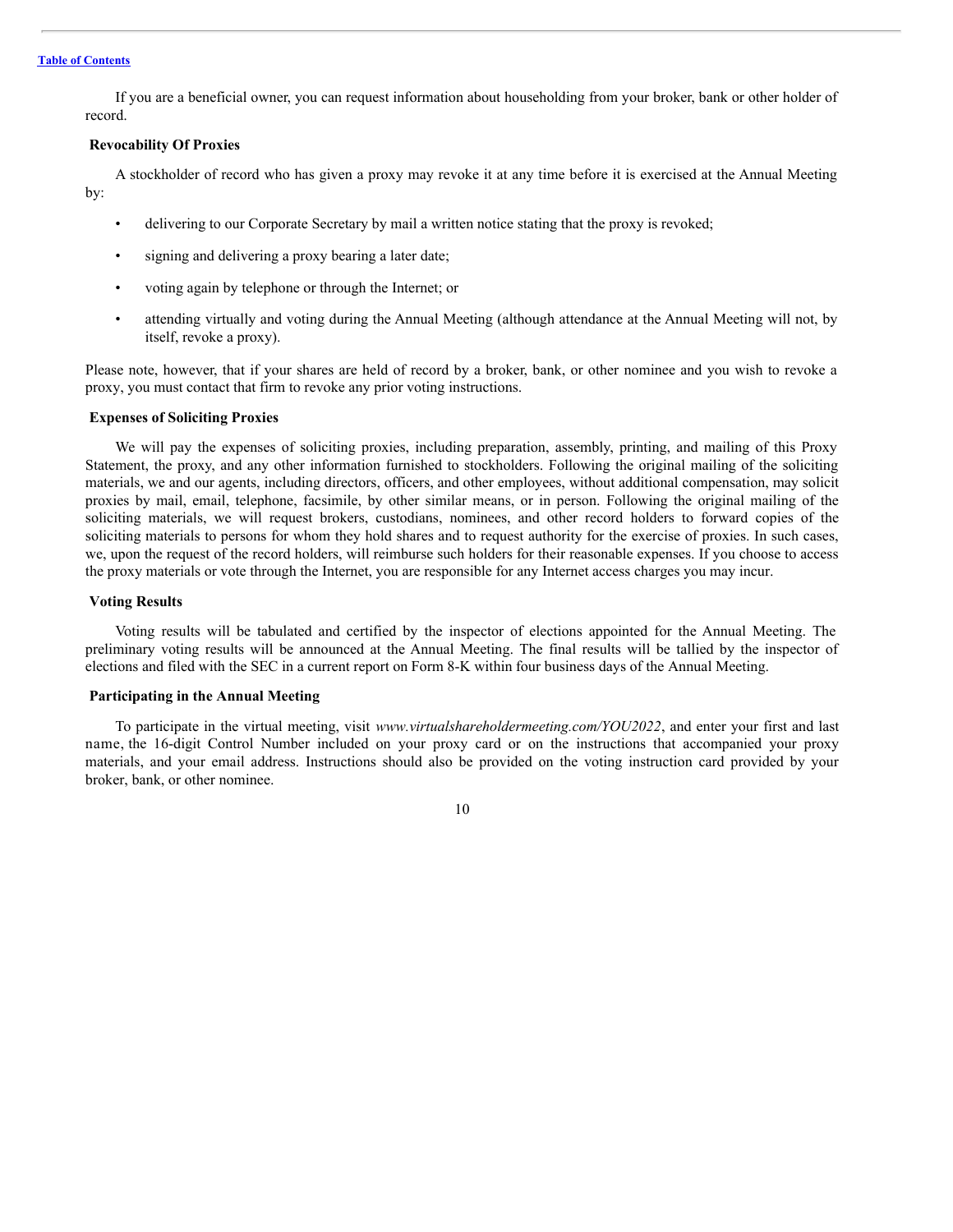If you are a beneficial owner, you can request information about householding from your broker, bank or other holder of record.

### Revocability Of Proxies

A stockholder of record who has given a proxy may revoke it at any time before it is exercised at the Annual Meeting by:

- delivering to our Corporate Secretary by mail a written notice stating that the proxy is revoked;
- signing and delivering a proxy bearing a later date;
- voting again by telephone or through the Internet; or
- attending virtually and voting during the Annual Meeting (although attendance at the Annual Meeting will not, by itself, revoke a proxy).

Please note, however, that if your shares are held of record by a broker, bank, or other nominee and you wish to revoke a proxy, you must contact that firm to revoke any prior voting instructions.

### Expenses of Soliciting Proxies

We will pay the expenses of soliciting proxies, including preparation, assembly, printing, and mailing of this Proxy Statement, the proxy, and any other information furnished to stockholders. Following the original mailing of the soliciting materials, we and our agents, including directors, officers, and other employees, without additional compensation, may solicit proxies by mail, email, telephone, facsimile, by other similar means, or in person. Following the original mailing of the soliciting materials, we will request brokers, custodians, nominees, and other record holders to forward copies of the soliciting materials to persons for whom they hold shares and to request authority for the exercise of proxies. In such cases, we, upon the request of the record holders, will reimburse such holders for their reasonable expenses. If you choose to access the proxy materials or vote through the Internet, you are responsible for any Internet access charges you may incur.

### Voting Results

Voting results will be tabulated and certified by the inspector of elections appointed for the Annual Meeting. The preliminary voting results will be announced at the Annual Meeting. The final results will be tallied by the inspector of elections and filed with the SEC in a current report on Form 8-K within four business days of the Annual Meeting.

### Participating in the Annual Meeting

To participate in the virtual meeting, visit *www.virtualshareholdermeeting.com/YOU2022*, and enter your first and last name, the 16-digit Control Number included on your proxy card or on the instructions that accompanied your proxy materials, and your email address. Instructions should also be provided on the voting instruction card provided by your broker, bank, or other nominee.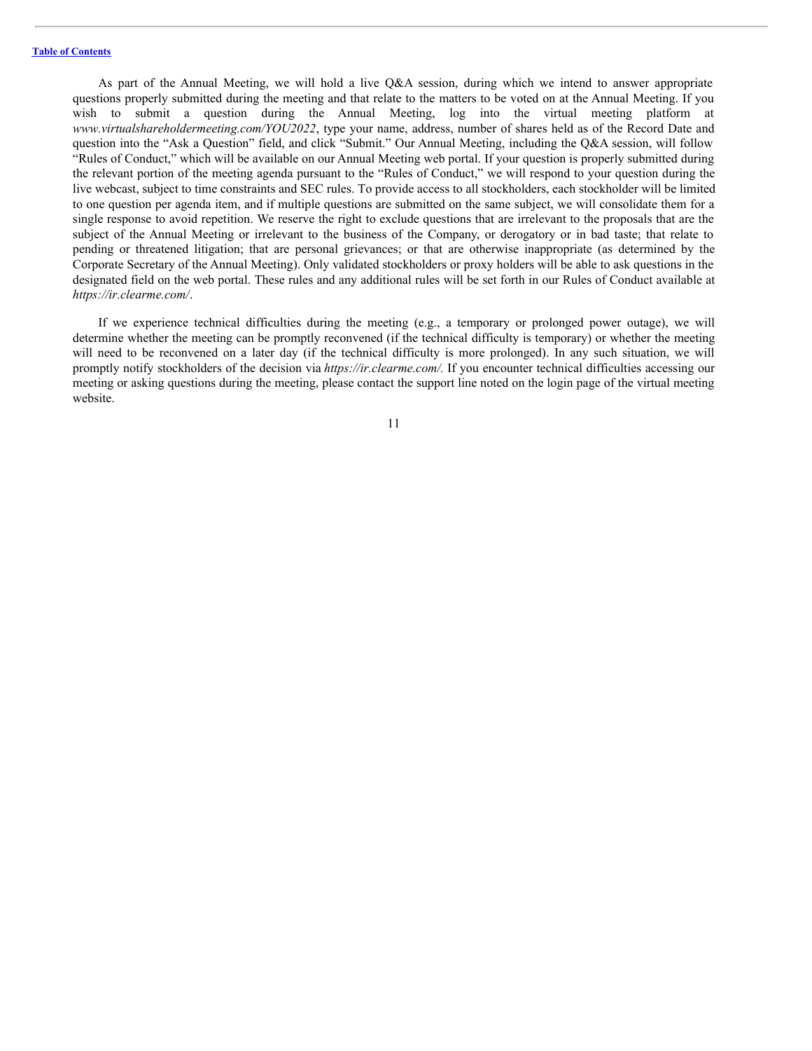As part of the Annual Meeting, we will hold a live Q&A session, during which we intend to answer appropriate questions properly submitted during the meeting and that relate to the matters to be voted on at the Annual Meeting. If you wish to submit a question during the Annual Meeting, log into the virtual meeting platform at *www.virtualshareholdermeeting.com/YOU2022*, type your name, address, number of shares held as of the Record Date and question into the "Ask a Question" field, and click "Submit." Our Annual Meeting, including the Q&A session, will follow "Rules of Conduct," which will be available on our Annual Meeting web portal. If your question is properly submitted during the relevant portion of the meeting agenda pursuant to the "Rules of Conduct," we will respond to your question during the live webcast, subject to time constraints and SEC rules. To provide access to all stockholders, each stockholder will be limited to one question per agenda item, and if multiple questions are submitted on the same subject, we will consolidate them for a single response to avoid repetition. We reserve the right to exclude questions that are irrelevant to the proposals that are the subject of the Annual Meeting or irrelevant to the business of the Company, or derogatory or in bad taste; that relate to pending or threatened litigation; that are personal grievances; or that are otherwise inappropriate (as determined by the Corporate Secretary of the Annual Meeting). Only validated stockholders or proxy holders will be able to ask questions in the designated field on the web portal. These rules and any additional rules will be set forth in our Rules of Conduct available at *https://ir.clearme.com/*.

If we experience technical difficulties during the meeting (e.g., a temporary or prolonged power outage), we will determine whether the meeting can be promptly reconvened (if the technical difficulty is temporary) or whether the meeting will need to be reconvened on a later day (if the technical difficulty is more prolonged). In any such situation, we will promptly notify stockholders of the decision via *https://ir.clearme.com/.* If you encounter technical difficulties accessing our meeting or asking questions during the meeting, please contact the support line noted on the login page of the virtual meeting website.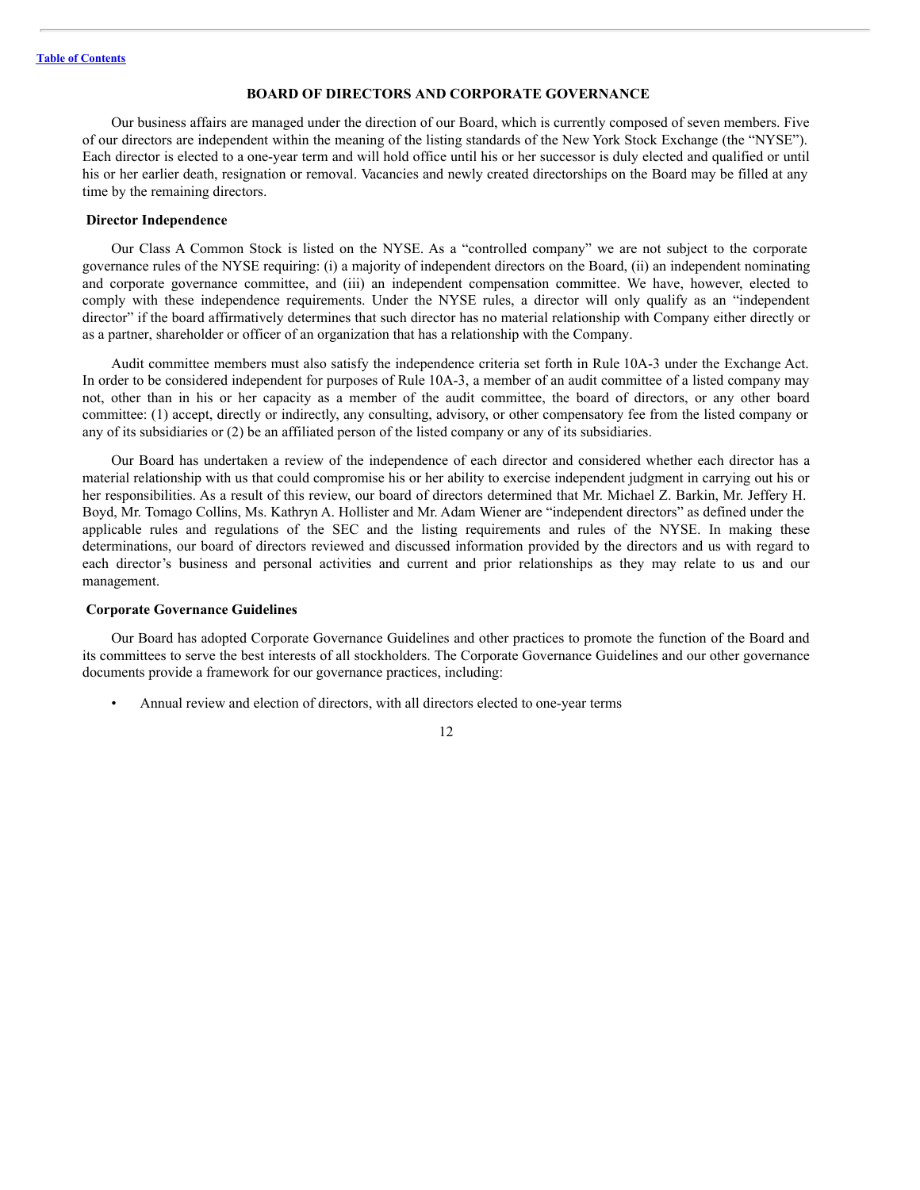## BOARD OF DIRECTORS AND CORPORATE GOVERNANCE

Our business affairs are managed under the direction of our Board, which is currently composed of seven members. Five of our directors are independent within the meaning of the listing standards of the New York Stock Exchange (the "NYSE"). Each director is elected to a one-year term and will hold office until his or her successor is duly elected and qualified or until his or her earlier death, resignation or removal. Vacancies and newly created directorships on the Board may be filled at any time by the remaining directors.

### Director Independence

Our Class A Common Stock is listed on the NYSE. As a "controlled company" we are not subject to the corporate governance rules of the NYSE requiring: (i) a majority of independent directors on the Board, (ii) an independent nominating and corporate governance committee, and (iii) an independent compensation committee. We have, however, elected to comply with these independence requirements. Under the NYSE rules, a director will only qualify as an "independent director" if the board affirmatively determines that such director has no material relationship with Company either directly or as a partner, shareholder or officer of an organization that has a relationship with the Company.

Audit committee members must also satisfy the independence criteria set forth in Rule 10A-3 under the Exchange Act. In order to be considered independent for purposes of Rule 10A-3, a member of an audit committee of a listed company may not, other than in his or her capacity as a member of the audit committee, the board of directors, or any other board committee: (1) accept, directly or indirectly, any consulting, advisory, or other compensatory fee from the listed company or any of its subsidiaries or (2) be an affiliated person of the listed company or any of its subsidiaries.

Our Board has undertaken a review of the independence of each director and considered whether each director has a material relationship with us that could compromise his or her ability to exercise independent judgment in carrying out his or her responsibilities. As a result of this review, our board of directors determined that Mr. Michael Z. Barkin, Mr. Jeffery H. Boyd, Mr. Tomago Collins, Ms. Kathryn A. Hollister and Mr. Adam Wiener are "independent directors" as defined under the applicable rules and regulations of the SEC and the listing requirements and rules of the NYSE. In making these determinations, our board of directors reviewed and discussed information provided by the directors and us with regard to each director's business and personal activities and current and prior relationships as they may relate to us and our management.

### Corporate Governance Guidelines

Our Board has adopted Corporate Governance Guidelines and other practices to promote the function of the Board and its committees to serve the best interests of all stockholders. The Corporate Governance Guidelines and our other governance documents provide a framework for our governance practices, including:

- Annual review and election of directors, with all directors elected to one-year terms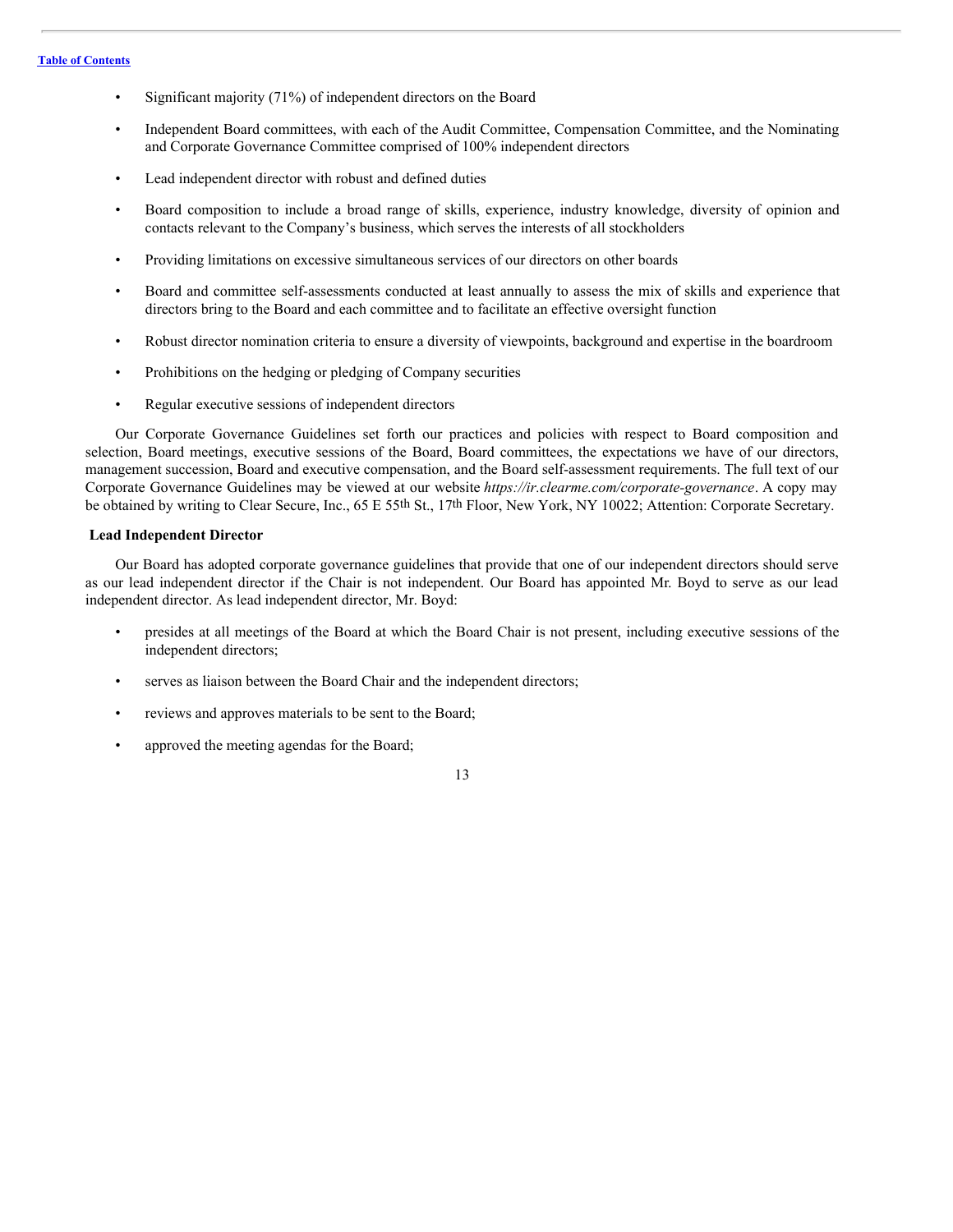- Significant majority (71%) of independent directors on the Board
- Independent Board committees, with each of the Audit Committee, Compensation Committee, and the Nominating and Corporate Governance Committee comprised of 100% independent directors
- Lead independent director with robust and defined duties
- Board composition to include a broad range of skills, experience, industry knowledge, diversity of opinion and contacts relevant to the Company's business, which serves the interests of all stockholders
- Providing limitations on excessive simultaneous services of our directors on other boards
- Board and committee self-assessments conducted at least annually to assess the mix of skills and experience that directors bring to the Board and each committee and to facilitate an effective oversight function
- Robust director nomination criteria to ensure a diversity of viewpoints, background and expertise in the boardroom
- Prohibitions on the hedging or pledging of Company securities
- Regular executive sessions of independent directors

Our Corporate Governance Guidelines set forth our practices and policies with respect to Board composition and selection, Board meetings, executive sessions of the Board, Board committees, the expectations we have of our directors, management succession, Board and executive compensation, and the Board self-assessment requirements. The full text of our Corporate Governance Guidelines may be viewed at our website *https://ir.clearme.com/corporate-governance*. A copy may be obtained by writing to Clear Secure, Inc., 65 E 55th St., 17th Floor, New York, NY 10022; Attention: Corporate Secretary.

**Lead Independent Director**

Our Board has adopted corporate governance guidelines that provide that one of our independent directors should serve as our lead independent director if the Chair is not independent. Our Board has appointed Mr. Boyd to serve as our lead independent director. As lead independent director, Mr. Boyd:

- presides at all meetings of the Board at which the Board Chair is not present, including executive sessions of the independent directors;
- serves as liaison between the Board Chair and the independent directors;
- reviews and approves materials to be sent to the Board;
- approved the meeting agendas for the Board;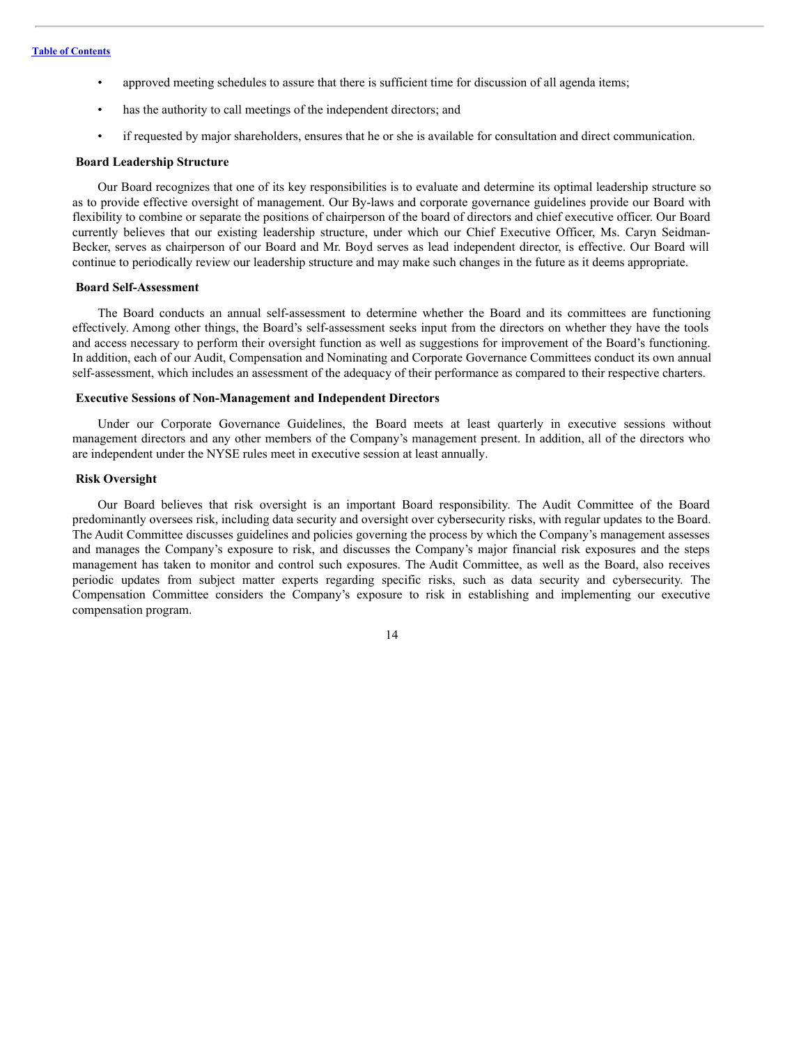- approved meeting schedules to assure that there is sufficient time for discussion of all agenda items;
- has the authority to call meetings of the independent directors; and
- if requested by major shareholders, ensures that he or she is available for consultation and direct communication.

**Board Leadership Structure**

Our Board recognizes that one of its key responsibilities is to evaluate and determine its optimal leadership structure so as to provide effective oversight of management. Our By-laws and corporate governance guidelines provide our Board with flexibility to combine or separate the positions of chairperson of the board of directors and chief executive officer. Our Board currently believes that our existing leadership structure, under which our Chief Executive Officer, Ms. Caryn Seidman-Becker, serves as chairperson of our Board and Mr. Boyd serves as lead independent director, is effective. Our Board will continue to periodically review our leadership structure and may make such changes in the future as it deems appropriate.

**Board Self-Assessment**

The Board conducts an annual self-assessment to determine whether the Board and its committees are functioning effectively. Among other things, the Board's self-assessment seeks input from the directors on whether they have the tools and access necessary to perform their oversight function as well as suggestions for improvement of the Board's functioning. In addition, each of our Audit, Compensation and Nominating and Corporate Governance Committees conduct its own annual self-assessment, which includes an assessment of the adequacy of their performance as compared to their respective charters.

**Executive Sessions of Non-Management and Independent Directors**

Under our Corporate Governance Guidelines, the Board meets at least quarterly in executive sessions without management directors and any other members of the Company's management present. In addition, all of the directors who are independent under the NYSE rules meet in executive session at least annually.

**Risk Oversight**

Our Board believes that risk oversight is an important Board responsibility. The Audit Committee of the Board predominantly oversees risk, including data security and oversight over cybersecurity risks, with regular updates to the Board. The Audit Committee discusses guidelines and policies governing the process by which the Company's management assesses and manages the Company's exposure to risk, and discusses the Company's major financial risk exposures and the steps management has taken to monitor and control such exposures. The Audit Committee, as well as the Board, also receives periodic updates from subject matter experts regarding specific risks, such as data security and cybersecurity. The Compensation Committee considers the Company's exposure to risk in establishing and implementing our executive compensation program.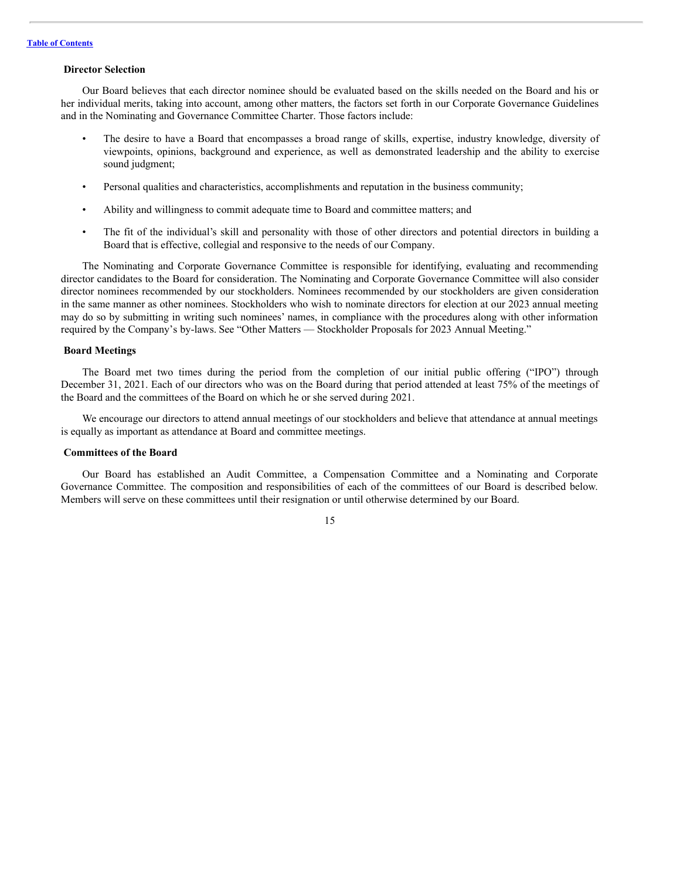### Director Selection

Our Board believes that each director nominee should be evaluated based on the skills needed on the Board and his or her individual merits, taking into account, among other matters, the factors set forth in our Corporate Governance Guidelines and in the Nominating and Governance Committee Charter. Those factors include:

- The desire to have a Board that encompasses a broad range of skills, expertise, industry knowledge, diversity of viewpoints, opinions, background and experience, as well as demonstrated leadership and the ability to exercise sound judgment;
- Personal qualities and characteristics, accomplishments and reputation in the business community;
- Ability and willingness to commit adequate time to Board and committee matters; and
- The fit of the individual's skill and personality with those of other directors and potential directors in building a Board that is effective, collegial and responsive to the needs of our Company.

The Nominating and Corporate Governance Committee is responsible for identifying, evaluating and recommending director candidates to the Board for consideration. The Nominating and Corporate Governance Committee will also consider director nominees recommended by our stockholders. Nominees recommended by our stockholders are given consideration in the same manner as other nominees. Stockholders who wish to nominate directors for election at our 2023 annual meeting may do so by submitting in writing such nominees' names, in compliance with the procedures along with other information required by the Company's by-laws. See "Other Matters — Stockholder Proposals for 2023 Annual Meeting."

### Board Meetings

The Board met two times during the period from the completion of our initial public offering ("IPO") through December 31, 2021. Each of our directors who was on the Board during that period attended at least 75% of the meetings of the Board and the committees of the Board on which he or she served during 2021.

We encourage our directors to attend annual meetings of our stockholders and believe that attendance at annual meetings is equally as important as attendance at Board and committee meetings.

### Committees of the Board

Our Board has established an Audit Committee, a Compensation Committee and a Nominating and Corporate Governance Committee. The composition and responsibilities of each of the committees of our Board is described below. Members will serve on these committees until their resignation or until otherwise determined by our Board.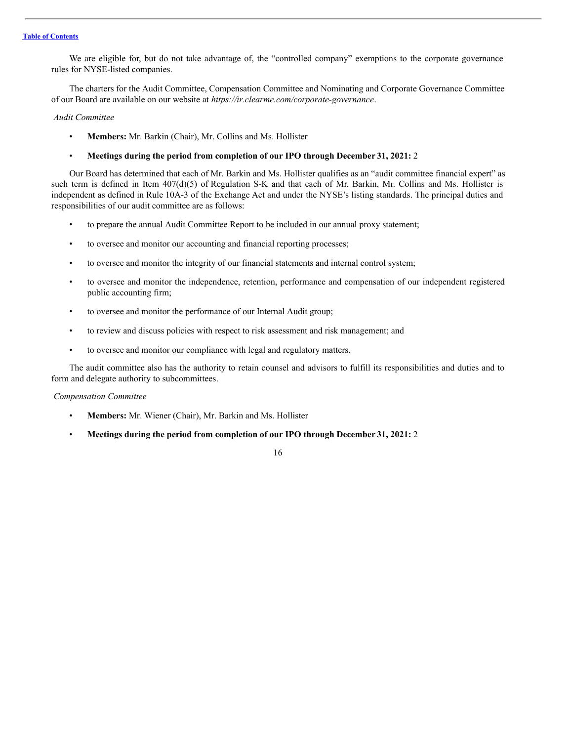We are eligible for, but do not take advantage of, the "controlled company" exemptions to the corporate governance rules for NYSE-listed companies.

The charters for the Audit Committee, Compensation Committee and Nominating and Corporate Governance Committee of our Board are available on our website at *https://ir.clearme.com/corporate-governance*.

*Audit Committee*

- **Members:** Mr. Barkin (Chair), Mr. Collins and Ms. Hollister
- **Meetings during the period from completion of our IPO through December 31, 2021:** 2

Our Board has determined that each of Mr. Barkin and Ms. Hollister qualifies as an "audit committee financial expert" as such term is defined in Item 407(d)(5) of Regulation S-K and that each of Mr. Barkin, Mr. Collins and Ms. Hollister is independent as defined in Rule 10A-3 of the Exchange Act and under the NYSE's listing standards. The principal duties and responsibilities of our audit committee are as follows:

- to prepare the annual Audit Committee Report to be included in our annual proxy statement;
- to oversee and monitor our accounting and financial reporting processes;
- to oversee and monitor the integrity of our financial statements and internal control system;
- to oversee and monitor the independence, retention, performance and compensation of our independent registered public accounting firm;
- to oversee and monitor the performance of our Internal Audit group;
- to review and discuss policies with respect to risk assessment and risk management; and
- to oversee and monitor our compliance with legal and regulatory matters.

The audit committee also has the authority to retain counsel and advisors to fulfill its responsibilities and duties and to form and delegate authority to subcommittees.

*Compensation Committee*

- **Members:** Mr. Wiener (Chair), Mr. Barkin and Ms. Hollister
- **Meetings during the period from completion of our IPO through December 31, 2021:** 2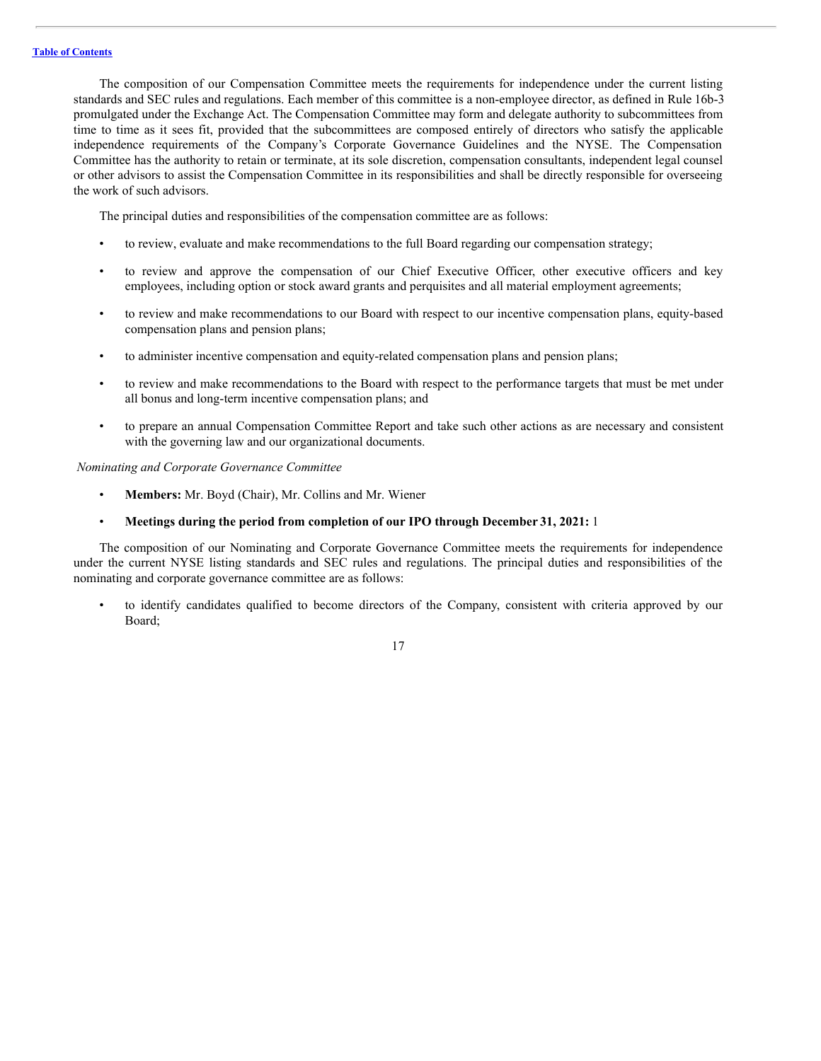The composition of our Compensation Committee meets the requirements for independence under the current listing standards and SEC rules and regulations. Each member of this committee is a non-employee director, as defined in Rule 16b-3 promulgated under the Exchange Act. The Compensation Committee may form and delegate authority to subcommittees from time to time as it sees fit, provided that the subcommittees are composed entirely of directors who satisfy the applicable independence requirements of the Company's Corporate Governance Guidelines and the NYSE. The Compensation Committee has the authority to retain or terminate, at its sole discretion, compensation consultants, independent legal counsel or other advisors to assist the Compensation Committee in its responsibilities and shall be directly responsible for overseeing the work of such advisors.

The principal duties and responsibilities of the compensation committee are as follows:

- to review, evaluate and make recommendations to the full Board regarding our compensation strategy;
- to review and approve the compensation of our Chief Executive Officer, other executive officers and key employees, including option or stock award grants and perquisites and all material employment agreements;
- to review and make recommendations to our Board with respect to our incentive compensation plans, equity-based compensation plans and pension plans;
- to administer incentive compensation and equity-related compensation plans and pension plans;
- to review and make recommendations to the Board with respect to the performance targets that must be met under all bonus and long-term incentive compensation plans; and
- to prepare an annual Compensation Committee Report and take such other actions as are necessary and consistent with the governing law and our organizational documents.

*Nominating and Corporate Governance Committee*

- **Members:** Mr. Boyd (Chair), Mr. Collins and Mr. Wiener
- **Meetings during the period from completion of our IPO through December 31, 2021:** 1

The composition of our Nominating and Corporate Governance Committee meets the requirements for independence under the current NYSE listing standards and SEC rules and regulations. The principal duties and responsibilities of the nominating and corporate governance committee are as follows:

- to identify candidates qualified to become directors of the Company, consistent with criteria approved by our Board;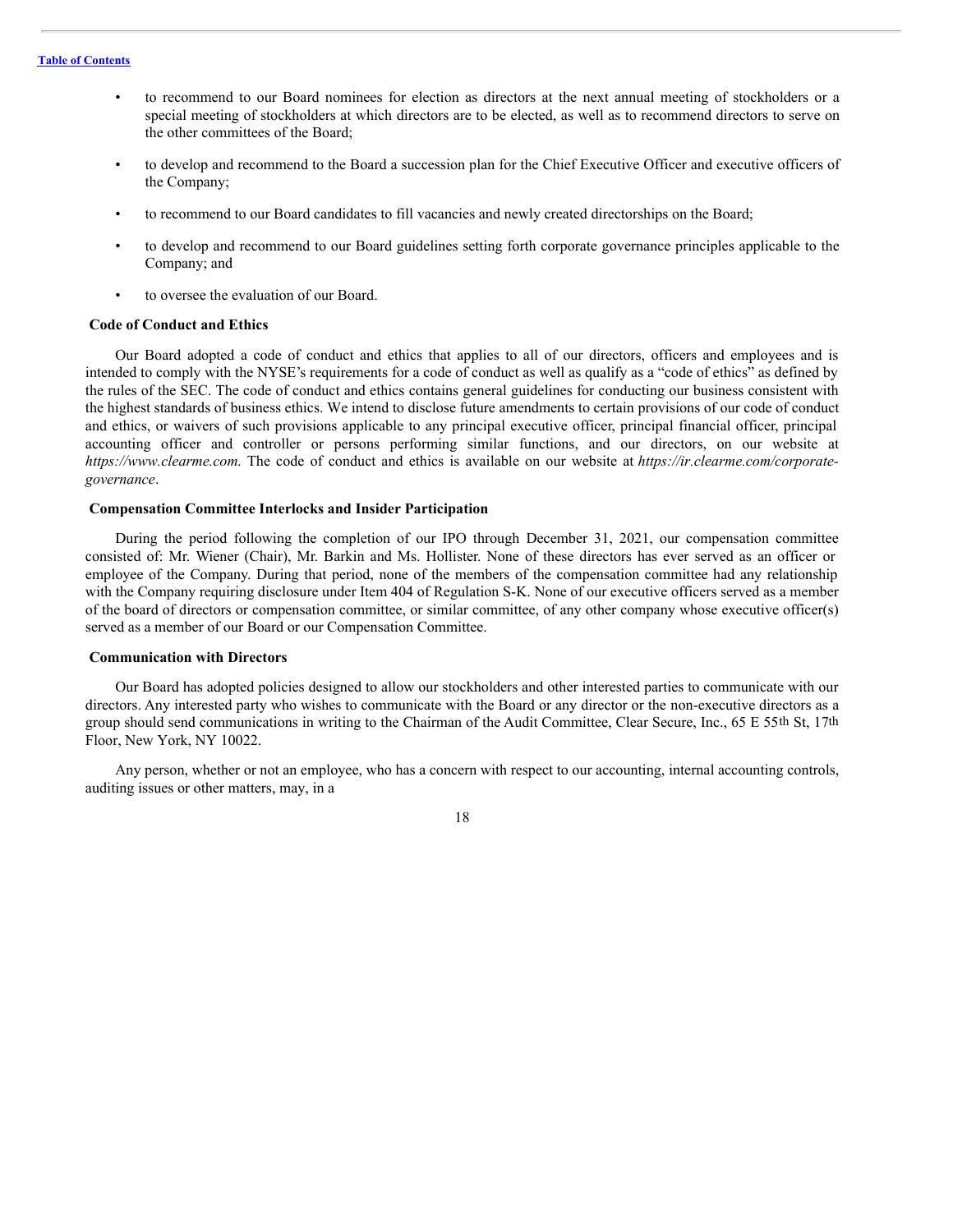- to recommend to our Board nominees for election as directors at the next annual meeting of stockholders or a special meeting of stockholders at which directors are to be elected, as well as to recommend directors to serve on the other committees of the Board;
- to develop and recommend to the Board a succession plan for the Chief Executive Officer and executive officers of the Company;
- to recommend to our Board candidates to fill vacancies and newly created directorships on the Board;
- to develop and recommend to our Board guidelines setting forth corporate governance principles applicable to the Company; and
- to oversee the evaluation of our Board.

**Code of Conduct and Ethics**

Our Board adopted a code of conduct and ethics that applies to all of our directors, officers and employees and is intended to comply with the NYSE's requirements for a code of conduct as well as qualify as a "code of ethics" as defined by the rules of the SEC. The code of conduct and ethics contains general guidelines for conducting our business consistent with the highest standards of business ethics. We intend to disclose future amendments to certain provisions of our code of conduct and ethics, or waivers of such provisions applicable to any principal executive officer, principal financial officer, principal accounting officer and controller or persons performing similar functions, and our directors, on our website at *https://www.clearme.com.* The code of conduct and ethics is available on our website at *https://ir.clearme.com/corporate-governance*.

**Compensation Committee Interlocks and Insider Participation**

During the period following the completion of our IPO through December 31, 2021, our compensation committee consisted of: Mr. Wiener (Chair), Mr. Barkin and Ms. Hollister. None of these directors has ever served as an officer or employee of the Company. During that period, none of the members of the compensation committee had any relationship with the Company requiring disclosure under Item 404 of Regulation S-K. None of our executive officers served as a member of the board of directors or compensation committee, or similar committee, of any other company whose executive officer(s) served as a member of our Board or our Compensation Committee.

**Communication with Directors**

Our Board has adopted policies designed to allow our stockholders and other interested parties to communicate with our directors. Any interested party who wishes to communicate with the Board or any director or the non-executive directors as a group should send communications in writing to the Chairman of the Audit Committee, Clear Secure, Inc., 65 E 55th St, 17th Floor, New York, NY 10022.

Any person, whether or not an employee, who has a concern with respect to our accounting, internal accounting controls, auditing issues or other matters, may, in a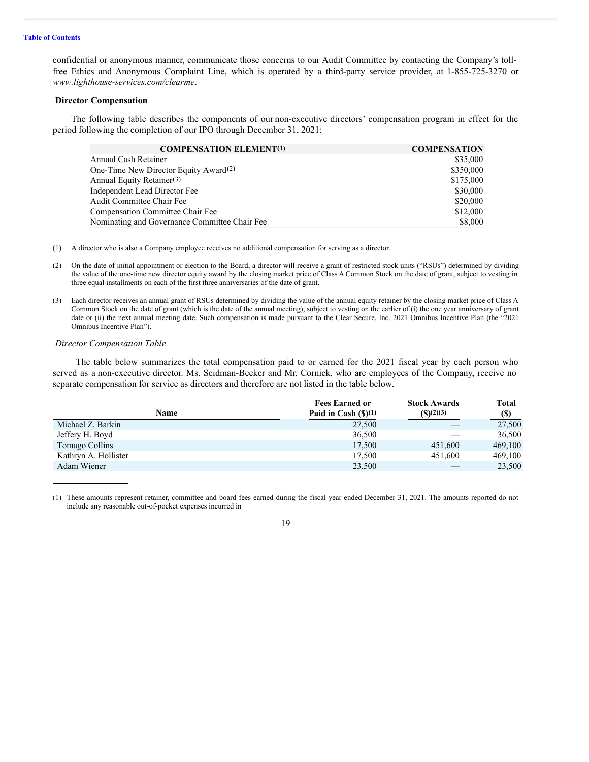confidential or anonymous manner, communicate those concerns to our Audit Committee by contacting the Company's toll-free Ethics and Anonymous Complaint Line, which is operated by a third-party service provider, at 1-855-725-3270 or *www.lighthouse-services.com/clearme*.

### Director Compensation

The following table describes the components of our non-executive directors' compensation program in effect for the period following the completion of our IPO through December 31, 2021:

| COMPENSATION ELEMENT[(1)] | COMPENSATION |
|---|---|
| Annual Cash Retainer | $35,000 |
| One-Time New Director Equity Award[(2)] | $350,000 |
| Annual Equity Retainer[(3)] | $175,000 |
| Independent Lead Director Fee | $30,000 |
| Audit Committee Chair Fee | $20,000 |
| Compensation Committee Chair Fee | $12,000 |
| Nominating and Governance Committee Chair Fee | $8,000 |

(1) A director who is also a Company employee receives no additional compensation for serving as a director.

(2) On the date of initial appointment or election to the Board, a director will receive a grant of restricted stock units ("RSUs") determined by dividing the value of the one-time new director equity award by the closing market price of Class A Common Stock on the date of grant, subject to vesting in three equal installments on each of the first three anniversaries of the date of grant.

(3) Each director receives an annual grant of RSUs determined by dividing the value of the annual equity retainer by the closing market price of Class A Common Stock on the date of grant (which is the date of the annual meeting), subject to vesting on the earlier of (i) the one year anniversary of grant date or (ii) the next annual meeting date. Such compensation is made pursuant to the Clear Secure, Inc. 2021 Omnibus Incentive Plan (the "2021 Omnibus Incentive Plan").

*Director Compensation Table*

The table below summarizes the total compensation paid to or earned for the 2021 fiscal year by each person who served as a non-executive director. Ms. Seidman-Becker and Mr. Cornick, who are employees of the Company, receive no separate compensation for service as directors and therefore are not listed in the table below.

| Name | Fees Earned or Paid in Cash ($)[(1)] | Stock Awards ($)[(2)(3)] | Total ($) |
|---|---|---|---|
| Michael Z. Barkin | 27,500 | — | 27,500 |
| Jeffery H. Boyd | 36,500 | — | 36,500 |
| Tomago Collins | 17,500 | 451,600 | 469,100 |
| Kathryn A. Hollister | 17,500 | 451,600 | 469,100 |
| Adam Wiener | 23,500 | — | 23,500 |

(1) These amounts represent retainer, committee and board fees earned during the fiscal year ended December 31, 2021. The amounts reported do not include any reasonable out-of-pocket expenses incurred in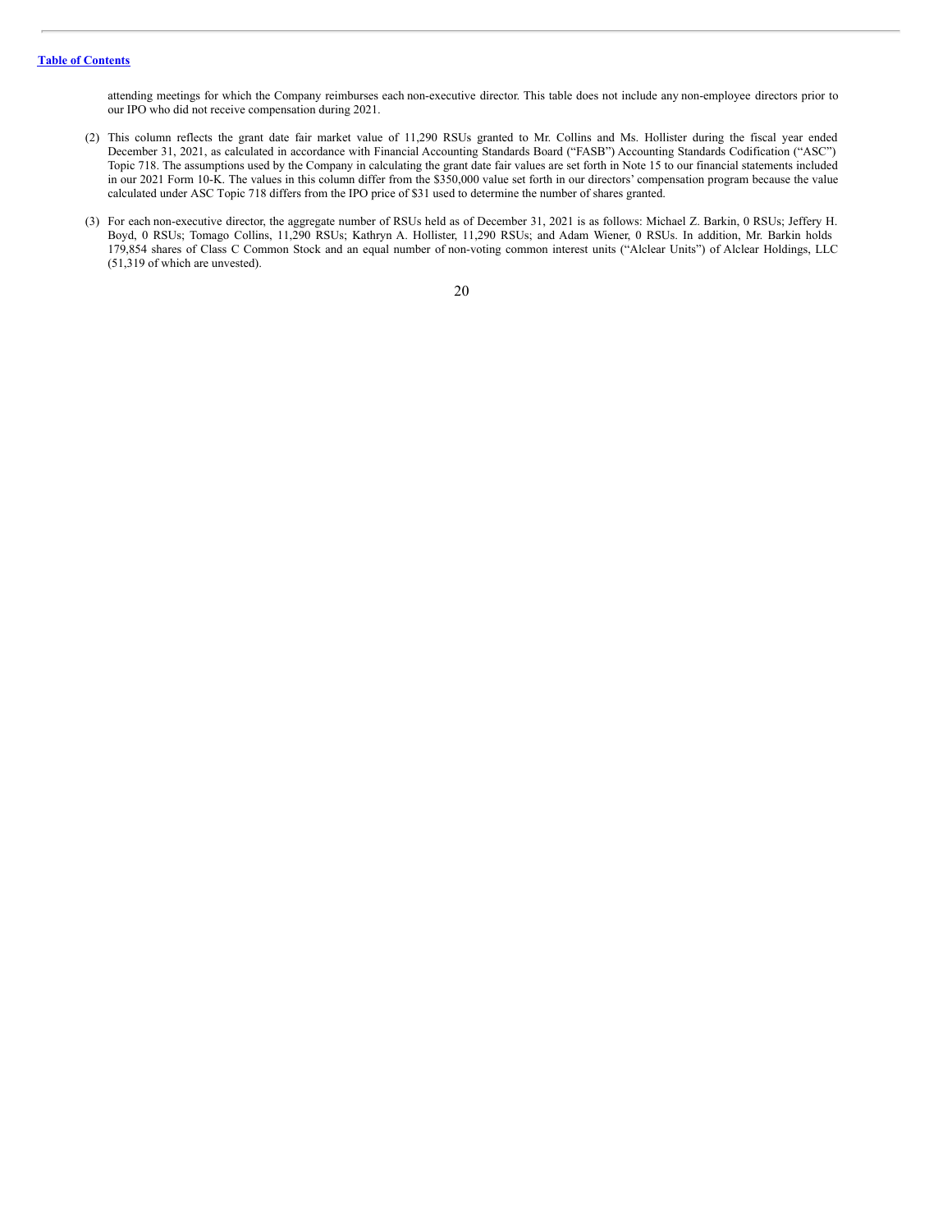attending meetings for which the Company reimburses each non-executive director. This table does not include any non-employee directors prior to our IPO who did not receive compensation during 2021.

(2) This column reflects the grant date fair market value of 11,290 RSUs granted to Mr. Collins and Ms. Hollister during the fiscal year ended December 31, 2021, as calculated in accordance with Financial Accounting Standards Board ("FASB") Accounting Standards Codification ("ASC") Topic 718. The assumptions used by the Company in calculating the grant date fair values are set forth in Note 15 to our financial statements included in our 2021 Form 10-K. The values in this column differ from the $350,000 value set forth in our directors' compensation program because the value calculated under ASC Topic 718 differs from the IPO price of $31 used to determine the number of shares granted.

(3) For each non-executive director, the aggregate number of RSUs held as of December 31, 2021 is as follows: Michael Z. Barkin, 0 RSUs; Jeffery H. Boyd, 0 RSUs; Tomago Collins, 11,290 RSUs; Kathryn A. Hollister, 11,290 RSUs; and Adam Wiener, 0 RSUs. In addition, Mr. Barkin holds 179,854 shares of Class C Common Stock and an equal number of non-voting common interest units ("Alclear Units") of Alclear Holdings, LLC (51,319 of which are unvested).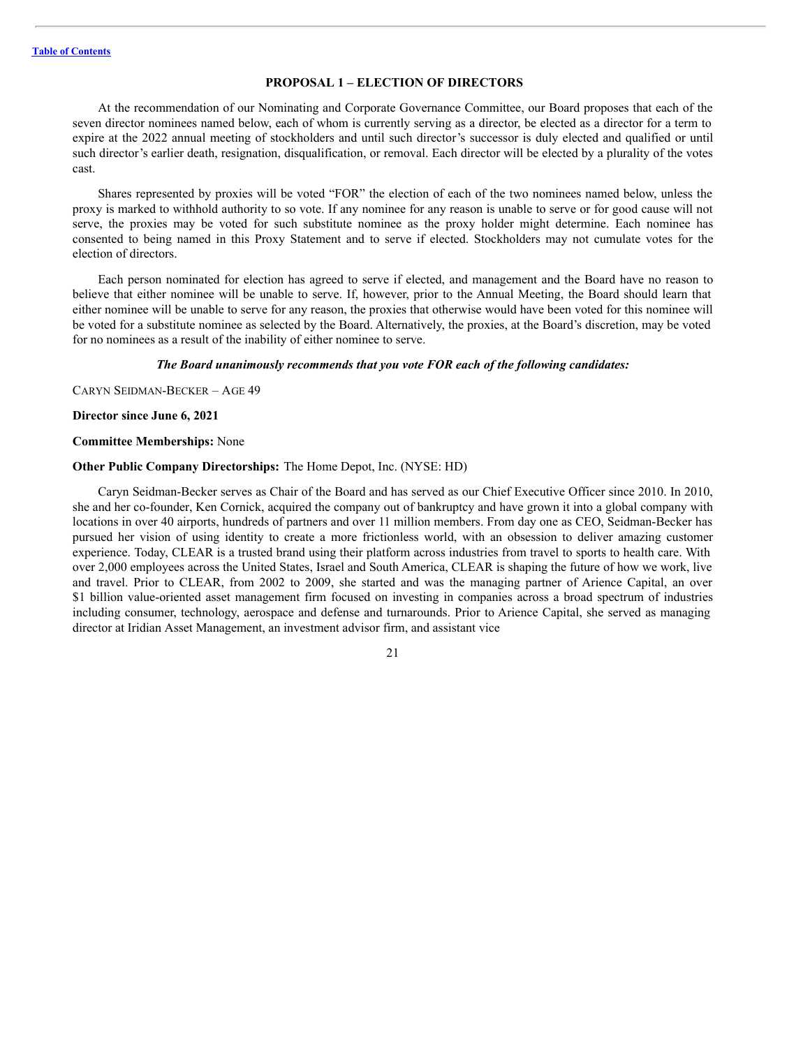## PROPOSAL 1 – ELECTION OF DIRECTORS

At the recommendation of our Nominating and Corporate Governance Committee, our Board proposes that each of the seven director nominees named below, each of whom is currently serving as a director, be elected as a director for a term to expire at the 2022 annual meeting of stockholders and until such director's successor is duly elected and qualified or until such director's earlier death, resignation, disqualification, or removal. Each director will be elected by a plurality of the votes cast.

Shares represented by proxies will be voted "FOR" the election of each of the two nominees named below, unless the proxy is marked to withhold authority to so vote. If any nominee for any reason is unable to serve or for good cause will not serve, the proxies may be voted for such substitute nominee as the proxy holder might determine. Each nominee has consented to being named in this Proxy Statement and to serve if elected. Stockholders may not cumulate votes for the election of directors.

Each person nominated for election has agreed to serve if elected, and management and the Board have no reason to believe that either nominee will be unable to serve. If, however, prior to the Annual Meeting, the Board should learn that either nominee will be unable to serve for any reason, the proxies that otherwise would have been voted for this nominee will be voted for a substitute nominee as selected by the Board. Alternatively, the proxies, at the Board's discretion, may be voted for no nominees as a result of the inability of either nominee to serve.

***The Board unanimously recommends that you vote FOR each of the following candidates:***

CARYN SEIDMAN-BECKER – AGE 49

**Director since June 6, 2021**

**Committee Memberships:** None

**Other Public Company Directorships:** The Home Depot, Inc. (NYSE: HD)

Caryn Seidman-Becker serves as Chair of the Board and has served as our Chief Executive Officer since 2010. In 2010, she and her co-founder, Ken Cornick, acquired the company out of bankruptcy and have grown it into a global company with locations in over 40 airports, hundreds of partners and over 11 million members. From day one as CEO, Seidman-Becker has pursued her vision of using identity to create a more frictionless world, with an obsession to deliver amazing customer experience. Today, CLEAR is a trusted brand using their platform across industries from travel to sports to health care. With over 2,000 employees across the United States, Israel and South America, CLEAR is shaping the future of how we work, live and travel. Prior to CLEAR, from 2002 to 2009, she started and was the managing partner of Arience Capital, an over $1 billion value-oriented asset management firm focused on investing in companies across a broad spectrum of industries including consumer, technology, aerospace and defense and turnarounds. Prior to Arience Capital, she served as managing director at Iridian Asset Management, an investment advisor firm, and assistant vice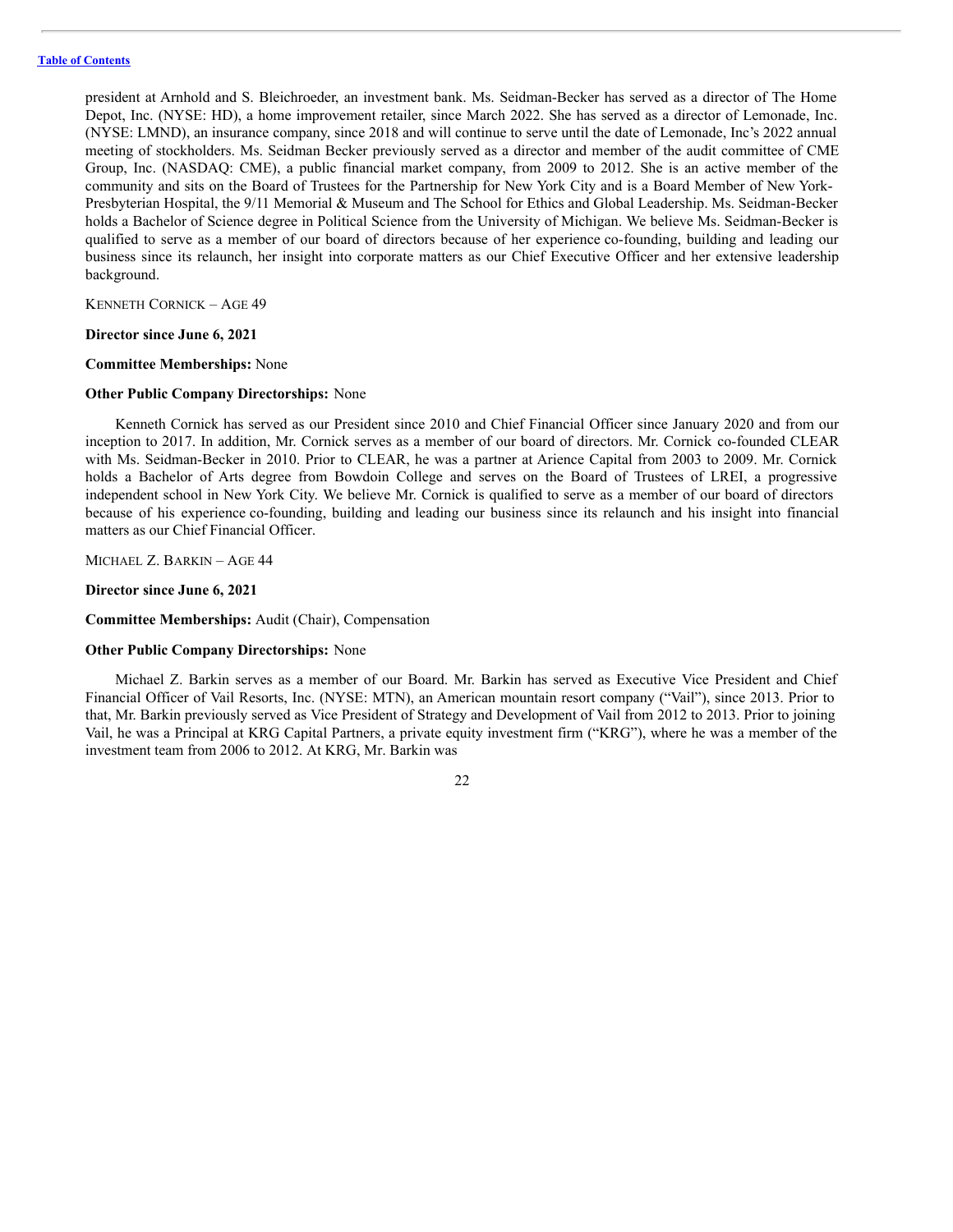president at Arnhold and S. Bleichroeder, an investment bank. Ms. Seidman-Becker has served as a director of The Home Depot, Inc. (NYSE: HD), a home improvement retailer, since March 2022. She has served as a director of Lemonade, Inc. (NYSE: LMND), an insurance company, since 2018 and will continue to serve until the date of Lemonade, Inc's 2022 annual meeting of stockholders. Ms. Seidman Becker previously served as a director and member of the audit committee of CME Group, Inc. (NASDAQ: CME), a public financial market company, from 2009 to 2012. She is an active member of the community and sits on the Board of Trustees for the Partnership for New York City and is a Board Member of New York-Presbyterian Hospital, the 9/11 Memorial & Museum and The School for Ethics and Global Leadership. Ms. Seidman-Becker holds a Bachelor of Science degree in Political Science from the University of Michigan. We believe Ms. Seidman-Becker is qualified to serve as a member of our board of directors because of her experience co-founding, building and leading our business since its relaunch, her insight into corporate matters as our Chief Executive Officer and her extensive leadership background.

KENNETH CORNICK – AGE 49

**Director since June 6, 2021**

**Committee Memberships:** None

**Other Public Company Directorships:** None

Kenneth Cornick has served as our President since 2010 and Chief Financial Officer since January 2020 and from our inception to 2017. In addition, Mr. Cornick serves as a member of our board of directors. Mr. Cornick co-founded CLEAR with Ms. Seidman-Becker in 2010. Prior to CLEAR, he was a partner at Arience Capital from 2003 to 2009. Mr. Cornick holds a Bachelor of Arts degree from Bowdoin College and serves on the Board of Trustees of LREI, a progressive independent school in New York City. We believe Mr. Cornick is qualified to serve as a member of our board of directors because of his experience co-founding, building and leading our business since its relaunch and his insight into financial matters as our Chief Financial Officer.

MICHAEL Z. BARKIN – AGE 44

**Director since June 6, 2021**

**Committee Memberships:** Audit (Chair), Compensation

**Other Public Company Directorships:** None

Michael Z. Barkin serves as a member of our Board. Mr. Barkin has served as Executive Vice President and Chief Financial Officer of Vail Resorts, Inc. (NYSE: MTN), an American mountain resort company ("Vail"), since 2013. Prior to that, Mr. Barkin previously served as Vice President of Strategy and Development of Vail from 2012 to 2013. Prior to joining Vail, he was a Principal at KRG Capital Partners, a private equity investment firm ("KRG"), where he was a member of the investment team from 2006 to 2012. At KRG, Mr. Barkin was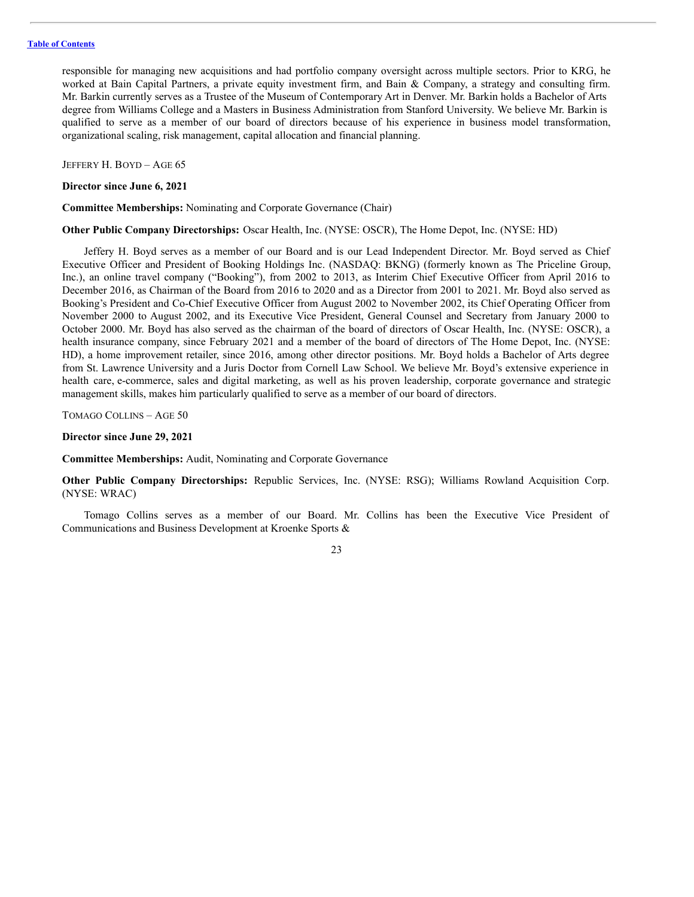responsible for managing new acquisitions and had portfolio company oversight across multiple sectors. Prior to KRG, he worked at Bain Capital Partners, a private equity investment firm, and Bain & Company, a strategy and consulting firm. Mr. Barkin currently serves as a Trustee of the Museum of Contemporary Art in Denver. Mr. Barkin holds a Bachelor of Arts degree from Williams College and a Masters in Business Administration from Stanford University. We believe Mr. Barkin is qualified to serve as a member of our board of directors because of his experience in business model transformation, organizational scaling, risk management, capital allocation and financial planning.

JEFFERY H. BOYD – AGE 65

**Director since June 6, 2021**

**Committee Memberships:** Nominating and Corporate Governance (Chair)

**Other Public Company Directorships:** Oscar Health, Inc. (NYSE: OSCR), The Home Depot, Inc. (NYSE: HD)

Jeffery H. Boyd serves as a member of our Board and is our Lead Independent Director. Mr. Boyd served as Chief Executive Officer and President of Booking Holdings Inc. (NASDAQ: BKNG) (formerly known as The Priceline Group, Inc.), an online travel company ("Booking"), from 2002 to 2013, as Interim Chief Executive Officer from April 2016 to December 2016, as Chairman of the Board from 2016 to 2020 and as a Director from 2001 to 2021. Mr. Boyd also served as Booking's President and Co-Chief Executive Officer from August 2002 to November 2002, its Chief Operating Officer from November 2000 to August 2002, and its Executive Vice President, General Counsel and Secretary from January 2000 to October 2000. Mr. Boyd has also served as the chairman of the board of directors of Oscar Health, Inc. (NYSE: OSCR), a health insurance company, since February 2021 and a member of the board of directors of The Home Depot, Inc. (NYSE: HD), a home improvement retailer, since 2016, among other director positions. Mr. Boyd holds a Bachelor of Arts degree from St. Lawrence University and a Juris Doctor from Cornell Law School. We believe Mr. Boyd's extensive experience in health care, e-commerce, sales and digital marketing, as well as his proven leadership, corporate governance and strategic management skills, makes him particularly qualified to serve as a member of our board of directors.

TOMAGO COLLINS – AGE 50

**Director since June 29, 2021**

**Committee Memberships:** Audit, Nominating and Corporate Governance

**Other Public Company Directorships:** Republic Services, Inc. (NYSE: RSG); Williams Rowland Acquisition Corp. (NYSE: WRAC)

Tomago Collins serves as a member of our Board. Mr. Collins has been the Executive Vice President of Communications and Business Development at Kroenke Sports &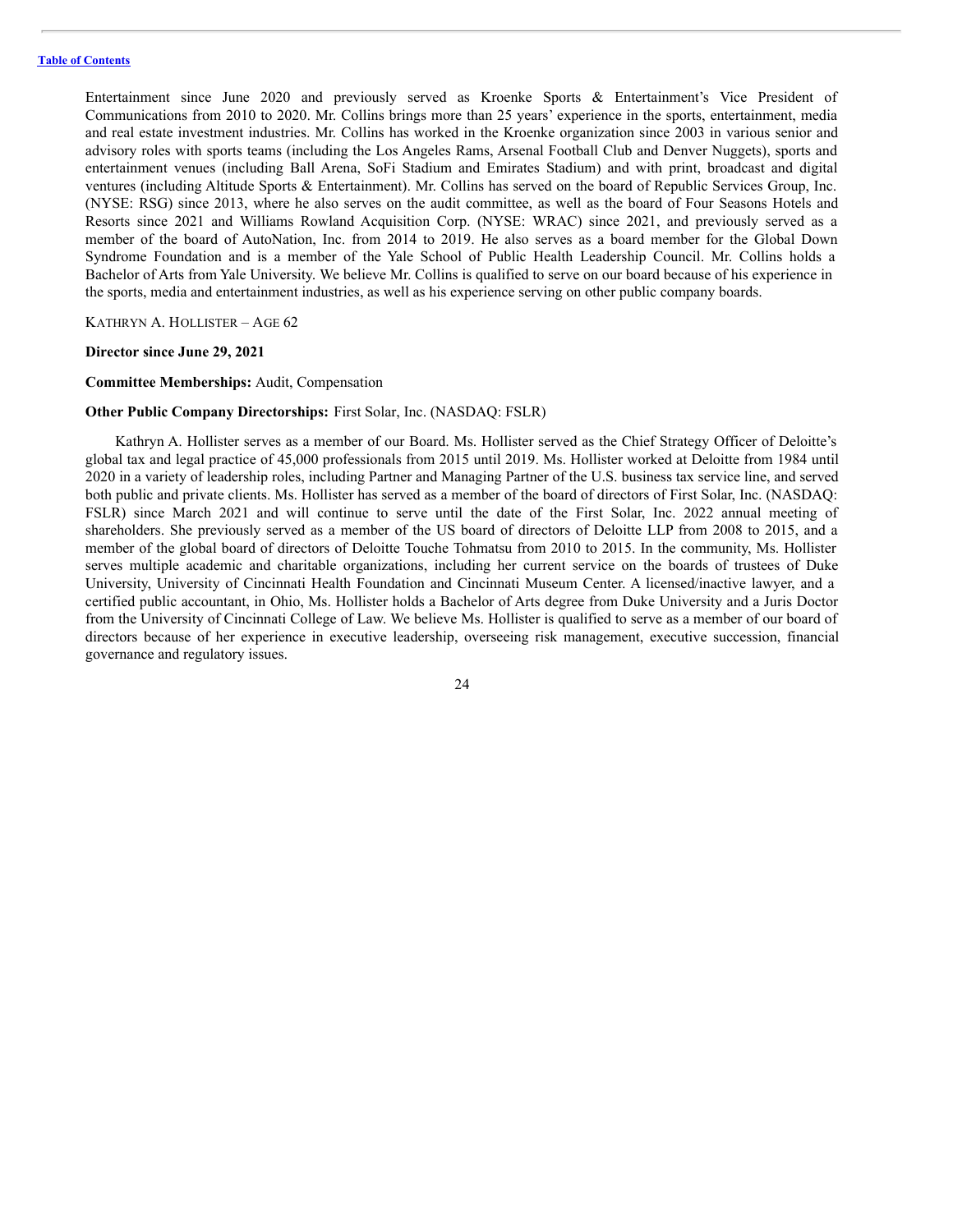Entertainment since June 2020 and previously served as Kroenke Sports & Entertainment's Vice President of Communications from 2010 to 2020. Mr. Collins brings more than 25 years' experience in the sports, entertainment, media and real estate investment industries. Mr. Collins has worked in the Kroenke organization since 2003 in various senior and advisory roles with sports teams (including the Los Angeles Rams, Arsenal Football Club and Denver Nuggets), sports and entertainment venues (including Ball Arena, SoFi Stadium and Emirates Stadium) and with print, broadcast and digital ventures (including Altitude Sports & Entertainment). Mr. Collins has served on the board of Republic Services Group, Inc. (NYSE: RSG) since 2013, where he also serves on the audit committee, as well as the board of Four Seasons Hotels and Resorts since 2021 and Williams Rowland Acquisition Corp. (NYSE: WRAC) since 2021, and previously served as a member of the board of AutoNation, Inc. from 2014 to 2019. He also serves as a board member for the Global Down Syndrome Foundation and is a member of the Yale School of Public Health Leadership Council. Mr. Collins holds a Bachelor of Arts from Yale University. We believe Mr. Collins is qualified to serve on our board because of his experience in the sports, media and entertainment industries, as well as his experience serving on other public company boards.

KATHRYN A. HOLLISTER – AGE 62

**Director since June 29, 2021**

**Committee Memberships:** Audit, Compensation

**Other Public Company Directorships:** First Solar, Inc. (NASDAQ: FSLR)

Kathryn A. Hollister serves as a member of our Board. Ms. Hollister served as the Chief Strategy Officer of Deloitte's global tax and legal practice of 45,000 professionals from 2015 until 2019. Ms. Hollister worked at Deloitte from 1984 until 2020 in a variety of leadership roles, including Partner and Managing Partner of the U.S. business tax service line, and served both public and private clients. Ms. Hollister has served as a member of the board of directors of First Solar, Inc. (NASDAQ: FSLR) since March 2021 and will continue to serve until the date of the First Solar, Inc. 2022 annual meeting of shareholders. She previously served as a member of the US board of directors of Deloitte LLP from 2008 to 2015, and a member of the global board of directors of Deloitte Touche Tohmatsu from 2010 to 2015. In the community, Ms. Hollister serves multiple academic and charitable organizations, including her current service on the boards of trustees of Duke University, University of Cincinnati Health Foundation and Cincinnati Museum Center. A licensed/inactive lawyer, and a certified public accountant, in Ohio, Ms. Hollister holds a Bachelor of Arts degree from Duke University and a Juris Doctor from the University of Cincinnati College of Law. We believe Ms. Hollister is qualified to serve as a member of our board of directors because of her experience in executive leadership, overseeing risk management, executive succession, financial governance and regulatory issues.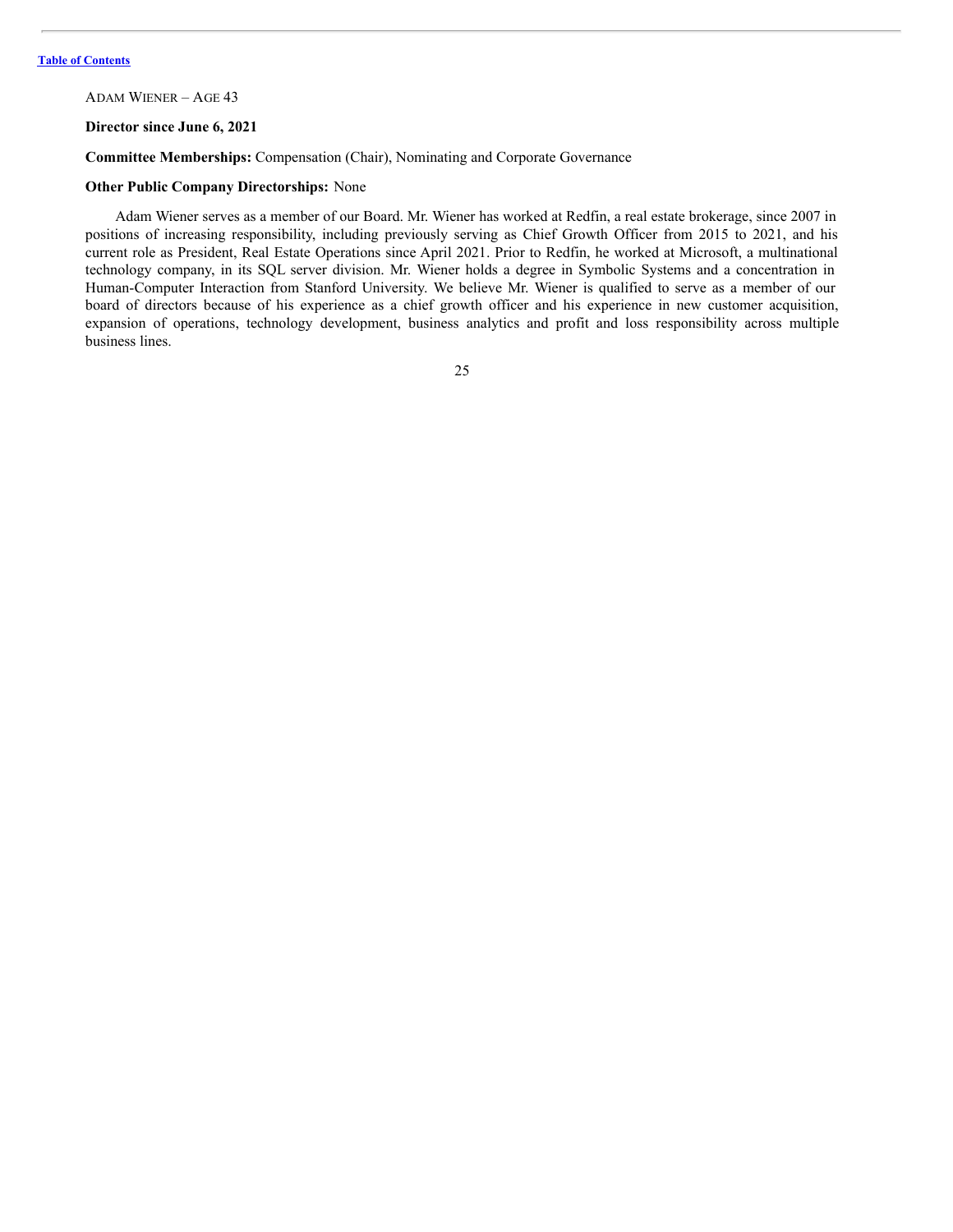ADAM WIENER – AGE 43

**Director since June 6, 2021**

**Committee Memberships:** Compensation (Chair), Nominating and Corporate Governance

**Other Public Company Directorships:** None

Adam Wiener serves as a member of our Board. Mr. Wiener has worked at Redfin, a real estate brokerage, since 2007 in positions of increasing responsibility, including previously serving as Chief Growth Officer from 2015 to 2021, and his current role as President, Real Estate Operations since April 2021. Prior to Redfin, he worked at Microsoft, a multinational technology company, in its SQL server division. Mr. Wiener holds a degree in Symbolic Systems and a concentration in Human-Computer Interaction from Stanford University. We believe Mr. Wiener is qualified to serve as a member of our board of directors because of his experience as a chief growth officer and his experience in new customer acquisition, expansion of operations, technology development, business analytics and profit and loss responsibility across multiple business lines.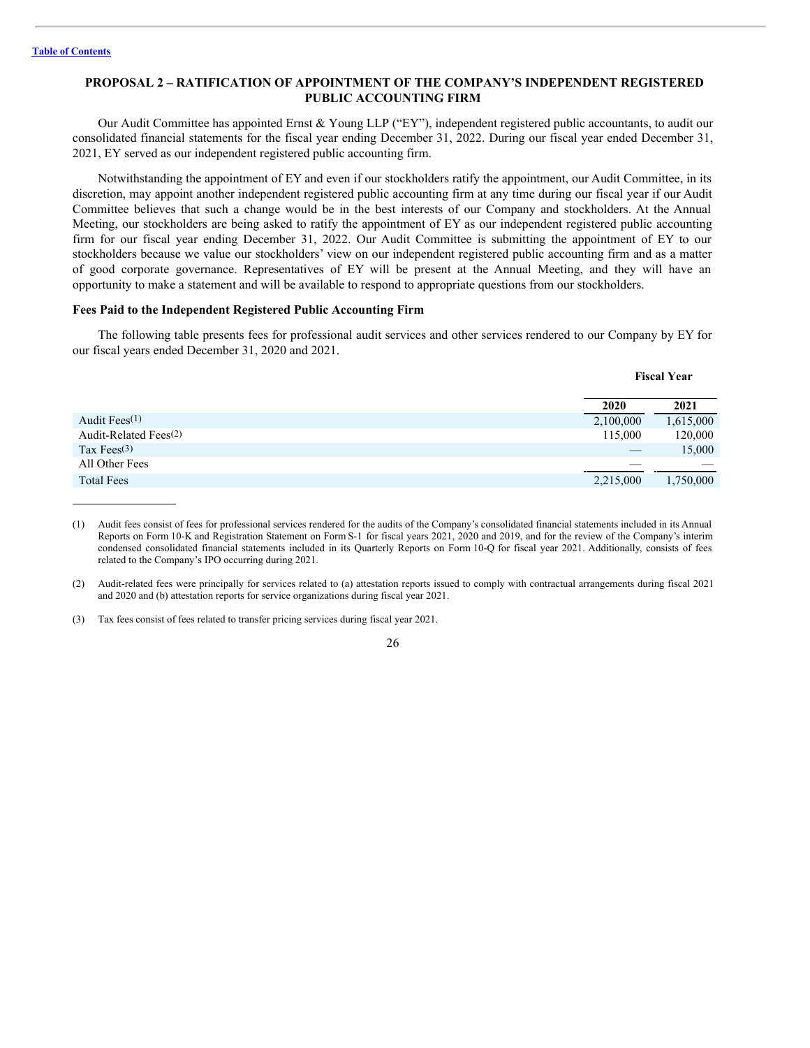[Table of Contents](#)

## PROPOSAL 2 – RATIFICATION OF APPOINTMENT OF THE COMPANY'S INDEPENDENT REGISTERED PUBLIC ACCOUNTING FIRM

Our Audit Committee has appointed Ernst & Young LLP ("EY"), independent registered public accountants, to audit our consolidated financial statements for the fiscal year ending December 31, 2022. During our fiscal year ended December 31, 2021, EY served as our independent registered public accounting firm.

Notwithstanding the appointment of EY and even if our stockholders ratify the appointment, our Audit Committee, in its discretion, may appoint another independent registered public accounting firm at any time during our fiscal year if our Audit Committee believes that such a change would be in the best interests of our Company and stockholders. At the Annual Meeting, our stockholders are being asked to ratify the appointment of EY as our independent registered public accounting firm for our fiscal year ending December 31, 2022. Our Audit Committee is submitting the appointment of EY to our stockholders because we value our stockholders' view on our independent registered public accounting firm and as a matter of good corporate governance. Representatives of EY will be present at the Annual Meeting, and they will have an opportunity to make a statement and will be available to respond to appropriate questions from our stockholders.

### Fees Paid to the Independent Registered Public Accounting Firm

The following table presents fees for professional audit services and other services rendered to our Company by EY for our fiscal years ended December 31, 2020 and 2021.

| | Fiscal Year | |
|---|---|---|
| | 2020 | 2021 |
| Audit Fees(1) | 2,100,000 | 1,615,000 |
| Audit-Related Fees(2) | 115,000 | 120,000 |
| Tax Fees(3) | — | 15,000 |
| All Other Fees | — | — |
| Total Fees | 2,215,000 | 1,750,000 |

(1) Audit fees consist of fees for professional services rendered for the audits of the Company's consolidated financial statements included in its Annual Reports on Form 10-K and Registration Statement on Form S-1 for fiscal years 2021, 2020 and 2019, and for the review of the Company's interim condensed consolidated financial statements included in its Quarterly Reports on Form 10-Q for fiscal year 2021. Additionally, consists of fees related to the Company's IPO occurring during 2021.

(2) Audit-related fees were principally for services related to (a) attestation reports issued to comply with contractual arrangements during fiscal 2021 and 2020 and (b) attestation reports for service organizations during fiscal year 2021.

(3) Tax fees consist of fees related to transfer pricing services during fiscal year 2021.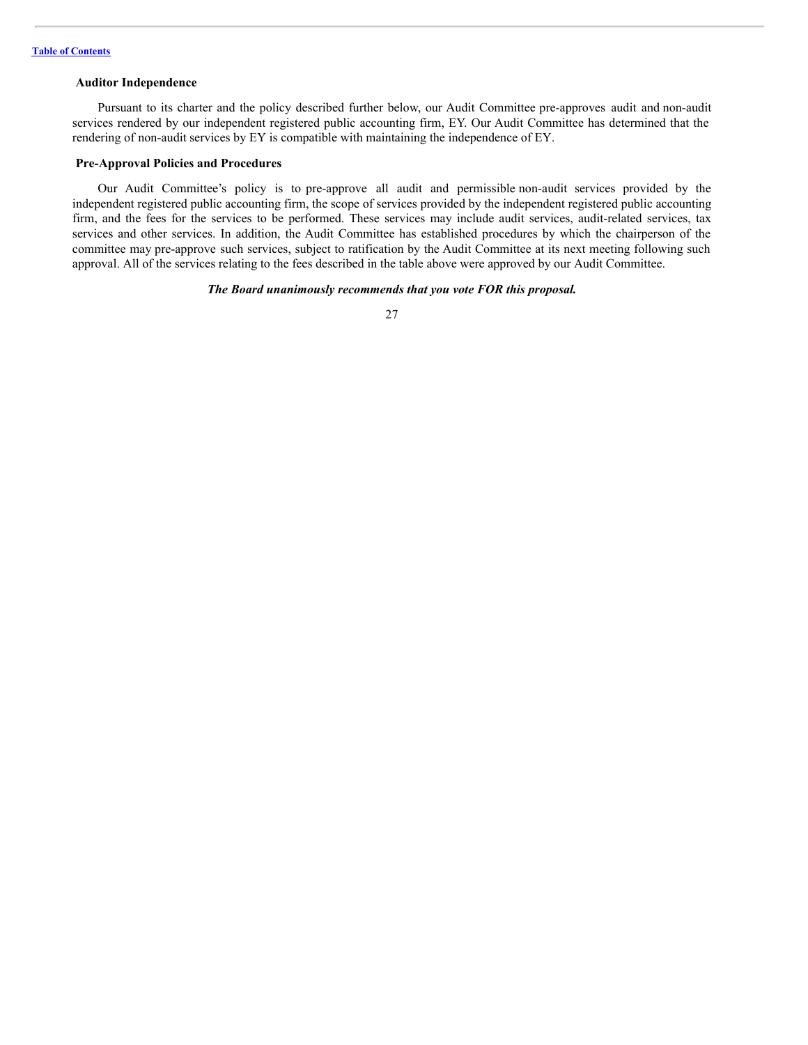### Auditor Independence

Pursuant to its charter and the policy described further below, our Audit Committee pre-approves audit and non-audit services rendered by our independent registered public accounting firm, EY. Our Audit Committee has determined that the rendering of non-audit services by EY is compatible with maintaining the independence of EY.

### Pre-Approval Policies and Procedures

Our Audit Committee's policy is to pre-approve all audit and permissible non-audit services provided by the independent registered public accounting firm, the scope of services provided by the independent registered public accounting firm, and the fees for the services to be performed. These services may include audit services, audit-related services, tax services and other services. In addition, the Audit Committee has established procedures by which the chairperson of the committee may pre-approve such services, subject to ratification by the Audit Committee at its next meeting following such approval. All of the services relating to the fees described in the table above were approved by our Audit Committee.

***The Board unanimously recommends that you vote FOR this proposal.***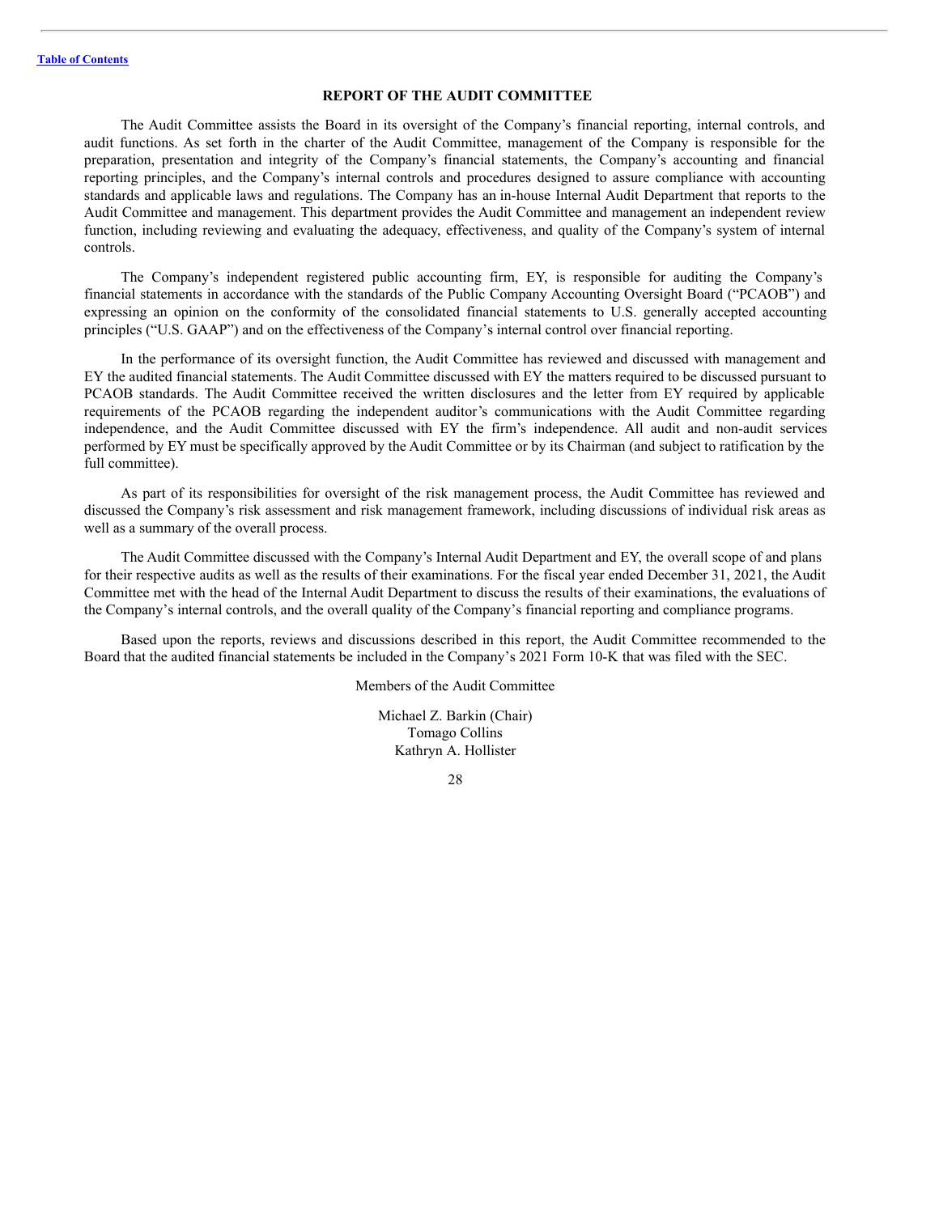## REPORT OF THE AUDIT COMMITTEE

The Audit Committee assists the Board in its oversight of the Company's financial reporting, internal controls, and audit functions. As set forth in the charter of the Audit Committee, management of the Company is responsible for the preparation, presentation and integrity of the Company's financial statements, the Company's accounting and financial reporting principles, and the Company's internal controls and procedures designed to assure compliance with accounting standards and applicable laws and regulations. The Company has an in-house Internal Audit Department that reports to the Audit Committee and management. This department provides the Audit Committee and management an independent review function, including reviewing and evaluating the adequacy, effectiveness, and quality of the Company's system of internal controls.

The Company's independent registered public accounting firm, EY, is responsible for auditing the Company's financial statements in accordance with the standards of the Public Company Accounting Oversight Board ("PCAOB") and expressing an opinion on the conformity of the consolidated financial statements to U.S. generally accepted accounting principles ("U.S. GAAP") and on the effectiveness of the Company's internal control over financial reporting.

In the performance of its oversight function, the Audit Committee has reviewed and discussed with management and EY the audited financial statements. The Audit Committee discussed with EY the matters required to be discussed pursuant to PCAOB standards. The Audit Committee received the written disclosures and the letter from EY required by applicable requirements of the PCAOB regarding the independent auditor's communications with the Audit Committee regarding independence, and the Audit Committee discussed with EY the firm's independence. All audit and non-audit services performed by EY must be specifically approved by the Audit Committee or by its Chairman (and subject to ratification by the full committee).

As part of its responsibilities for oversight of the risk management process, the Audit Committee has reviewed and discussed the Company's risk assessment and risk management framework, including discussions of individual risk areas as well as a summary of the overall process.

The Audit Committee discussed with the Company's Internal Audit Department and EY, the overall scope of and plans for their respective audits as well as the results of their examinations. For the fiscal year ended December 31, 2021, the Audit Committee met with the head of the Internal Audit Department to discuss the results of their examinations, the evaluations of the Company's internal controls, and the overall quality of the Company's financial reporting and compliance programs.

Based upon the reports, reviews and discussions described in this report, the Audit Committee recommended to the Board that the audited financial statements be included in the Company's 2021 Form 10-K that was filed with the SEC.

Members of the Audit Committee

Michael Z. Barkin (Chair)
Tomago Collins
Kathryn A. Hollister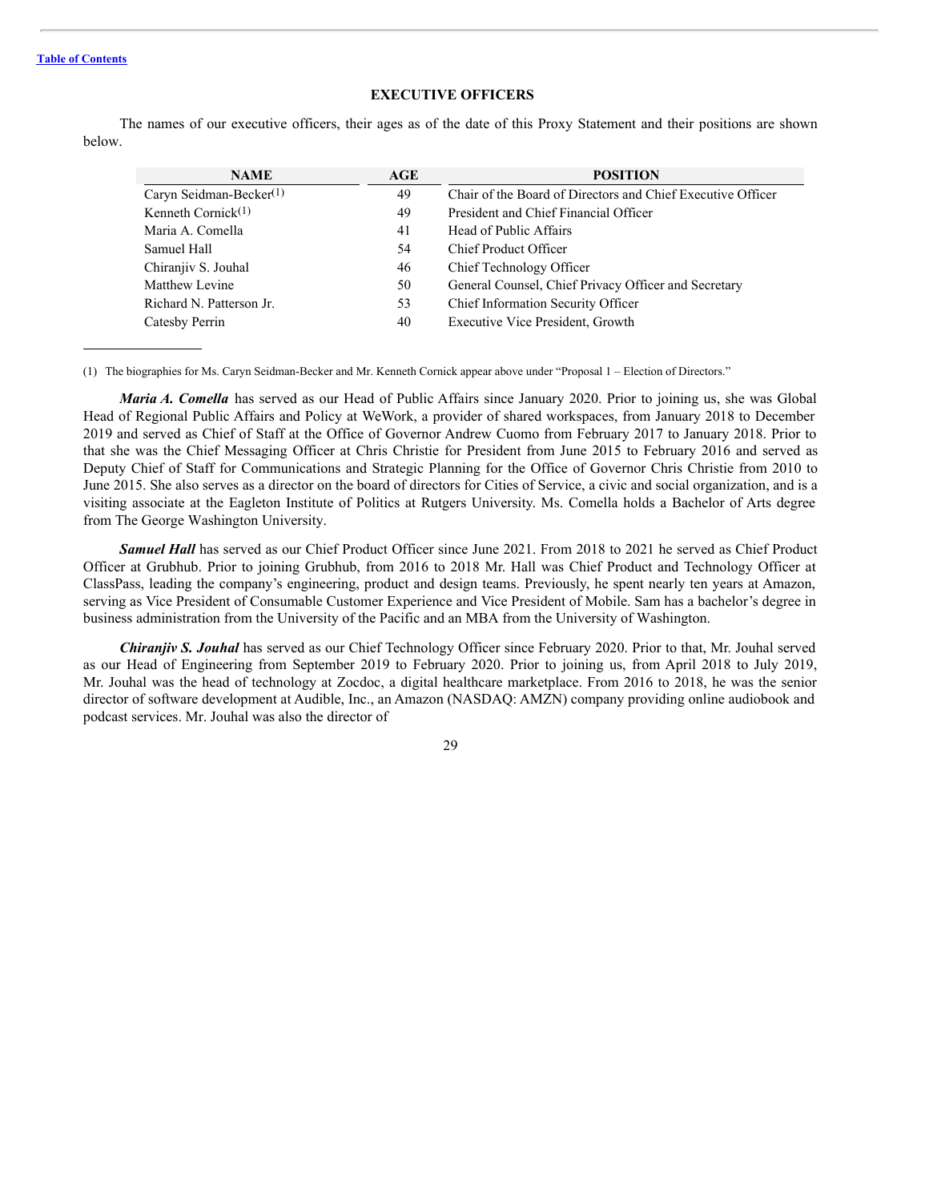# EXECUTIVE OFFICERS

The names of our executive officers, their ages as of the date of this Proxy Statement and their positions are shown below.

| NAME | AGE | POSITION |
|---|---|---|
| Caryn Seidman-Becker[(1)] | 49 | Chair of the Board of Directors and Chief Executive Officer |
| Kenneth Cornick[(1)] | 49 | President and Chief Financial Officer |
| Maria A. Comella | 41 | Head of Public Affairs |
| Samuel Hall | 54 | Chief Product Officer |
| Chiranjiv S. Jouhal | 46 | Chief Technology Officer |
| Matthew Levine | 50 | General Counsel, Chief Privacy Officer and Secretary |
| Richard N. Patterson Jr. | 53 | Chief Information Security Officer |
| Catesby Perrin | 40 | Executive Vice President, Growth |

(1) The biographies for Ms. Caryn Seidman-Becker and Mr. Kenneth Cornick appear above under "Proposal 1 – Election of Directors."

***Maria A. Comella*** has served as our Head of Public Affairs since January 2020. Prior to joining us, she was Global Head of Regional Public Affairs and Policy at WeWork, a provider of shared workspaces, from January 2018 to December 2019 and served as Chief of Staff at the Office of Governor Andrew Cuomo from February 2017 to January 2018. Prior to that she was the Chief Messaging Officer at Chris Christie for President from June 2015 to February 2016 and served as Deputy Chief of Staff for Communications and Strategic Planning for the Office of Governor Chris Christie from 2010 to June 2015. She also serves as a director on the board of directors for Cities of Service, a civic and social organization, and is a visiting associate at the Eagleton Institute of Politics at Rutgers University. Ms. Comella holds a Bachelor of Arts degree from The George Washington University.

***Samuel Hall*** has served as our Chief Product Officer since June 2021. From 2018 to 2021 he served as Chief Product Officer at Grubhub. Prior to joining Grubhub, from 2016 to 2018 Mr. Hall was Chief Product and Technology Officer at ClassPass, leading the company's engineering, product and design teams. Previously, he spent nearly ten years at Amazon, serving as Vice President of Consumable Customer Experience and Vice President of Mobile. Sam has a bachelor's degree in business administration from the University of the Pacific and an MBA from the University of Washington.

***Chiranjiv S. Jouhal*** has served as our Chief Technology Officer since February 2020. Prior to that, Mr. Jouhal served as our Head of Engineering from September 2019 to February 2020. Prior to joining us, from April 2018 to July 2019, Mr. Jouhal was the head of technology at Zocdoc, a digital healthcare marketplace. From 2016 to 2018, he was the senior director of software development at Audible, Inc., an Amazon (NASDAQ: AMZN) company providing online audiobook and podcast services. Mr. Jouhal was also the director of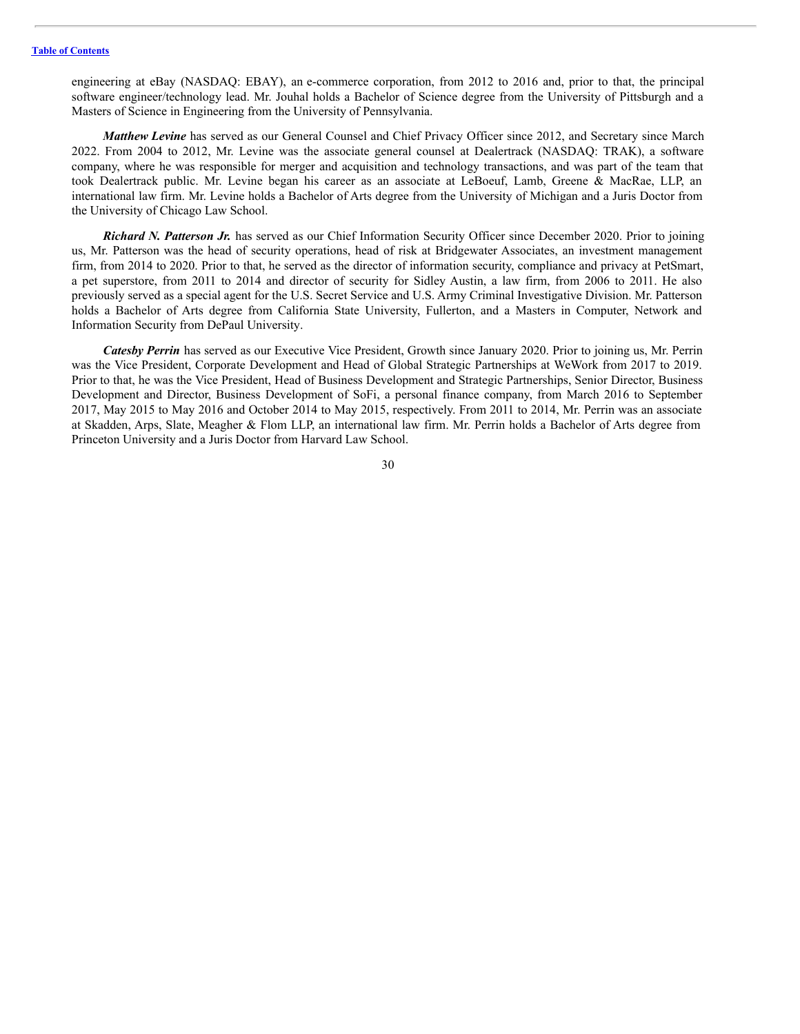engineering at eBay (NASDAQ: EBAY), an e-commerce corporation, from 2012 to 2016 and, prior to that, the principal software engineer/technology lead. Mr. Jouhal holds a Bachelor of Science degree from the University of Pittsburgh and a Masters of Science in Engineering from the University of Pennsylvania.

***Matthew Levine*** has served as our General Counsel and Chief Privacy Officer since 2012, and Secretary since March 2022. From 2004 to 2012, Mr. Levine was the associate general counsel at Dealertrack (NASDAQ: TRAK), a software company, where he was responsible for merger and acquisition and technology transactions, and was part of the team that took Dealertrack public. Mr. Levine began his career as an associate at LeBoeuf, Lamb, Greene & MacRae, LLP, an international law firm. Mr. Levine holds a Bachelor of Arts degree from the University of Michigan and a Juris Doctor from the University of Chicago Law School.

***Richard N. Patterson Jr.*** has served as our Chief Information Security Officer since December 2020. Prior to joining us, Mr. Patterson was the head of security operations, head of risk at Bridgewater Associates, an investment management firm, from 2014 to 2020. Prior to that, he served as the director of information security, compliance and privacy at PetSmart, a pet superstore, from 2011 to 2014 and director of security for Sidley Austin, a law firm, from 2006 to 2011. He also previously served as a special agent for the U.S. Secret Service and U.S. Army Criminal Investigative Division. Mr. Patterson holds a Bachelor of Arts degree from California State University, Fullerton, and a Masters in Computer, Network and Information Security from DePaul University.

***Catesby Perrin*** has served as our Executive Vice President, Growth since January 2020. Prior to joining us, Mr. Perrin was the Vice President, Corporate Development and Head of Global Strategic Partnerships at WeWork from 2017 to 2019. Prior to that, he was the Vice President, Head of Business Development and Strategic Partnerships, Senior Director, Business Development and Director, Business Development of SoFi, a personal finance company, from March 2016 to September 2017, May 2015 to May 2016 and October 2014 to May 2015, respectively. From 2011 to 2014, Mr. Perrin was an associate at Skadden, Arps, Slate, Meagher & Flom LLP, an international law firm. Mr. Perrin holds a Bachelor of Arts degree from Princeton University and a Juris Doctor from Harvard Law School.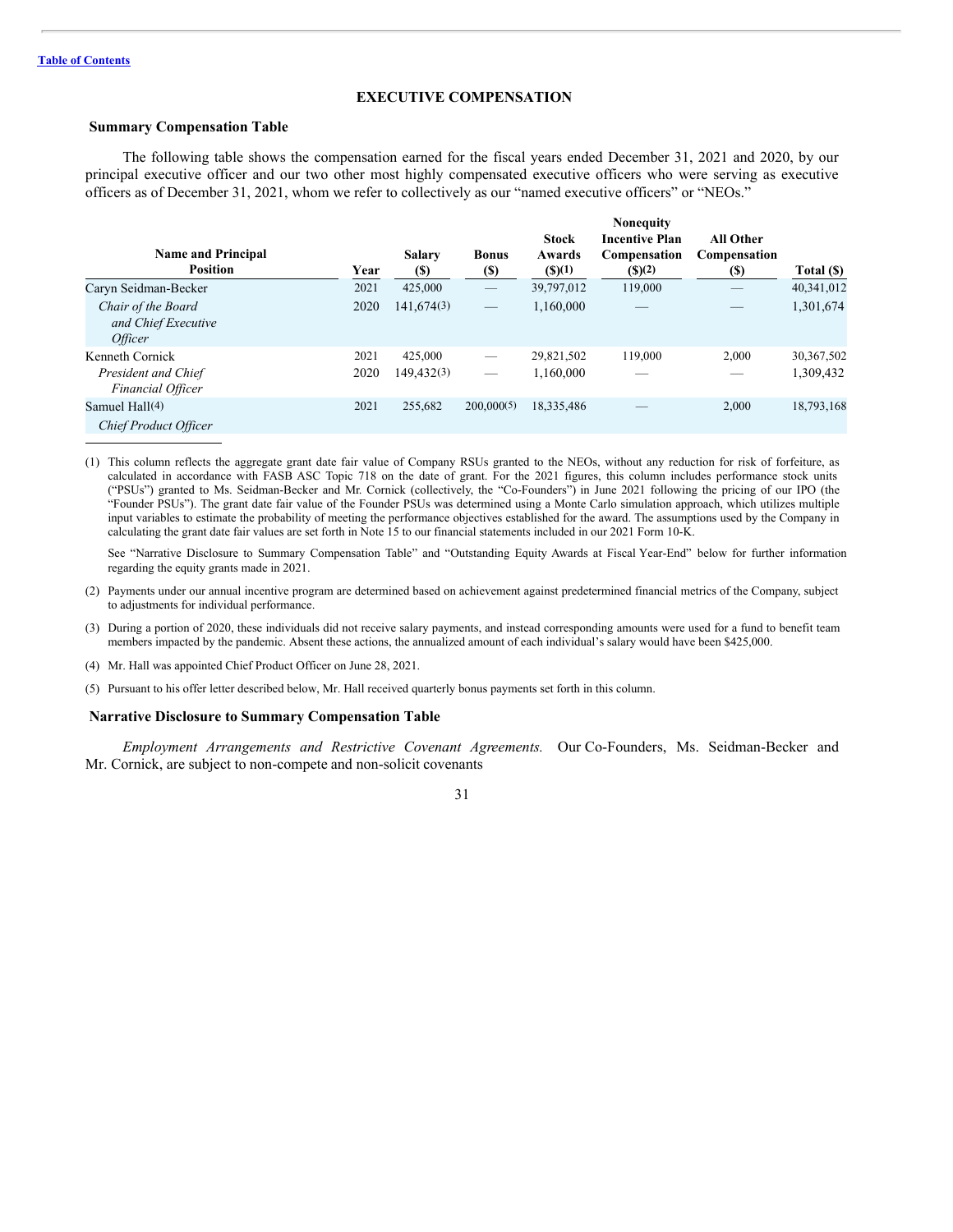[Table of Contents](#)

# EXECUTIVE COMPENSATION

## Summary Compensation Table

The following table shows the compensation earned for the fiscal years ended December 31, 2021 and 2020, by our principal executive officer and our two other most highly compensated executive officers who were serving as executive officers as of December 31, 2021, whom we refer to collectively as our "named executive officers" or "NEOs."

| Name and Principal Position | Year | Salary ($) | Bonus ($) | Stock Awards ($)(1) | Nonequity Incentive Plan Compensation ($)(2) | All Other Compensation ($) | Total ($) |
|---|---|---|---|---|---|---|---|
| Caryn Seidman-Becker | 2021 | 425,000 | — | 39,797,012 | 119,000 | — | 40,341,012 |
| *Chair of the Board and Chief Executive Officer* | 2020 | 141,674(3) | — | 1,160,000 | — | — | 1,301,674 |
| Kenneth Cornick | 2021 | 425,000 | — | 29,821,502 | 119,000 | 2,000 | 30,367,502 |
| *President and Chief Financial Officer* | 2020 | 149,432(3) | — | 1,160,000 | — | — | 1,309,432 |
| Samuel Hall(4) | 2021 | 255,682 | 200,000(5) | 18,335,486 | — | 2,000 | 18,793,168 |
| *Chief Product Officer* | | | | | | | |

(1) This column reflects the aggregate grant date fair value of Company RSUs granted to the NEOs, without any reduction for risk of forfeiture, as calculated in accordance with FASB ASC Topic 718 on the date of grant. For the 2021 figures, this column includes performance stock units ("PSUs") granted to Ms. Seidman-Becker and Mr. Cornick (collectively, the "Co-Founders") in June 2021 following the pricing of our IPO (the "Founder PSUs"). The grant date fair value of the Founder PSUs was determined using a Monte Carlo simulation approach, which utilizes multiple input variables to estimate the probability of meeting the performance objectives established for the award. The assumptions used by the Company in calculating the grant date fair values are set forth in Note 15 to our financial statements included in our 2021 Form 10-K.

See "Narrative Disclosure to Summary Compensation Table" and "Outstanding Equity Awards at Fiscal Year-End" below for further information regarding the equity grants made in 2021.

(2) Payments under our annual incentive program are determined based on achievement against predetermined financial metrics of the Company, subject to adjustments for individual performance.

(3) During a portion of 2020, these individuals did not receive salary payments, and instead corresponding amounts were used for a fund to benefit team members impacted by the pandemic. Absent these actions, the annualized amount of each individual's salary would have been $425,000.

(4) Mr. Hall was appointed Chief Product Officer on June 28, 2021.

(5) Pursuant to his offer letter described below, Mr. Hall received quarterly bonus payments set forth in this column.

## Narrative Disclosure to Summary Compensation Table

*Employment Arrangements and Restrictive Covenant Agreements.* Our Co-Founders, Ms. Seidman-Becker and Mr. Cornick, are subject to non-compete and non-solicit covenants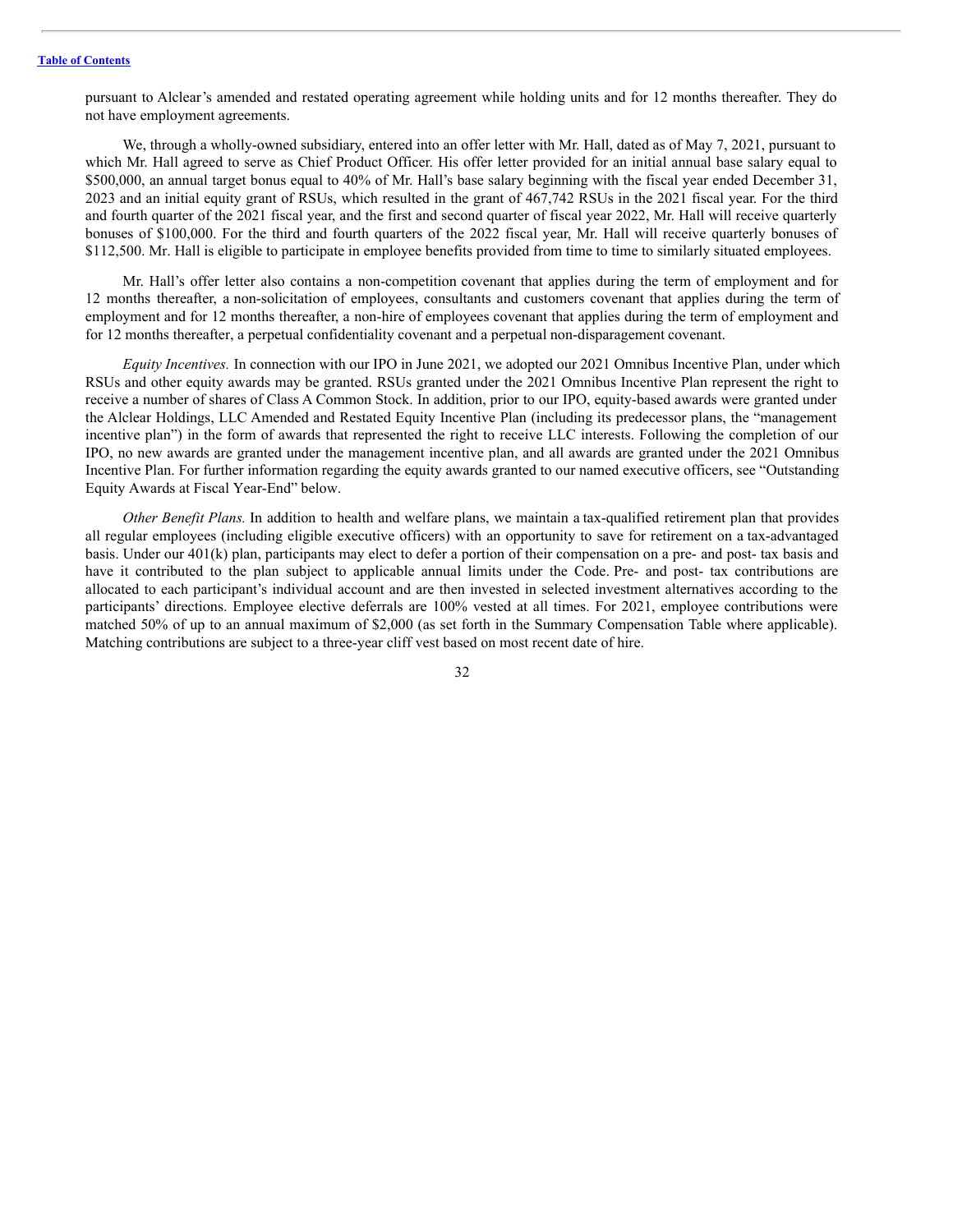pursuant to Alclear's amended and restated operating agreement while holding units and for 12 months thereafter. They do not have employment agreements.

We, through a wholly-owned subsidiary, entered into an offer letter with Mr. Hall, dated as of May 7, 2021, pursuant to which Mr. Hall agreed to serve as Chief Product Officer. His offer letter provided for an initial annual base salary equal to $500,000, an annual target bonus equal to 40% of Mr. Hall's base salary beginning with the fiscal year ended December 31, 2023 and an initial equity grant of RSUs, which resulted in the grant of 467,742 RSUs in the 2021 fiscal year. For the third and fourth quarter of the 2021 fiscal year, and the first and second quarter of fiscal year 2022, Mr. Hall will receive quarterly bonuses of $100,000. For the third and fourth quarters of the 2022 fiscal year, Mr. Hall will receive quarterly bonuses of $112,500. Mr. Hall is eligible to participate in employee benefits provided from time to time to similarly situated employees.

Mr. Hall's offer letter also contains a non-competition covenant that applies during the term of employment and for 12 months thereafter, a non-solicitation of employees, consultants and customers covenant that applies during the term of employment and for 12 months thereafter, a non-hire of employees covenant that applies during the term of employment and for 12 months thereafter, a perpetual confidentiality covenant and a perpetual non-disparagement covenant.

*Equity Incentives.* In connection with our IPO in June 2021, we adopted our 2021 Omnibus Incentive Plan, under which RSUs and other equity awards may be granted. RSUs granted under the 2021 Omnibus Incentive Plan represent the right to receive a number of shares of Class A Common Stock. In addition, prior to our IPO, equity-based awards were granted under the Alclear Holdings, LLC Amended and Restated Equity Incentive Plan (including its predecessor plans, the "management incentive plan") in the form of awards that represented the right to receive LLC interests. Following the completion of our IPO, no new awards are granted under the management incentive plan, and all awards are granted under the 2021 Omnibus Incentive Plan. For further information regarding the equity awards granted to our named executive officers, see "Outstanding Equity Awards at Fiscal Year-End" below.

*Other Benefit Plans.* In addition to health and welfare plans, we maintain a tax-qualified retirement plan that provides all regular employees (including eligible executive officers) with an opportunity to save for retirement on a tax-advantaged basis. Under our 401(k) plan, participants may elect to defer a portion of their compensation on a pre- and post- tax basis and have it contributed to the plan subject to applicable annual limits under the Code. Pre- and post- tax contributions are allocated to each participant's individual account and are then invested in selected investment alternatives according to the participants' directions. Employee elective deferrals are 100% vested at all times. For 2021, employee contributions were matched 50% of up to an annual maximum of $2,000 (as set forth in the Summary Compensation Table where applicable). Matching contributions are subject to a three-year cliff vest based on most recent date of hire.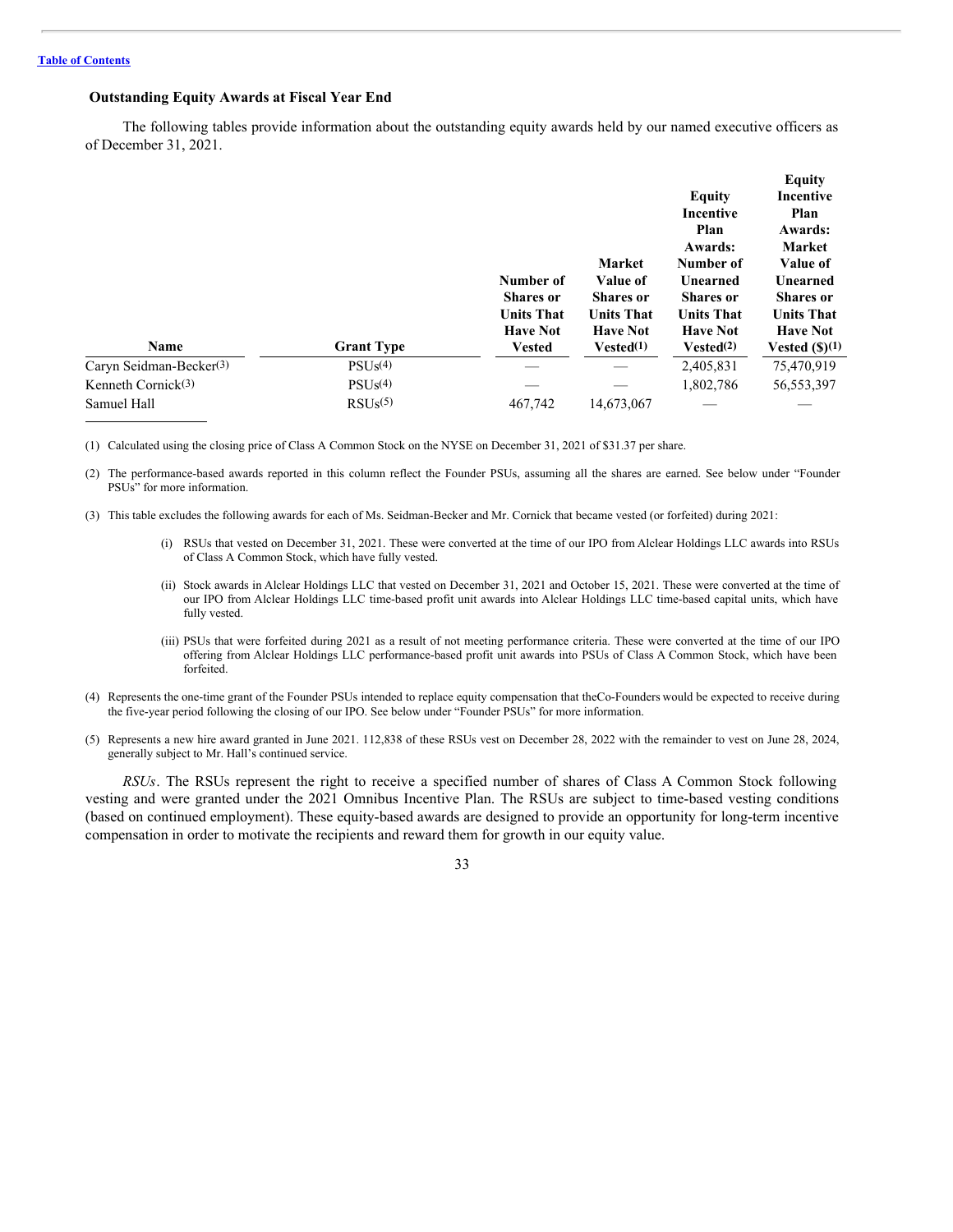**Table of Contents**

### Outstanding Equity Awards at Fiscal Year End

The following tables provide information about the outstanding equity awards held by our named executive officers as of December 31, 2021.

| Name | Grant Type | Number of Shares or Units That Have Not Vested | Market Value of Shares or Units That Have Not Vested[(1)] | Equity Incentive Plan Awards: Number of Unearned Shares or Units That Have Not Vested[(2)] | Equity Incentive Plan Awards: Market Value of Unearned Shares or Units That Have Not Vested ($)[(1)] |
|---|---|---|---|---|---|
| Caryn Seidman-Becker[(3)] | PSUs[(4)] | — | — | 2,405,831 | 75,470,919 |
| Kenneth Cornick[(3)] | PSUs[(4)] | — | — | 1,802,786 | 56,553,397 |
| Samuel Hall | RSUs[(5)] | 467,742 | 14,673,067 | — | — |

(1) Calculated using the closing price of Class A Common Stock on the NYSE on December 31, 2021 of $31.37 per share.

(2) The performance-based awards reported in this column reflect the Founder PSUs, assuming all the shares are earned. See below under "Founder PSUs" for more information.

(3) This table excludes the following awards for each of Ms. Seidman-Becker and Mr. Cornick that became vested (or forfeited) during 2021:

(i) RSUs that vested on December 31, 2021. These were converted at the time of our IPO from Alclear Holdings LLC awards into RSUs of Class A Common Stock, which have fully vested.

(ii) Stock awards in Alclear Holdings LLC that vested on December 31, 2021 and October 15, 2021. These were converted at the time of our IPO from Alclear Holdings LLC time-based profit unit awards into Alclear Holdings LLC time-based capital units, which have fully vested.

(iii) PSUs that were forfeited during 2021 as a result of not meeting performance criteria. These were converted at the time of our IPO offering from Alclear Holdings LLC performance-based profit unit awards into PSUs of Class A Common Stock, which have been forfeited.

(4) Represents the one-time grant of the Founder PSUs intended to replace equity compensation that theCo-Founders would be expected to receive during the five-year period following the closing of our IPO. See below under "Founder PSUs" for more information.

(5) Represents a new hire award granted in June 2021. 112,838 of these RSUs vest on December 28, 2022 with the remainder to vest on June 28, 2024, generally subject to Mr. Hall's continued service.

*RSUs*. The RSUs represent the right to receive a specified number of shares of Class A Common Stock following vesting and were granted under the 2021 Omnibus Incentive Plan. The RSUs are subject to time-based vesting conditions (based on continued employment). These equity-based awards are designed to provide an opportunity for long-term incentive compensation in order to motivate the recipients and reward them for growth in our equity value.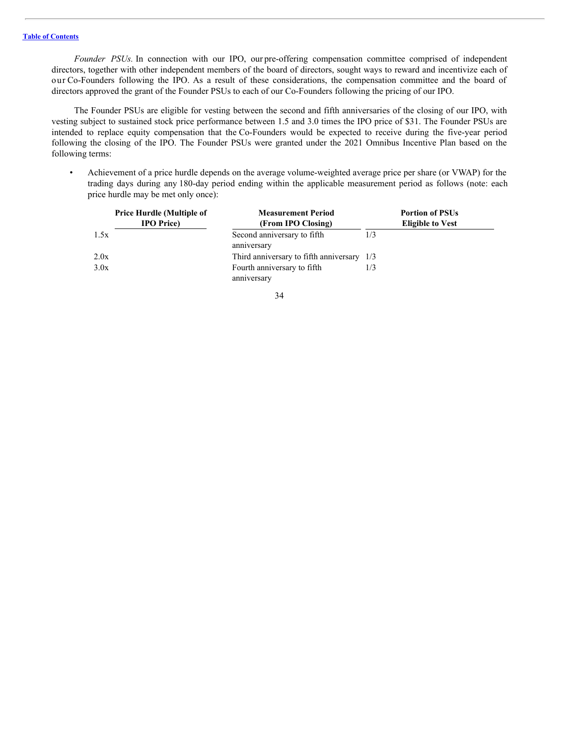*Founder PSUs.* In connection with our IPO, our pre-offering compensation committee comprised of independent directors, together with other independent members of the board of directors, sought ways to reward and incentivize each of our Co-Founders following the IPO. As a result of these considerations, the compensation committee and the board of directors approved the grant of the Founder PSUs to each of our Co-Founders following the pricing of our IPO.

The Founder PSUs are eligible for vesting between the second and fifth anniversaries of the closing of our IPO, with vesting subject to sustained stock price performance between 1.5 and 3.0 times the IPO price of $31. The Founder PSUs are intended to replace equity compensation that the Co-Founders would be expected to receive during the five-year period following the closing of the IPO. The Founder PSUs were granted under the 2021 Omnibus Incentive Plan based on the following terms:

- Achievement of a price hurdle depends on the average volume-weighted average price per share (or VWAP) for the trading days during any 180-day period ending within the applicable measurement period as follows (note: each price hurdle may be met only once):

| Price Hurdle (Multiple of IPO Price) | Measurement Period (From IPO Closing) | Portion of PSUs Eligible to Vest |
|---|---|---|
| 1.5x | Second anniversary to fifth anniversary | 1/3 |
| 2.0x | Third anniversary to fifth anniversary | 1/3 |
| 3.0x | Fourth anniversary to fifth anniversary | 1/3 |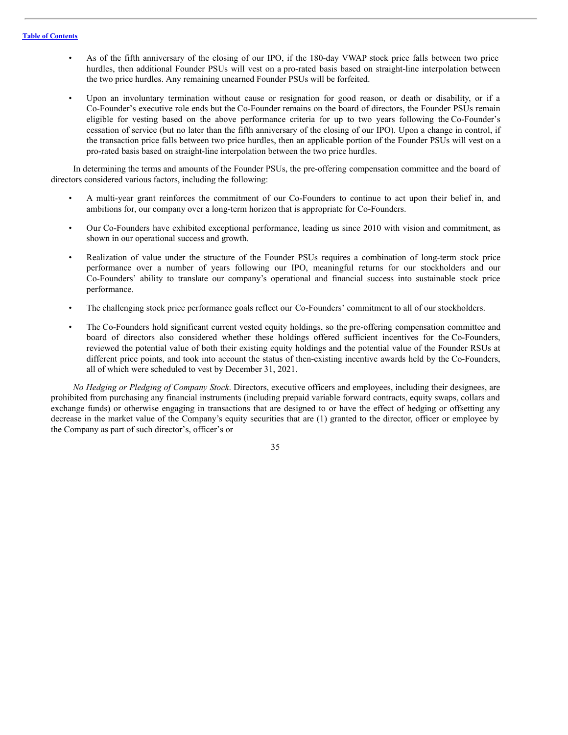- As of the fifth anniversary of the closing of our IPO, if the 180-day VWAP stock price falls between two price hurdles, then additional Founder PSUs will vest on a pro-rated basis based on straight-line interpolation between the two price hurdles. Any remaining unearned Founder PSUs will be forfeited.

- Upon an involuntary termination without cause or resignation for good reason, or death or disability, or if a Co-Founder's executive role ends but the Co-Founder remains on the board of directors, the Founder PSUs remain eligible for vesting based on the above performance criteria for up to two years following the Co-Founder's cessation of service (but no later than the fifth anniversary of the closing of our IPO). Upon a change in control, if the transaction price falls between two price hurdles, then an applicable portion of the Founder PSUs will vest on a pro-rated basis based on straight-line interpolation between the two price hurdles.

In determining the terms and amounts of the Founder PSUs, the pre-offering compensation committee and the board of directors considered various factors, including the following:

- A multi-year grant reinforces the commitment of our Co-Founders to continue to act upon their belief in, and ambitions for, our company over a long-term horizon that is appropriate for Co-Founders.

- Our Co-Founders have exhibited exceptional performance, leading us since 2010 with vision and commitment, as shown in our operational success and growth.

- Realization of value under the structure of the Founder PSUs requires a combination of long-term stock price performance over a number of years following our IPO, meaningful returns for our stockholders and our Co-Founders' ability to translate our company's operational and financial success into sustainable stock price performance.

- The challenging stock price performance goals reflect our Co-Founders' commitment to all of our stockholders.

- The Co-Founders hold significant current vested equity holdings, so the pre-offering compensation committee and board of directors also considered whether these holdings offered sufficient incentives for the Co-Founders, reviewed the potential value of both their existing equity holdings and the potential value of the Founder RSUs at different price points, and took into account the status of then-existing incentive awards held by the Co-Founders, all of which were scheduled to vest by December 31, 2021.

*No Hedging or Pledging of Company Stock*. Directors, executive officers and employees, including their designees, are prohibited from purchasing any financial instruments (including prepaid variable forward contracts, equity swaps, collars and exchange funds) or otherwise engaging in transactions that are designed to or have the effect of hedging or offsetting any decrease in the market value of the Company's equity securities that are (1) granted to the director, officer or employee by the Company as part of such director's, officer's or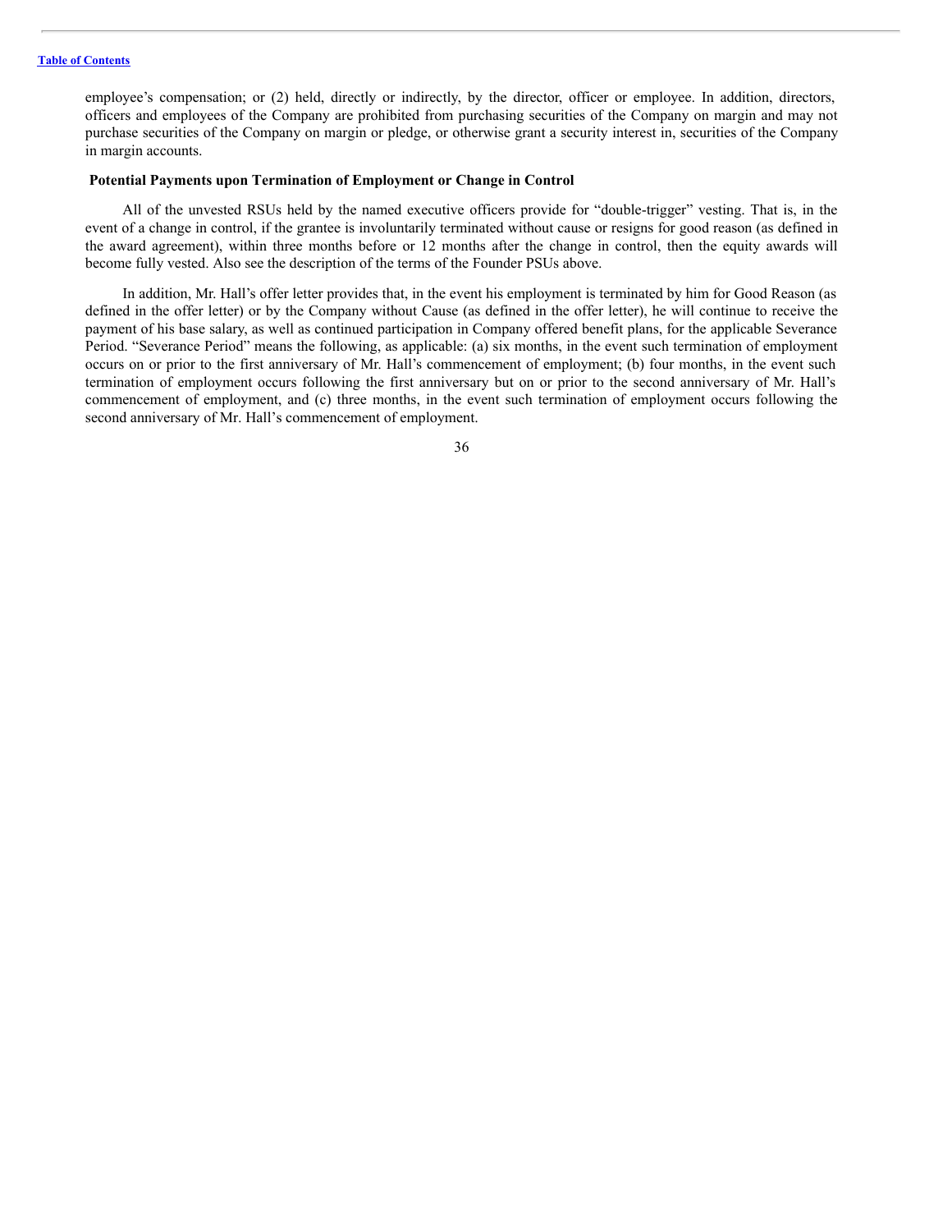employee's compensation; or (2) held, directly or indirectly, by the director, officer or employee. In addition, directors, officers and employees of the Company are prohibited from purchasing securities of the Company on margin and may not purchase securities of the Company on margin or pledge, or otherwise grant a security interest in, securities of the Company in margin accounts.

### Potential Payments upon Termination of Employment or Change in Control

All of the unvested RSUs held by the named executive officers provide for "double-trigger" vesting. That is, in the event of a change in control, if the grantee is involuntarily terminated without cause or resigns for good reason (as defined in the award agreement), within three months before or 12 months after the change in control, then the equity awards will become fully vested. Also see the description of the terms of the Founder PSUs above.

In addition, Mr. Hall's offer letter provides that, in the event his employment is terminated by him for Good Reason (as defined in the offer letter) or by the Company without Cause (as defined in the offer letter), he will continue to receive the payment of his base salary, as well as continued participation in Company offered benefit plans, for the applicable Severance Period. "Severance Period" means the following, as applicable: (a) six months, in the event such termination of employment occurs on or prior to the first anniversary of Mr. Hall's commencement of employment; (b) four months, in the event such termination of employment occurs following the first anniversary but on or prior to the second anniversary of Mr. Hall's commencement of employment, and (c) three months, in the event such termination of employment occurs following the second anniversary of Mr. Hall's commencement of employment.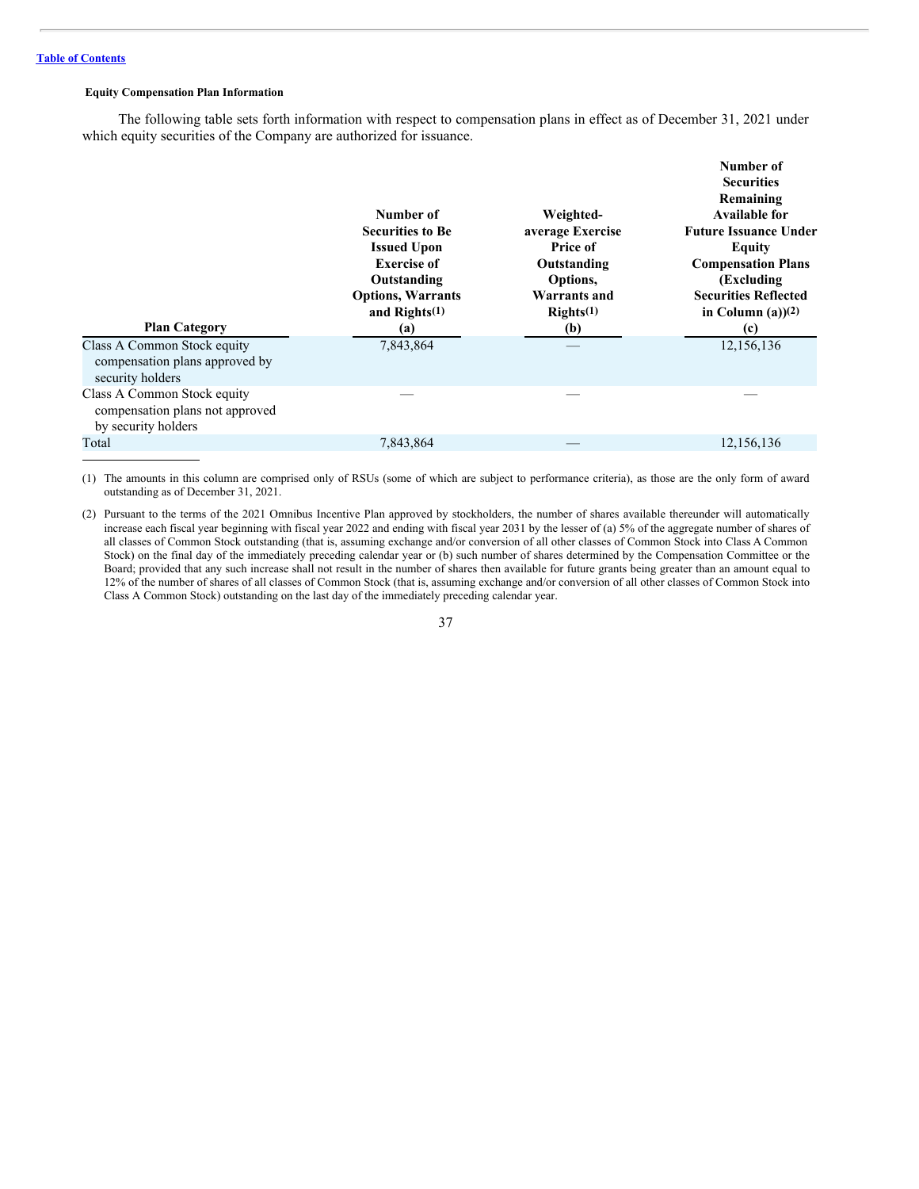**Equity Compensation Plan Information**

The following table sets forth information with respect to compensation plans in effect as of December 31, 2021 under which equity securities of the Company are authorized for issuance.

| Plan Category | Number of Securities to Be Issued Upon Exercise of Outstanding Options, Warrants and Rights(1) (a) | Weighted-average Exercise Price of Outstanding Options, Warrants and Rights(1) (b) | Number of Securities Remaining Available for Future Issuance Under Equity Compensation Plans (Excluding Securities Reflected in Column (a))(2) (c) |
|---|---|---|---|
| Class A Common Stock equity compensation plans approved by security holders | 7,843,864 | — | 12,156,136 |
| Class A Common Stock equity compensation plans not approved by security holders | — | — | — |
| Total | 7,843,864 | — | 12,156,136 |

(1) The amounts in this column are comprised only of RSUs (some of which are subject to performance criteria), as those are the only form of award outstanding as of December 31, 2021.

(2) Pursuant to the terms of the 2021 Omnibus Incentive Plan approved by stockholders, the number of shares available thereunder will automatically increase each fiscal year beginning with fiscal year 2022 and ending with fiscal year 2031 by the lesser of (a) 5% of the aggregate number of shares of all classes of Common Stock outstanding (that is, assuming exchange and/or conversion of all other classes of Common Stock into Class A Common Stock) on the final day of the immediately preceding calendar year or (b) such number of shares determined by the Compensation Committee or the Board; provided that any such increase shall not result in the number of shares then available for future grants being greater than an amount equal to 12% of the number of shares of all classes of Common Stock (that is, assuming exchange and/or conversion of all other classes of Common Stock into Class A Common Stock) outstanding on the last day of the immediately preceding calendar year.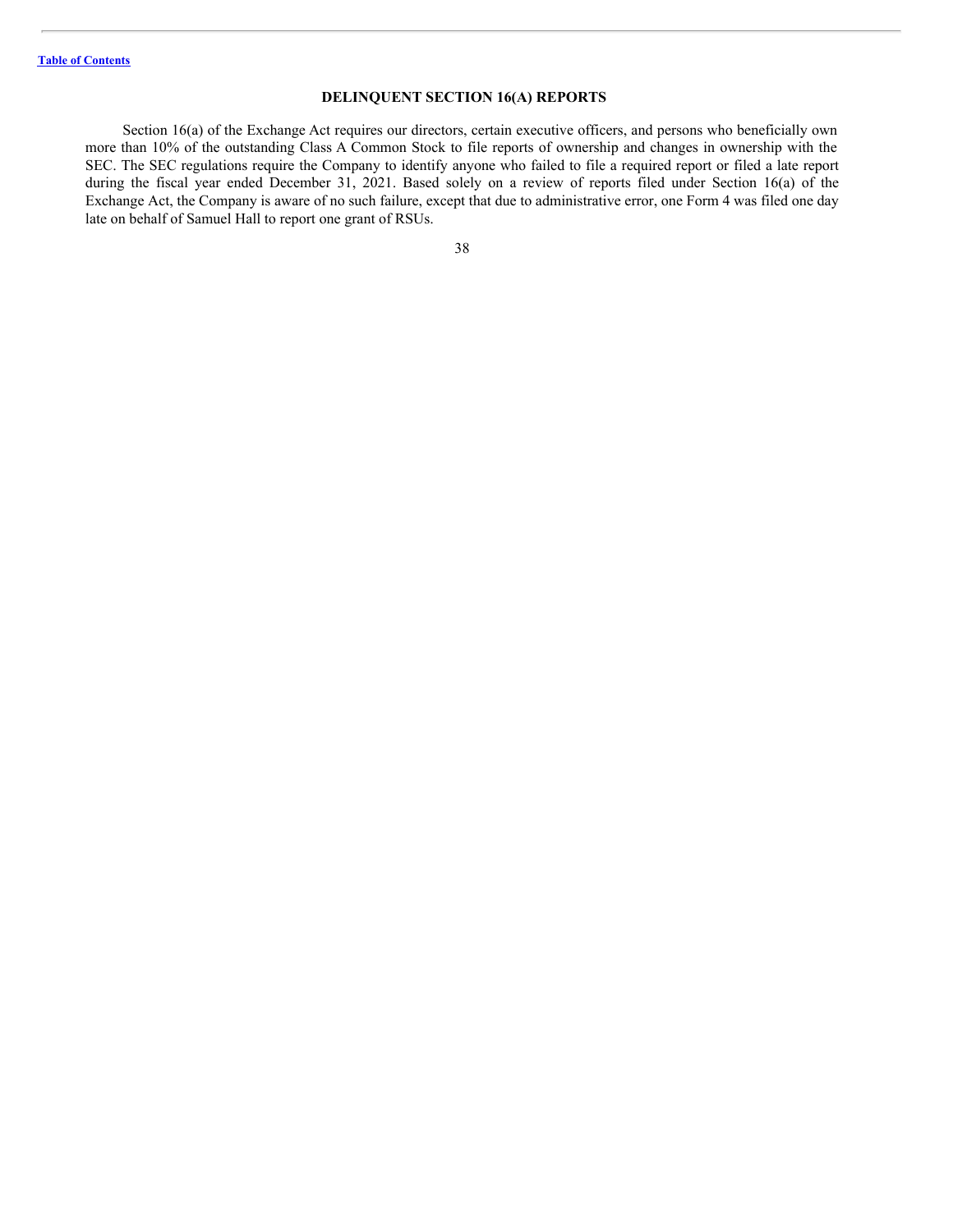## DELINQUENT SECTION 16(A) REPORTS

Section 16(a) of the Exchange Act requires our directors, certain executive officers, and persons who beneficially own more than 10% of the outstanding Class A Common Stock to file reports of ownership and changes in ownership with the SEC. The SEC regulations require the Company to identify anyone who failed to file a required report or filed a late report during the fiscal year ended December 31, 2021. Based solely on a review of reports filed under Section 16(a) of the Exchange Act, the Company is aware of no such failure, except that due to administrative error, one Form 4 was filed one day late on behalf of Samuel Hall to report one grant of RSUs.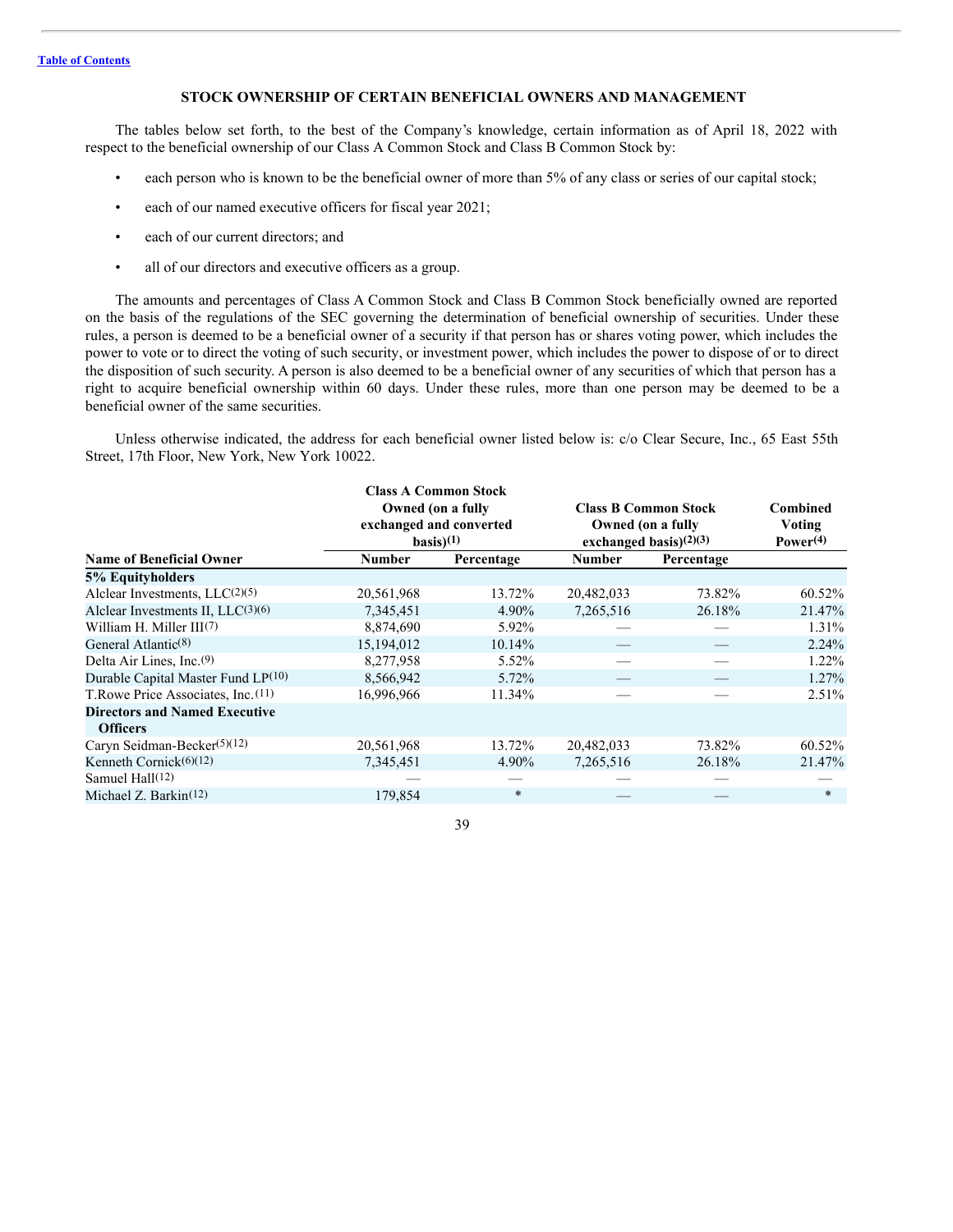[Table of Contents](#)

## STOCK OWNERSHIP OF CERTAIN BENEFICIAL OWNERS AND MANAGEMENT

The tables below set forth, to the best of the Company's knowledge, certain information as of April 18, 2022 with respect to the beneficial ownership of our Class A Common Stock and Class B Common Stock by:

- each person who is known to be the beneficial owner of more than 5% of any class or series of our capital stock;
- each of our named executive officers for fiscal year 2021;
- each of our current directors; and
- all of our directors and executive officers as a group.

The amounts and percentages of Class A Common Stock and Class B Common Stock beneficially owned are reported on the basis of the regulations of the SEC governing the determination of beneficial ownership of securities. Under these rules, a person is deemed to be a beneficial owner of a security if that person has or shares voting power, which includes the power to vote or to direct the voting of such security, or investment power, which includes the power to dispose of or to direct the disposition of such security. A person is also deemed to be a beneficial owner of any securities of which that person has a right to acquire beneficial ownership within 60 days. Under these rules, more than one person may be deemed to be a beneficial owner of the same securities.

Unless otherwise indicated, the address for each beneficial owner listed below is: c/o Clear Secure, Inc., 65 East 55th Street, 17th Floor, New York, New York 10022.

| | Class A Common Stock Owned (on a fully exchanged and converted basis)(1) | | Class B Common Stock Owned (on a fully exchanged basis)(2)(3) | | Combined Voting Power(4) |
|---|---|---|---|---|---|
| **Name of Beneficial Owner** | **Number** | **Percentage** | **Number** | **Percentage** | |
| **5% Equityholders** | | | | | |
| Alclear Investments, LLC(2)(5) | 20,561,968 | 13.72% | 20,482,033 | 73.82% | 60.52% |
| Alclear Investments II, LLC(3)(6) | 7,345,451 | 4.90% | 7,265,516 | 26.18% | 21.47% |
| William H. Miller III(7) | 8,874,690 | 5.92% | — | — | 1.31% |
| General Atlantic(8) | 15,194,012 | 10.14% | — | — | 2.24% |
| Delta Air Lines, Inc.(9) | 8,277,958 | 5.52% | — | — | 1.22% |
| Durable Capital Master Fund LP(10) | 8,566,942 | 5.72% | — | — | 1.27% |
| T.Rowe Price Associates, Inc.(11) | 16,996,966 | 11.34% | — | — | 2.51% |
| **Directors and Named Executive Officers** | | | | | |
| Caryn Seidman-Becker(5)(12) | 20,561,968 | 13.72% | 20,482,033 | 73.82% | 60.52% |
| Kenneth Cornick(6)(12) | 7,345,451 | 4.90% | 7,265,516 | 26.18% | 21.47% |
| Samuel Hall(12) | — | — | — | — | — |
| Michael Z. Barkin(12) | 179,854 | * | — | — | * |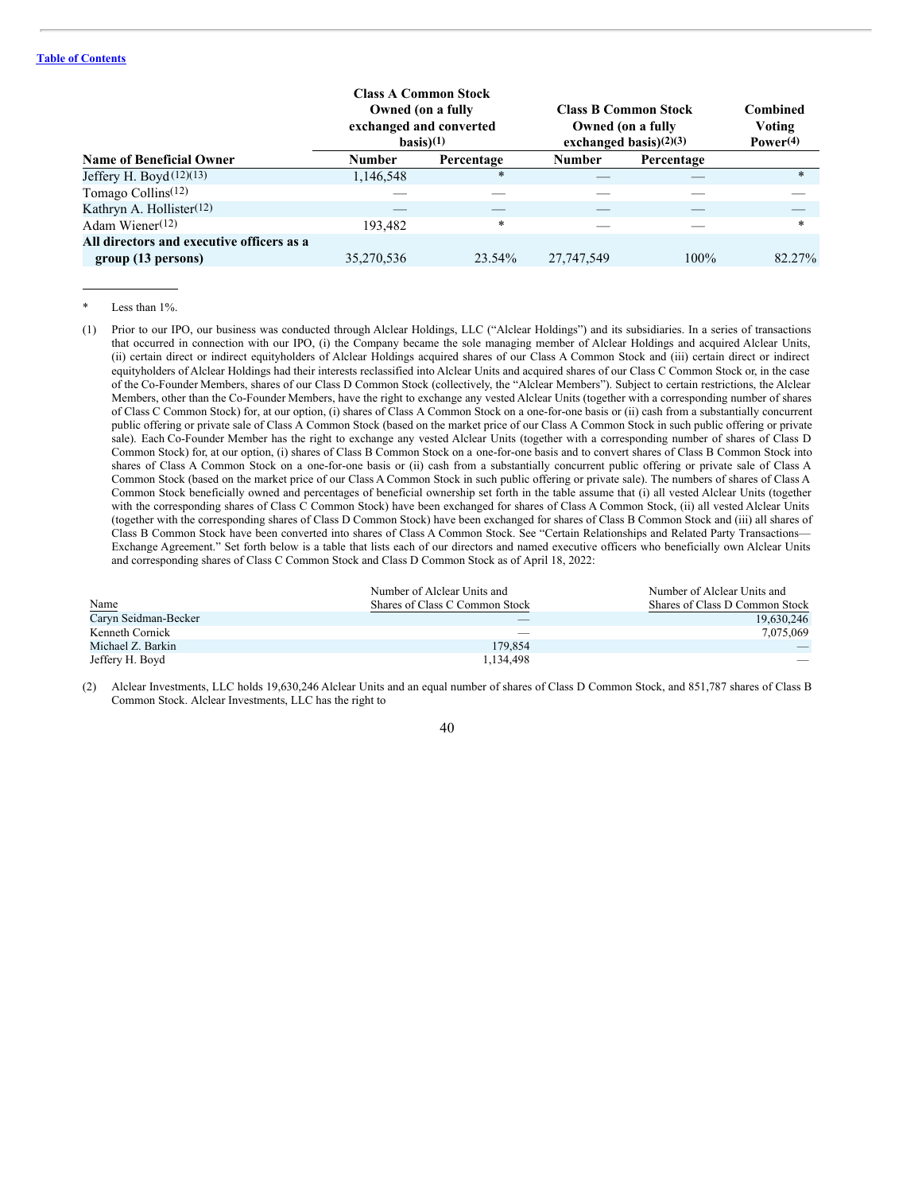| Name of Beneficial Owner | Class A Common Stock Owned (on a fully exchanged and converted basis)(1) | | Class B Common Stock Owned (on a fully exchanged basis)(2)(3) | | Combined Voting Power(4) |
|---|---|---|---|---|---|
| | Number | Percentage | Number | Percentage | |
| Jeffery H. Boyd(12)(13) | 1,146,548 | * | — | — | * |
| Tomago Collins(12) | — | — | — | — | — |
| Kathryn A. Hollister(12) | — | — | — | — | — |
| Adam Wiener(12) | 193,482 | * | — | — | * |
| **All directors and executive officers as a group (13 persons)** | 35,270,536 | 23.54% | 27,747,549 | 100% | 82.27% |

\* Less than 1%.

(1) Prior to our IPO, our business was conducted through Alclear Holdings, LLC ("Alclear Holdings") and its subsidiaries. In a series of transactions that occurred in connection with our IPO, (i) the Company became the sole managing member of Alclear Holdings and acquired Alclear Units, (ii) certain direct or indirect equityholders of Alclear Holdings acquired shares of our Class A Common Stock and (iii) certain direct or indirect equityholders of Alclear Holdings had their interests reclassified into Alclear Units and acquired shares of our Class C Common Stock or, in the case of the Co-Founder Members, shares of our Class D Common Stock (collectively, the "Alclear Members"). Subject to certain restrictions, the Alclear Members, other than the Co-Founder Members, have the right to exchange any vested Alclear Units (together with a corresponding number of shares of Class C Common Stock) for, at our option, (i) shares of Class A Common Stock on a one-for-one basis or (ii) cash from a substantially concurrent public offering or private sale of Class A Common Stock (based on the market price of our Class A Common Stock in such public offering or private sale). Each Co-Founder Member has the right to exchange any vested Alclear Units (together with a corresponding number of shares of Class D Common Stock) for, at our option, (i) shares of Class B Common Stock on a one-for-one basis and to convert shares of Class B Common Stock into shares of Class A Common Stock on a one-for-one basis or (ii) cash from a substantially concurrent public offering or private sale of Class A Common Stock (based on the market price of our Class A Common Stock in such public offering or private sale). The numbers of shares of Class A Common Stock beneficially owned and percentages of beneficial ownership set forth in the table assume that (i) all vested Alclear Units (together with the corresponding shares of Class C Common Stock) have been exchanged for shares of Class A Common Stock, (ii) all vested Alclear Units (together with the corresponding shares of Class D Common Stock) have been exchanged for shares of Class B Common Stock and (iii) all shares of Class B Common Stock have been converted into shares of Class A Common Stock. See "Certain Relationships and Related Party Transactions—Exchange Agreement." Set forth below is a table that lists each of our directors and named executive officers who beneficially own Alclear Units and corresponding shares of Class C Common Stock and Class D Common Stock as of April 18, 2022:

| Name | Number of Alclear Units and Shares of Class C Common Stock | Number of Alclear Units and Shares of Class D Common Stock |
|---|---|---|
| Caryn Seidman-Becker | — | 19,630,246 |
| Kenneth Cornick | — | 7,075,069 |
| Michael Z. Barkin | 179,854 | — |
| Jeffery H. Boyd | 1,134,498 | — |

(2) Alclear Investments, LLC holds 19,630,246 Alclear Units and an equal number of shares of Class D Common Stock, and 851,787 shares of Class B Common Stock. Alclear Investments, LLC has the right to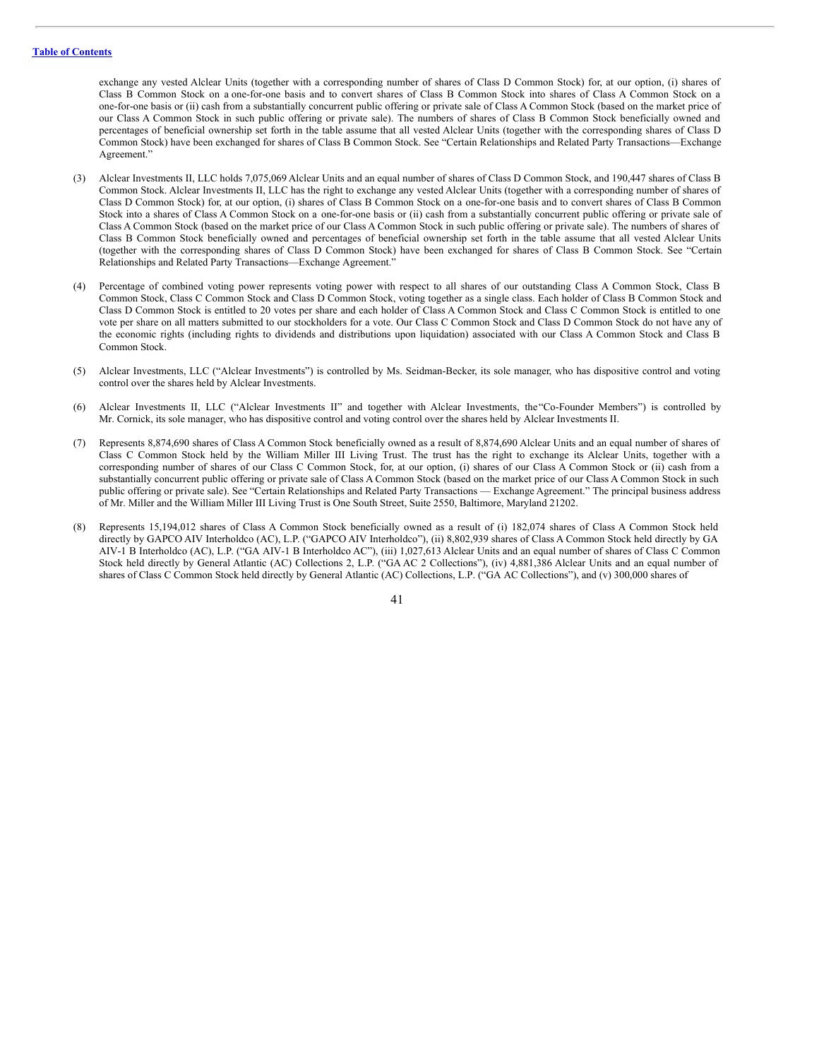exchange any vested Alclear Units (together with a corresponding number of shares of Class D Common Stock) for, at our option, (i) shares of Class B Common Stock on a one-for-one basis and to convert shares of Class B Common Stock into shares of Class A Common Stock on a one-for-one basis or (ii) cash from a substantially concurrent public offering or private sale of Class A Common Stock (based on the market price of our Class A Common Stock in such public offering or private sale). The numbers of shares of Class B Common Stock beneficially owned and percentages of beneficial ownership set forth in the table assume that all vested Alclear Units (together with the corresponding shares of Class D Common Stock) have been exchanged for shares of Class B Common Stock. See "Certain Relationships and Related Party Transactions—Exchange Agreement."

(3) Alclear Investments II, LLC holds 7,075,069 Alclear Units and an equal number of shares of Class D Common Stock, and 190,447 shares of Class B Common Stock. Alclear Investments II, LLC has the right to exchange any vested Alclear Units (together with a corresponding number of shares of Class D Common Stock) for, at our option, (i) shares of Class B Common Stock on a one-for-one basis and to convert shares of Class B Common Stock into a shares of Class A Common Stock on a one-for-one basis or (ii) cash from a substantially concurrent public offering or private sale of Class A Common Stock (based on the market price of our Class A Common Stock in such public offering or private sale). The numbers of shares of Class B Common Stock beneficially owned and percentages of beneficial ownership set forth in the table assume that all vested Alclear Units (together with the corresponding shares of Class D Common Stock) have been exchanged for shares of Class B Common Stock. See "Certain Relationships and Related Party Transactions—Exchange Agreement."

(4) Percentage of combined voting power represents voting power with respect to all shares of our outstanding Class A Common Stock, Class B Common Stock, Class C Common Stock and Class D Common Stock, voting together as a single class. Each holder of Class B Common Stock and Class D Common Stock is entitled to 20 votes per share and each holder of Class A Common Stock and Class C Common Stock is entitled to one vote per share on all matters submitted to our stockholders for a vote. Our Class C Common Stock and Class D Common Stock do not have any of the economic rights (including rights to dividends and distributions upon liquidation) associated with our Class A Common Stock and Class B Common Stock.

(5) Alclear Investments, LLC ("Alclear Investments") is controlled by Ms. Seidman-Becker, its sole manager, who has dispositive control and voting control over the shares held by Alclear Investments.

(6) Alclear Investments II, LLC ("Alclear Investments II" and together with Alclear Investments, the "Co-Founder Members") is controlled by Mr. Cornick, its sole manager, who has dispositive control and voting control over the shares held by Alclear Investments II.

(7) Represents 8,874,690 shares of Class A Common Stock beneficially owned as a result of 8,874,690 Alclear Units and an equal number of shares of Class C Common Stock held by the William Miller III Living Trust. The trust has the right to exchange its Alclear Units, together with a corresponding number of shares of our Class C Common Stock, for, at our option, (i) shares of our Class A Common Stock or (ii) cash from a substantially concurrent public offering or private sale of Class A Common Stock (based on the market price of our Class A Common Stock in such public offering or private sale). See "Certain Relationships and Related Party Transactions — Exchange Agreement." The principal business address of Mr. Miller and the William Miller III Living Trust is One South Street, Suite 2550, Baltimore, Maryland 21202.

(8) Represents 15,194,012 shares of Class A Common Stock beneficially owned as a result of (i) 182,074 shares of Class A Common Stock held directly by GAPCO AIV Interholdco (AC), L.P. ("GAPCO AIV Interholdco"), (ii) 8,802,939 shares of Class A Common Stock held directly by GA AIV-1 B Interholdco (AC), L.P. ("GA AIV-1 B Interholdco AC"), (iii) 1,027,613 Alclear Units and an equal number of shares of Class C Common Stock held directly by General Atlantic (AC) Collections 2, L.P. ("GA AC 2 Collections"), (iv) 4,881,386 Alclear Units and an equal number of shares of Class C Common Stock held directly by General Atlantic (AC) Collections, L.P. ("GA AC Collections"), and (v) 300,000 shares of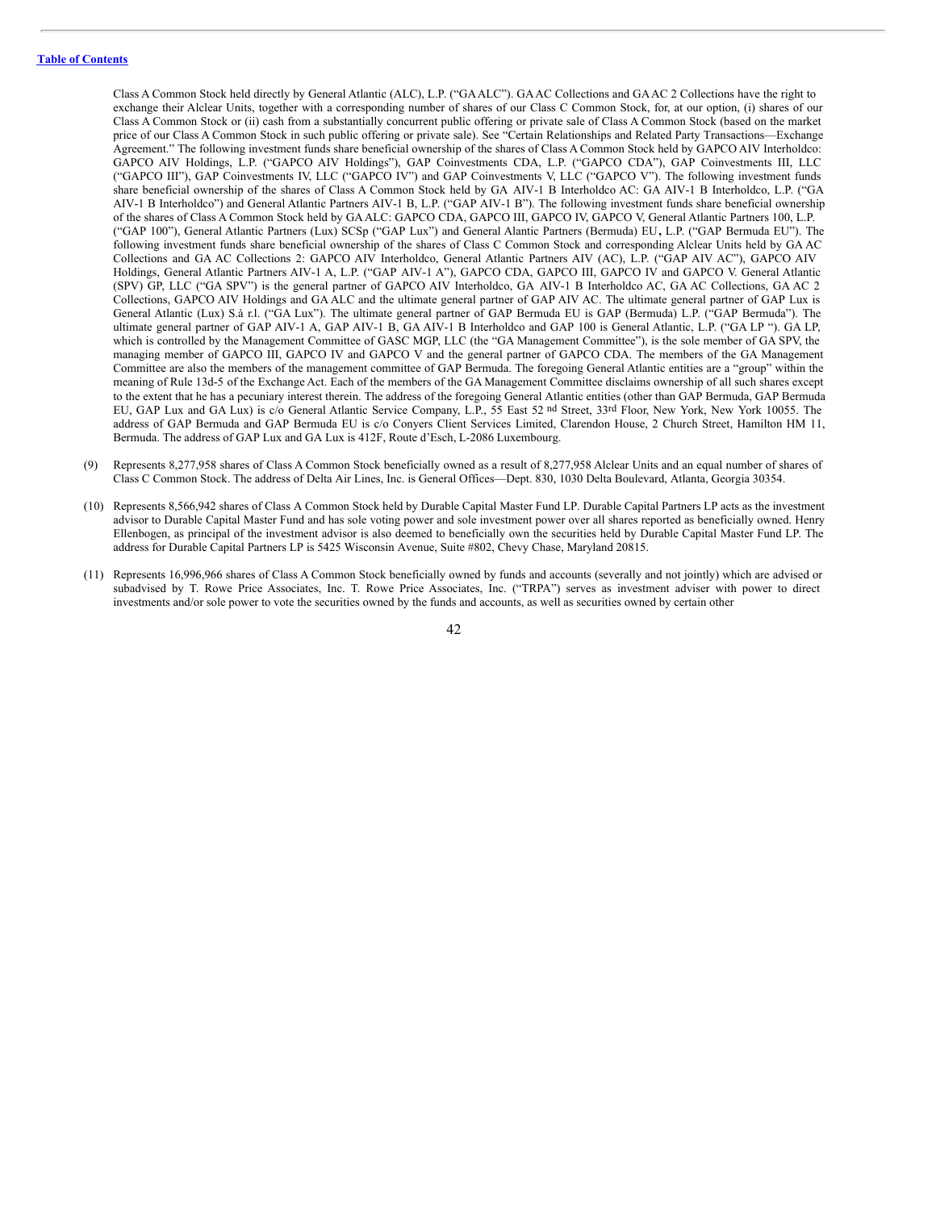Class A Common Stock held directly by General Atlantic (ALC), L.P. ("GA ALC"). GA AC Collections and GA AC 2 Collections have the right to exchange their Alclear Units, together with a corresponding number of shares of our Class C Common Stock, for, at our option, (i) shares of our Class A Common Stock or (ii) cash from a substantially concurrent public offering or private sale of Class A Common Stock (based on the market price of our Class A Common Stock in such public offering or private sale). See "Certain Relationships and Related Party Transactions—Exchange Agreement." The following investment funds share beneficial ownership of the shares of Class A Common Stock held by GAPCO AIV Interholdco: GAPCO AIV Holdings, L.P. ("GAPCO AIV Holdings"), GAP Coinvestments CDA, L.P. ("GAPCO CDA"), GAP Coinvestments III, LLC ("GAPCO III"), GAP Coinvestments IV, LLC ("GAPCO IV") and GAP Coinvestments V, LLC ("GAPCO V"). The following investment funds share beneficial ownership of the shares of Class A Common Stock held by GA AIV-1 B Interholdco AC: GA AIV-1 B Interholdco, L.P. ("GA AIV-1 B Interholdco") and General Atlantic Partners AIV-1 B, L.P. ("GAP AIV-1 B"). The following investment funds share beneficial ownership of the shares of Class A Common Stock held by GA ALC: GAPCO CDA, GAPCO III, GAPCO IV, GAPCO V, General Atlantic Partners 100, L.P. ("GAP 100"), General Atlantic Partners (Lux) SCSp ("GAP Lux") and General Alantic Partners (Bermuda) EU**,** L.P. ("GAP Bermuda EU"). The following investment funds share beneficial ownership of the shares of Class C Common Stock and corresponding Alclear Units held by GA AC Collections and GA AC Collections 2: GAPCO AIV Interholdco, General Atlantic Partners AIV (AC), L.P. ("GAP AIV AC"), GAPCO AIV Holdings, General Atlantic Partners AIV-1 A, L.P. ("GAP AIV-1 A"), GAPCO CDA, GAPCO III, GAPCO IV and GAPCO V. General Atlantic (SPV) GP, LLC ("GA SPV") is the general partner of GAPCO AIV Interholdco, GA AIV-1 B Interholdco AC, GA AC Collections, GA AC 2 Collections, GAPCO AIV Holdings and GA ALC and the ultimate general partner of GAP AIV AC. The ultimate general partner of GAP Lux is General Atlantic (Lux) S.à r.l. ("GA Lux"). The ultimate general partner of GAP Bermuda EU is GAP (Bermuda) L.P. ("GAP Bermuda"). The ultimate general partner of GAP AIV-1 A, GAP AIV-1 B, GA AIV-1 B Interholdco and GAP 100 is General Atlantic, L.P. ("GA LP "). GA LP, which is controlled by the Management Committee of GASC MGP, LLC (the "GA Management Committee"), is the sole member of GA SPV, the managing member of GAPCO III, GAPCO IV and GAPCO V and the general partner of GAPCO CDA. The members of the GA Management Committee are also the members of the management committee of GAP Bermuda. The foregoing General Atlantic entities are a "group" within the meaning of Rule 13d-5 of the Exchange Act. Each of the members of the GA Management Committee disclaims ownership of all such shares except to the extent that he has a pecuniary interest therein. The address of the foregoing General Atlantic entities (other than GAP Bermuda, GAP Bermuda EU, GAP Lux and GA Lux) is c/o General Atlantic Service Company, L.P., 55 East 52nd Street, 33rd Floor, New York, New York 10055. The address of GAP Bermuda and GAP Bermuda EU is c/o Conyers Client Services Limited, Clarendon House, 2 Church Street, Hamilton HM 11, Bermuda. The address of GAP Lux and GA Lux is 412F, Route d'Esch, L-2086 Luxembourg.

(9) Represents 8,277,958 shares of Class A Common Stock beneficially owned as a result of 8,277,958 Alclear Units and an equal number of shares of Class C Common Stock. The address of Delta Air Lines, Inc. is General Offices—Dept. 830, 1030 Delta Boulevard, Atlanta, Georgia 30354.

(10) Represents 8,566,942 shares of Class A Common Stock held by Durable Capital Master Fund LP. Durable Capital Partners LP acts as the investment advisor to Durable Capital Master Fund and has sole voting power and sole investment power over all shares reported as beneficially owned. Henry Ellenbogen, as principal of the investment advisor is also deemed to beneficially own the securities held by Durable Capital Master Fund LP. The address for Durable Capital Partners LP is 5425 Wisconsin Avenue, Suite #802, Chevy Chase, Maryland 20815.

(11) Represents 16,996,966 shares of Class A Common Stock beneficially owned by funds and accounts (severally and not jointly) which are advised or subadvised by T. Rowe Price Associates, Inc. T. Rowe Price Associates, Inc. ("TRPA") serves as investment adviser with power to direct investments and/or sole power to vote the securities owned by the funds and accounts, as well as securities owned by certain other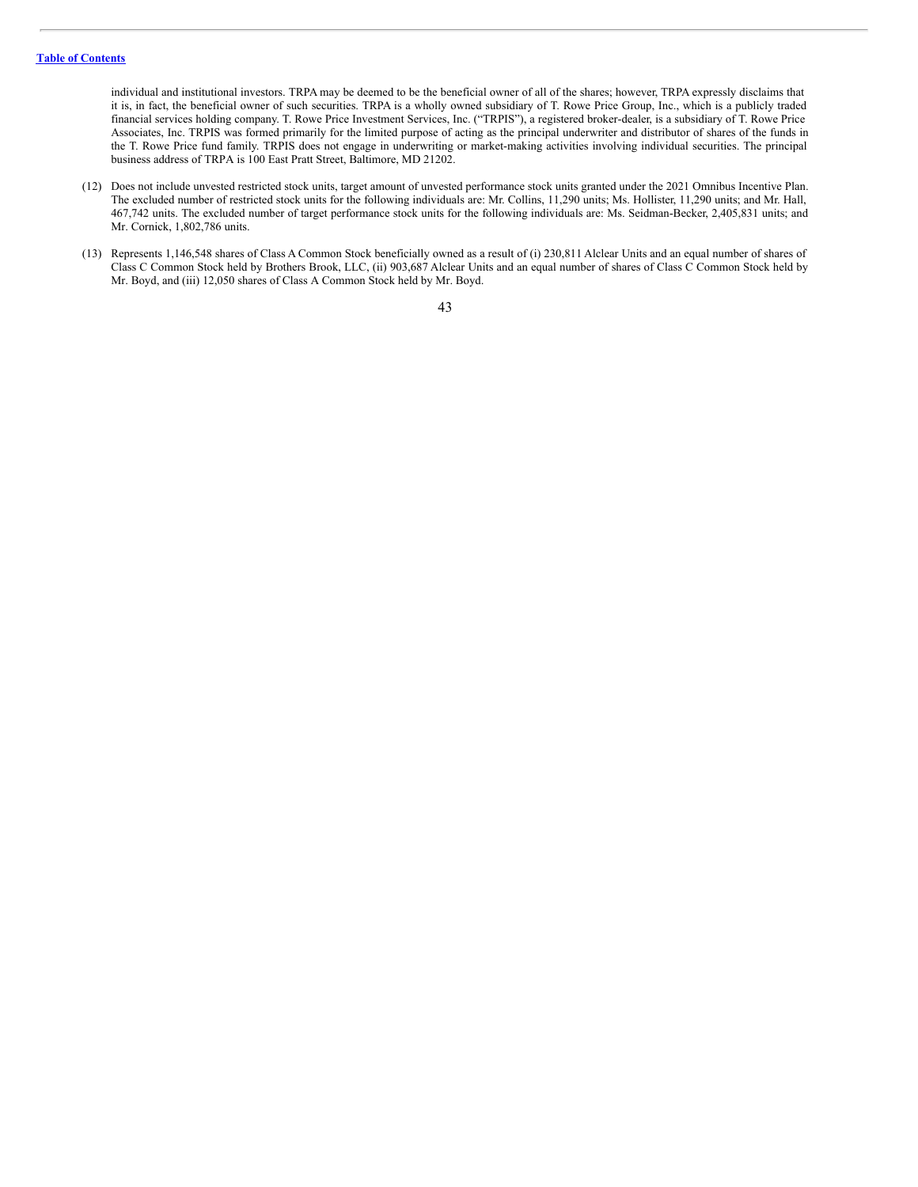individual and institutional investors. TRPA may be deemed to be the beneficial owner of all of the shares; however, TRPA expressly disclaims that it is, in fact, the beneficial owner of such securities. TRPA is a wholly owned subsidiary of T. Rowe Price Group, Inc., which is a publicly traded financial services holding company. T. Rowe Price Investment Services, Inc. ("TRPIS"), a registered broker-dealer, is a subsidiary of T. Rowe Price Associates, Inc. TRPIS was formed primarily for the limited purpose of acting as the principal underwriter and distributor of shares of the funds in the T. Rowe Price fund family. TRPIS does not engage in underwriting or market-making activities involving individual securities. The principal business address of TRPA is 100 East Pratt Street, Baltimore, MD 21202.

(12) Does not include unvested restricted stock units, target amount of unvested performance stock units granted under the 2021 Omnibus Incentive Plan. The excluded number of restricted stock units for the following individuals are: Mr. Collins, 11,290 units; Ms. Hollister, 11,290 units; and Mr. Hall, 467,742 units. The excluded number of target performance stock units for the following individuals are: Ms. Seidman-Becker, 2,405,831 units; and Mr. Cornick, 1,802,786 units.

(13) Represents 1,146,548 shares of Class A Common Stock beneficially owned as a result of (i) 230,811 Alclear Units and an equal number of shares of Class C Common Stock held by Brothers Brook, LLC, (ii) 903,687 Alclear Units and an equal number of shares of Class C Common Stock held by Mr. Boyd, and (iii) 12,050 shares of Class A Common Stock held by Mr. Boyd.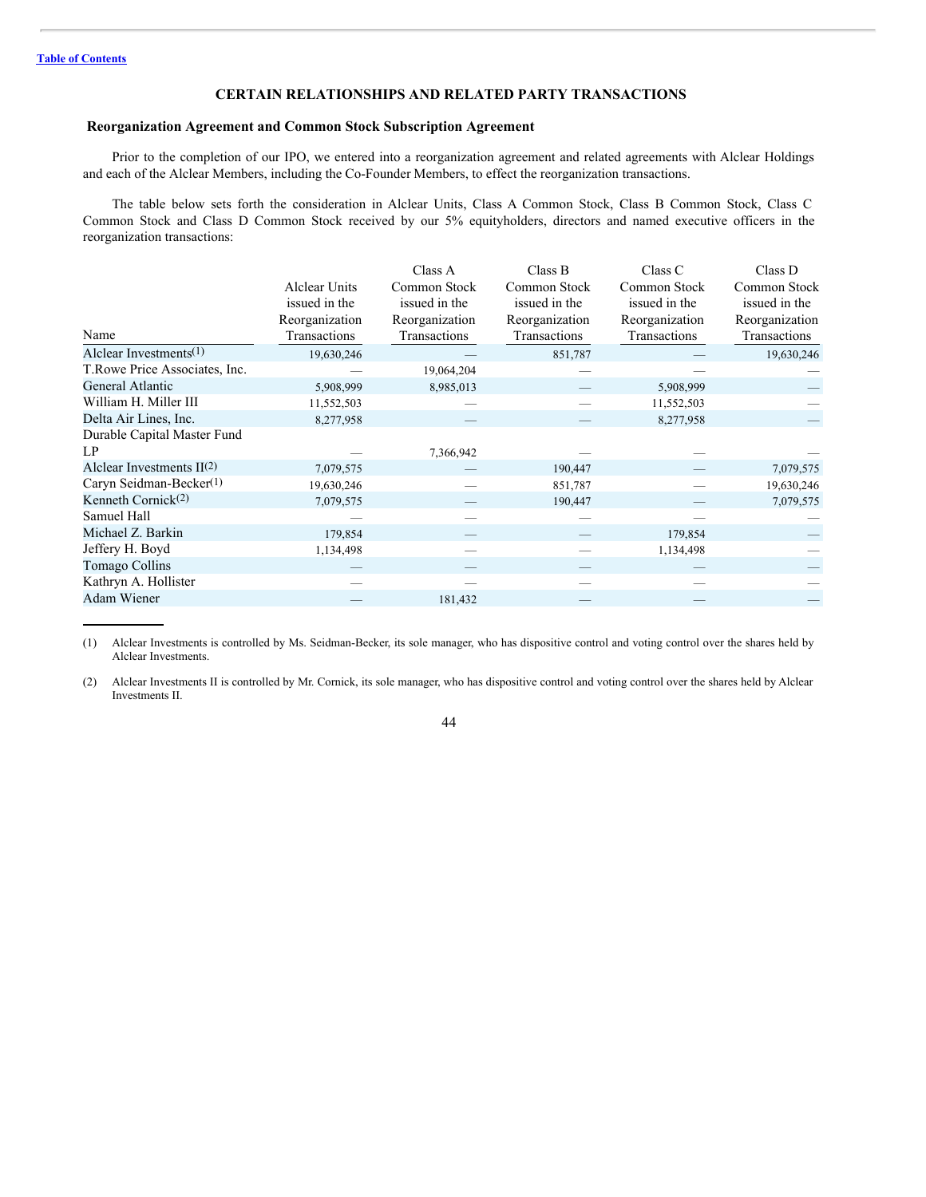[Table of Contents](#)

## CERTAIN RELATIONSHIPS AND RELATED PARTY TRANSACTIONS

### Reorganization Agreement and Common Stock Subscription Agreement

Prior to the completion of our IPO, we entered into a reorganization agreement and related agreements with Alclear Holdings and each of the Alclear Members, including the Co-Founder Members, to effect the reorganization transactions.

The table below sets forth the consideration in Alclear Units, Class A Common Stock, Class B Common Stock, Class C Common Stock and Class D Common Stock received by our 5% equityholders, directors and named executive officers in the reorganization transactions:

| Name | Alclear Units issued in the Reorganization Transactions | Class A Common Stock issued in the Reorganization Transactions | Class B Common Stock issued in the Reorganization Transactions | Class C Common Stock issued in the Reorganization Transactions | Class D Common Stock issued in the Reorganization Transactions |
|---|---|---|---|---|---|
| Alclear Investments[(1)] | 19,630,246 | — | 851,787 | — | 19,630,246 |
| T.Rowe Price Associates, Inc. | — | 19,064,204 | — | — | — |
| General Atlantic | 5,908,999 | 8,985,013 | — | 5,908,999 | — |
| William H. Miller III | 11,552,503 | — | — | 11,552,503 | — |
| Delta Air Lines, Inc. | 8,277,958 | — | — | 8,277,958 | — |
| Durable Capital Master Fund LP | — | 7,366,942 | — | — | — |
| Alclear Investments II[(2)] | 7,079,575 | — | 190,447 | — | 7,079,575 |
| Caryn Seidman-Becker[(1)] | 19,630,246 | — | 851,787 | — | 19,630,246 |
| Kenneth Cornick[(2)] | 7,079,575 | — | 190,447 | — | 7,079,575 |
| Samuel Hall | — | — | — | — | — |
| Michael Z. Barkin | 179,854 | — | — | 179,854 | — |
| Jeffery H. Boyd | 1,134,498 | — | — | 1,134,498 | — |
| Tomago Collins | — | — | — | — | — |
| Kathryn A. Hollister | — | — | — | — | — |
| Adam Wiener | — | 181,432 | — | — | — |

(1) Alclear Investments is controlled by Ms. Seidman-Becker, its sole manager, who has dispositive control and voting control over the shares held by Alclear Investments.

(2) Alclear Investments II is controlled by Mr. Cornick, its sole manager, who has dispositive control and voting control over the shares held by Alclear Investments II.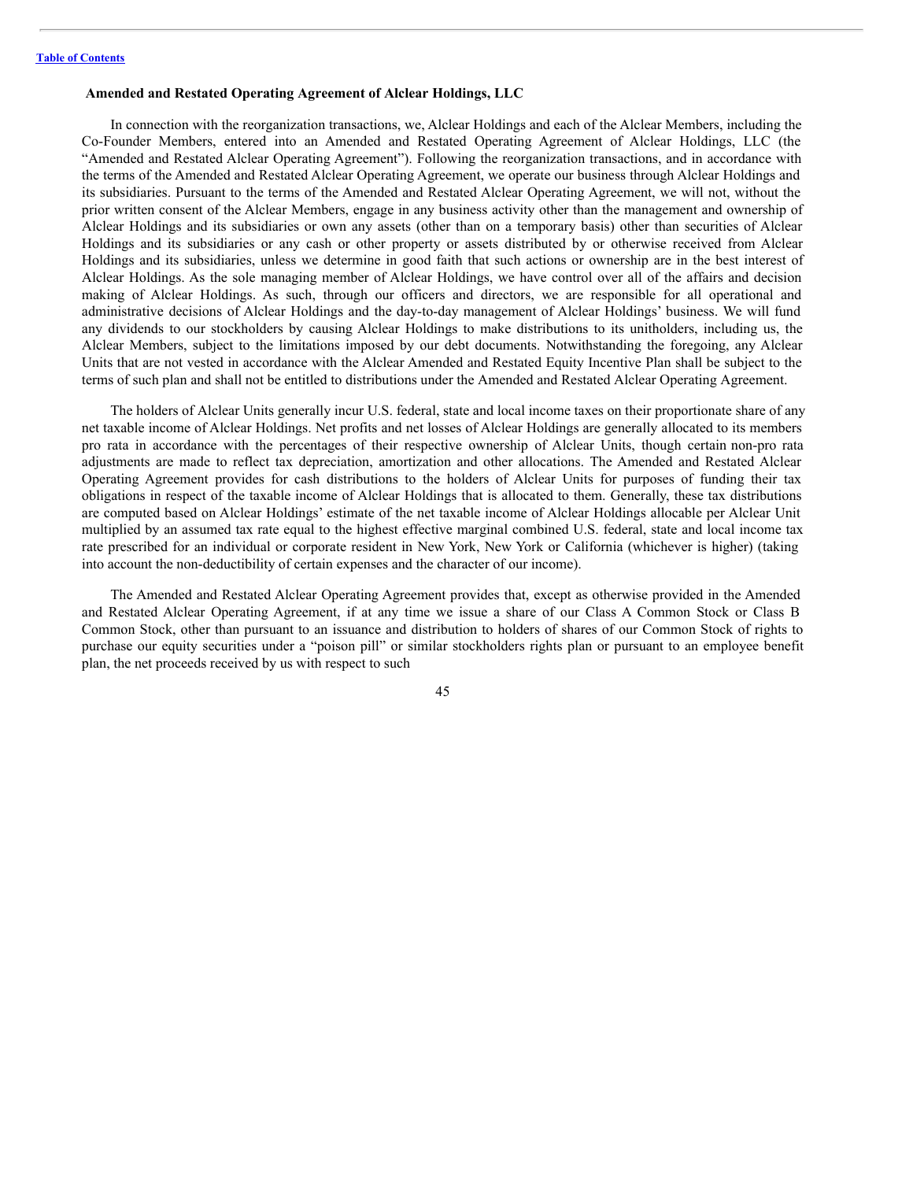[Table of Contents](#)

### Amended and Restated Operating Agreement of Alclear Holdings, LLC

In connection with the reorganization transactions, we, Alclear Holdings and each of the Alclear Members, including the Co-Founder Members, entered into an Amended and Restated Operating Agreement of Alclear Holdings, LLC (the "Amended and Restated Alclear Operating Agreement"). Following the reorganization transactions, and in accordance with the terms of the Amended and Restated Alclear Operating Agreement, we operate our business through Alclear Holdings and its subsidiaries. Pursuant to the terms of the Amended and Restated Alclear Operating Agreement, we will not, without the prior written consent of the Alclear Members, engage in any business activity other than the management and ownership of Alclear Holdings and its subsidiaries or own any assets (other than on a temporary basis) other than securities of Alclear Holdings and its subsidiaries or any cash or other property or assets distributed by or otherwise received from Alclear Holdings and its subsidiaries, unless we determine in good faith that such actions or ownership are in the best interest of Alclear Holdings. As the sole managing member of Alclear Holdings, we have control over all of the affairs and decision making of Alclear Holdings. As such, through our officers and directors, we are responsible for all operational and administrative decisions of Alclear Holdings and the day-to-day management of Alclear Holdings' business. We will fund any dividends to our stockholders by causing Alclear Holdings to make distributions to its unitholders, including us, the Alclear Members, subject to the limitations imposed by our debt documents. Notwithstanding the foregoing, any Alclear Units that are not vested in accordance with the Alclear Amended and Restated Equity Incentive Plan shall be subject to the terms of such plan and shall not be entitled to distributions under the Amended and Restated Alclear Operating Agreement.

The holders of Alclear Units generally incur U.S. federal, state and local income taxes on their proportionate share of any net taxable income of Alclear Holdings. Net profits and net losses of Alclear Holdings are generally allocated to its members pro rata in accordance with the percentages of their respective ownership of Alclear Units, though certain non-pro rata adjustments are made to reflect tax depreciation, amortization and other allocations. The Amended and Restated Alclear Operating Agreement provides for cash distributions to the holders of Alclear Units for purposes of funding their tax obligations in respect of the taxable income of Alclear Holdings that is allocated to them. Generally, these tax distributions are computed based on Alclear Holdings' estimate of the net taxable income of Alclear Holdings allocable per Alclear Unit multiplied by an assumed tax rate equal to the highest effective marginal combined U.S. federal, state and local income tax rate prescribed for an individual or corporate resident in New York, New York or California (whichever is higher) (taking into account the non-deductibility of certain expenses and the character of our income).

The Amended and Restated Alclear Operating Agreement provides that, except as otherwise provided in the Amended and Restated Alclear Operating Agreement, if at any time we issue a share of our Class A Common Stock or Class B Common Stock, other than pursuant to an issuance and distribution to holders of shares of our Common Stock of rights to purchase our equity securities under a "poison pill" or similar stockholders rights plan or pursuant to an employee benefit plan, the net proceeds received by us with respect to such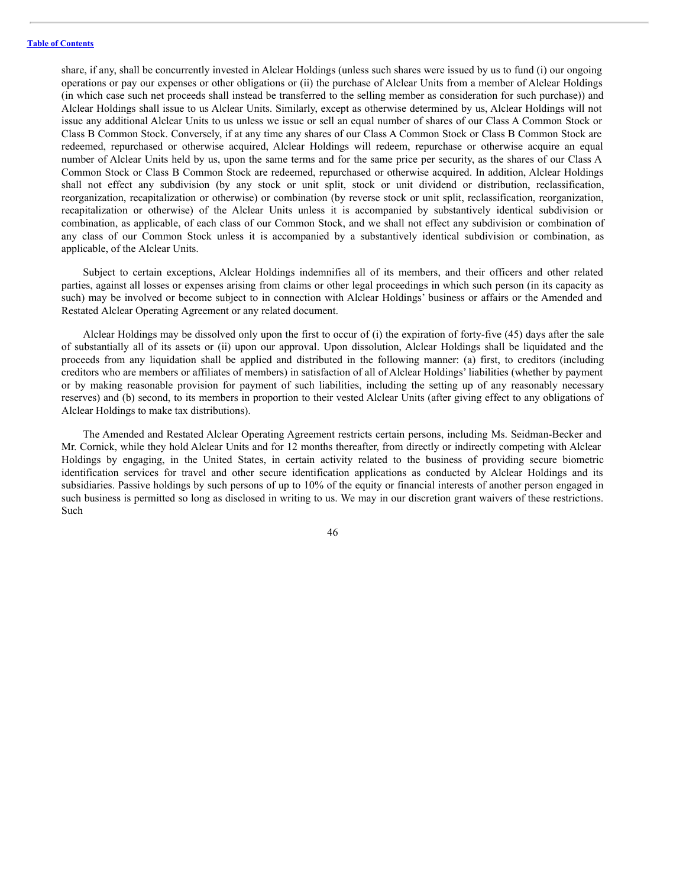share, if any, shall be concurrently invested in Alclear Holdings (unless such shares were issued by us to fund (i) our ongoing operations or pay our expenses or other obligations or (ii) the purchase of Alclear Units from a member of Alclear Holdings (in which case such net proceeds shall instead be transferred to the selling member as consideration for such purchase)) and Alclear Holdings shall issue to us Alclear Units. Similarly, except as otherwise determined by us, Alclear Holdings will not issue any additional Alclear Units to us unless we issue or sell an equal number of shares of our Class A Common Stock or Class B Common Stock. Conversely, if at any time any shares of our Class A Common Stock or Class B Common Stock are redeemed, repurchased or otherwise acquired, Alclear Holdings will redeem, repurchase or otherwise acquire an equal number of Alclear Units held by us, upon the same terms and for the same price per security, as the shares of our Class A Common Stock or Class B Common Stock are redeemed, repurchased or otherwise acquired. In addition, Alclear Holdings shall not effect any subdivision (by any stock or unit split, stock or unit dividend or distribution, reclassification, reorganization, recapitalization or otherwise) or combination (by reverse stock or unit split, reclassification, reorganization, recapitalization or otherwise) of the Alclear Units unless it is accompanied by substantively identical subdivision or combination, as applicable, of each class of our Common Stock, and we shall not effect any subdivision or combination of any class of our Common Stock unless it is accompanied by a substantively identical subdivision or combination, as applicable, of the Alclear Units.

Subject to certain exceptions, Alclear Holdings indemnifies all of its members, and their officers and other related parties, against all losses or expenses arising from claims or other legal proceedings in which such person (in its capacity as such) may be involved or become subject to in connection with Alclear Holdings' business or affairs or the Amended and Restated Alclear Operating Agreement or any related document.

Alclear Holdings may be dissolved only upon the first to occur of (i) the expiration of forty-five (45) days after the sale of substantially all of its assets or (ii) upon our approval. Upon dissolution, Alclear Holdings shall be liquidated and the proceeds from any liquidation shall be applied and distributed in the following manner: (a) first, to creditors (including creditors who are members or affiliates of members) in satisfaction of all of Alclear Holdings' liabilities (whether by payment or by making reasonable provision for payment of such liabilities, including the setting up of any reasonably necessary reserves) and (b) second, to its members in proportion to their vested Alclear Units (after giving effect to any obligations of Alclear Holdings to make tax distributions).

The Amended and Restated Alclear Operating Agreement restricts certain persons, including Ms. Seidman-Becker and Mr. Cornick, while they hold Alclear Units and for 12 months thereafter, from directly or indirectly competing with Alclear Holdings by engaging, in the United States, in certain activity related to the business of providing secure biometric identification services for travel and other secure identification applications as conducted by Alclear Holdings and its subsidiaries. Passive holdings by such persons of up to 10% of the equity or financial interests of another person engaged in such business is permitted so long as disclosed in writing to us. We may in our discretion grant waivers of these restrictions. Such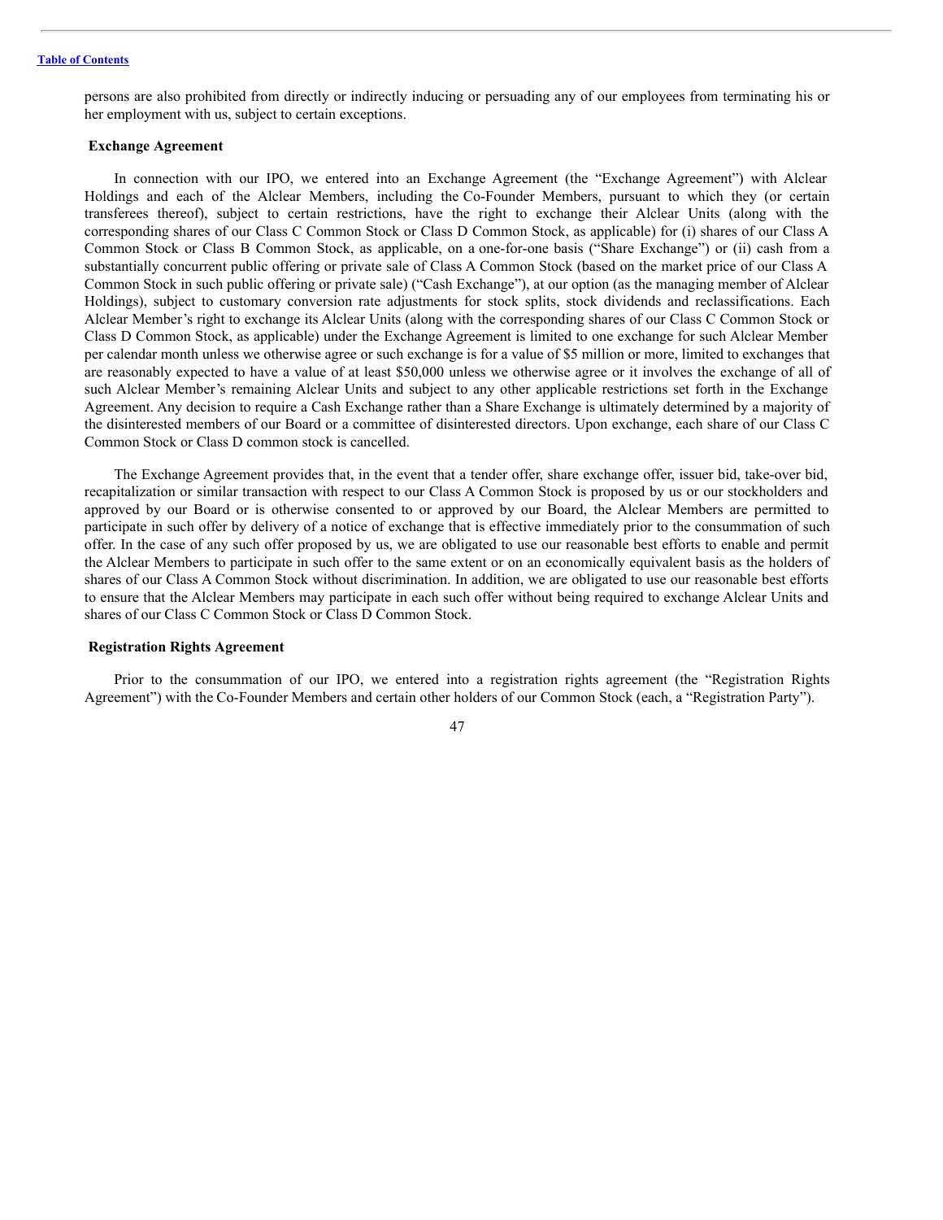persons are also prohibited from directly or indirectly inducing or persuading any of our employees from terminating his or her employment with us, subject to certain exceptions.

**Exchange Agreement**

In connection with our IPO, we entered into an Exchange Agreement (the "Exchange Agreement") with Alclear Holdings and each of the Alclear Members, including the Co-Founder Members, pursuant to which they (or certain transferees thereof), subject to certain restrictions, have the right to exchange their Alclear Units (along with the corresponding shares of our Class C Common Stock or Class D Common Stock, as applicable) for (i) shares of our Class A Common Stock or Class B Common Stock, as applicable, on a one-for-one basis ("Share Exchange") or (ii) cash from a substantially concurrent public offering or private sale of Class A Common Stock (based on the market price of our Class A Common Stock in such public offering or private sale) ("Cash Exchange"), at our option (as the managing member of Alclear Holdings), subject to customary conversion rate adjustments for stock splits, stock dividends and reclassifications. Each Alclear Member's right to exchange its Alclear Units (along with the corresponding shares of our Class C Common Stock or Class D Common Stock, as applicable) under the Exchange Agreement is limited to one exchange for such Alclear Member per calendar month unless we otherwise agree or such exchange is for a value of $5 million or more, limited to exchanges that are reasonably expected to have a value of at least $50,000 unless we otherwise agree or it involves the exchange of all of such Alclear Member's remaining Alclear Units and subject to any other applicable restrictions set forth in the Exchange Agreement. Any decision to require a Cash Exchange rather than a Share Exchange is ultimately determined by a majority of the disinterested members of our Board or a committee of disinterested directors. Upon exchange, each share of our Class C Common Stock or Class D common stock is cancelled.

The Exchange Agreement provides that, in the event that a tender offer, share exchange offer, issuer bid, take-over bid, recapitalization or similar transaction with respect to our Class A Common Stock is proposed by us or our stockholders and approved by our Board or is otherwise consented to or approved by our Board, the Alclear Members are permitted to participate in such offer by delivery of a notice of exchange that is effective immediately prior to the consummation of such offer. In the case of any such offer proposed by us, we are obligated to use our reasonable best efforts to enable and permit the Alclear Members to participate in such offer to the same extent or on an economically equivalent basis as the holders of shares of our Class A Common Stock without discrimination. In addition, we are obligated to use our reasonable best efforts to ensure that the Alclear Members may participate in each such offer without being required to exchange Alclear Units and shares of our Class C Common Stock or Class D Common Stock.

**Registration Rights Agreement**

Prior to the consummation of our IPO, we entered into a registration rights agreement (the "Registration Rights Agreement") with the Co-Founder Members and certain other holders of our Common Stock (each, a "Registration Party").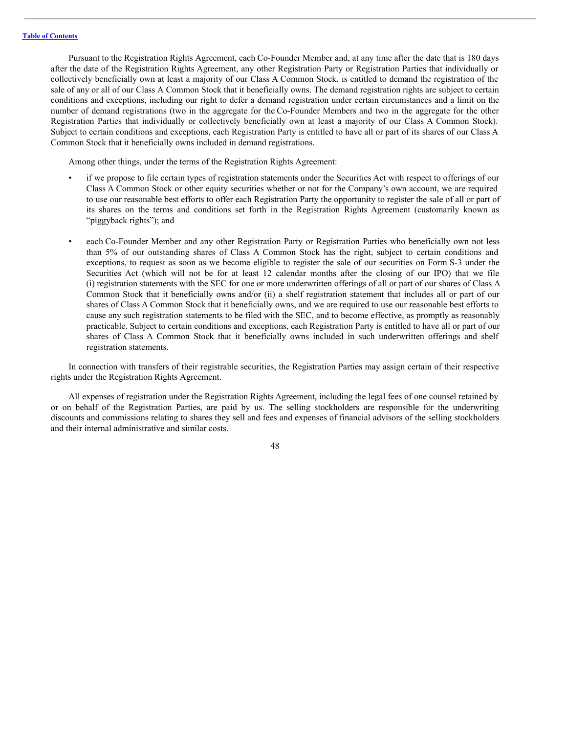Pursuant to the Registration Rights Agreement, each Co-Founder Member and, at any time after the date that is 180 days after the date of the Registration Rights Agreement, any other Registration Party or Registration Parties that individually or collectively beneficially own at least a majority of our Class A Common Stock, is entitled to demand the registration of the sale of any or all of our Class A Common Stock that it beneficially owns. The demand registration rights are subject to certain conditions and exceptions, including our right to defer a demand registration under certain circumstances and a limit on the number of demand registrations (two in the aggregate for the Co-Founder Members and two in the aggregate for the other Registration Parties that individually or collectively beneficially own at least a majority of our Class A Common Stock). Subject to certain conditions and exceptions, each Registration Party is entitled to have all or part of its shares of our Class A Common Stock that it beneficially owns included in demand registrations.

Among other things, under the terms of the Registration Rights Agreement:

- if we propose to file certain types of registration statements under the Securities Act with respect to offerings of our Class A Common Stock or other equity securities whether or not for the Company's own account, we are required to use our reasonable best efforts to offer each Registration Party the opportunity to register the sale of all or part of its shares on the terms and conditions set forth in the Registration Rights Agreement (customarily known as "piggyback rights"); and

- each Co-Founder Member and any other Registration Party or Registration Parties who beneficially own not less than 5% of our outstanding shares of Class A Common Stock has the right, subject to certain conditions and exceptions, to request as soon as we become eligible to register the sale of our securities on Form S-3 under the Securities Act (which will not be for at least 12 calendar months after the closing of our IPO) that we file (i) registration statements with the SEC for one or more underwritten offerings of all or part of our shares of Class A Common Stock that it beneficially owns and/or (ii) a shelf registration statement that includes all or part of our shares of Class A Common Stock that it beneficially owns, and we are required to use our reasonable best efforts to cause any such registration statements to be filed with the SEC, and to become effective, as promptly as reasonably practicable. Subject to certain conditions and exceptions, each Registration Party is entitled to have all or part of our shares of Class A Common Stock that it beneficially owns included in such underwritten offerings and shelf registration statements.

In connection with transfers of their registrable securities, the Registration Parties may assign certain of their respective rights under the Registration Rights Agreement.

All expenses of registration under the Registration Rights Agreement, including the legal fees of one counsel retained by or on behalf of the Registration Parties, are paid by us. The selling stockholders are responsible for the underwriting discounts and commissions relating to shares they sell and fees and expenses of financial advisors of the selling stockholders and their internal administrative and similar costs.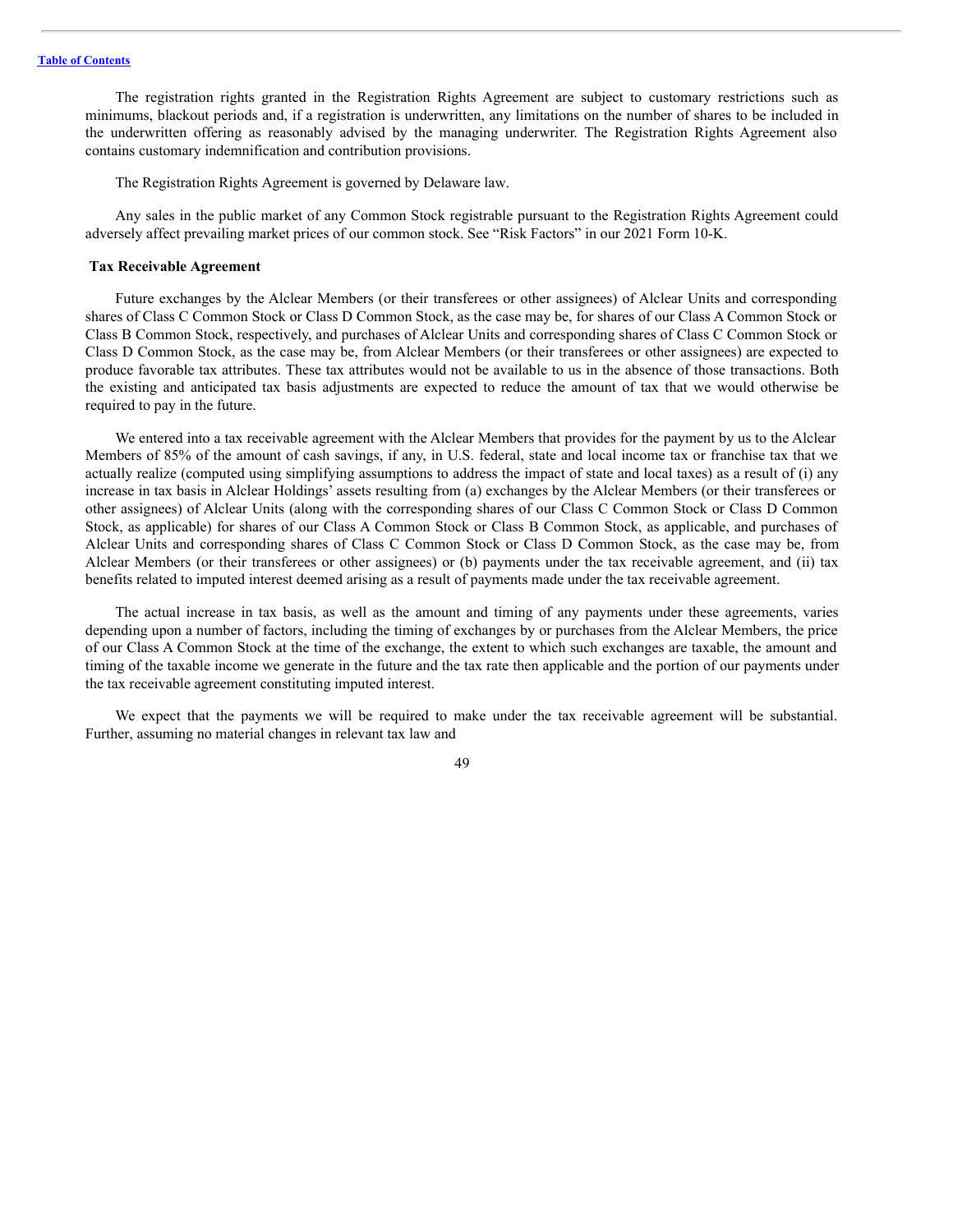The registration rights granted in the Registration Rights Agreement are subject to customary restrictions such as minimums, blackout periods and, if a registration is underwritten, any limitations on the number of shares to be included in the underwritten offering as reasonably advised by the managing underwriter. The Registration Rights Agreement also contains customary indemnification and contribution provisions.

The Registration Rights Agreement is governed by Delaware law.

Any sales in the public market of any Common Stock registrable pursuant to the Registration Rights Agreement could adversely affect prevailing market prices of our common stock. See "Risk Factors" in our 2021 Form 10-K.

**Tax Receivable Agreement**

Future exchanges by the Alclear Members (or their transferees or other assignees) of Alclear Units and corresponding shares of Class C Common Stock or Class D Common Stock, as the case may be, for shares of our Class A Common Stock or Class B Common Stock, respectively, and purchases of Alclear Units and corresponding shares of Class C Common Stock or Class D Common Stock, as the case may be, from Alclear Members (or their transferees or other assignees) are expected to produce favorable tax attributes. These tax attributes would not be available to us in the absence of those transactions. Both the existing and anticipated tax basis adjustments are expected to reduce the amount of tax that we would otherwise be required to pay in the future.

We entered into a tax receivable agreement with the Alclear Members that provides for the payment by us to the Alclear Members of 85% of the amount of cash savings, if any, in U.S. federal, state and local income tax or franchise tax that we actually realize (computed using simplifying assumptions to address the impact of state and local taxes) as a result of (i) any increase in tax basis in Alclear Holdings' assets resulting from (a) exchanges by the Alclear Members (or their transferees or other assignees) of Alclear Units (along with the corresponding shares of our Class C Common Stock or Class D Common Stock, as applicable) for shares of our Class A Common Stock or Class B Common Stock, as applicable, and purchases of Alclear Units and corresponding shares of Class C Common Stock or Class D Common Stock, as the case may be, from Alclear Members (or their transferees or other assignees) or (b) payments under the tax receivable agreement, and (ii) tax benefits related to imputed interest deemed arising as a result of payments made under the tax receivable agreement.

The actual increase in tax basis, as well as the amount and timing of any payments under these agreements, varies depending upon a number of factors, including the timing of exchanges by or purchases from the Alclear Members, the price of our Class A Common Stock at the time of the exchange, the extent to which such exchanges are taxable, the amount and timing of the taxable income we generate in the future and the tax rate then applicable and the portion of our payments under the tax receivable agreement constituting imputed interest.

We expect that the payments we will be required to make under the tax receivable agreement will be substantial. Further, assuming no material changes in relevant tax law and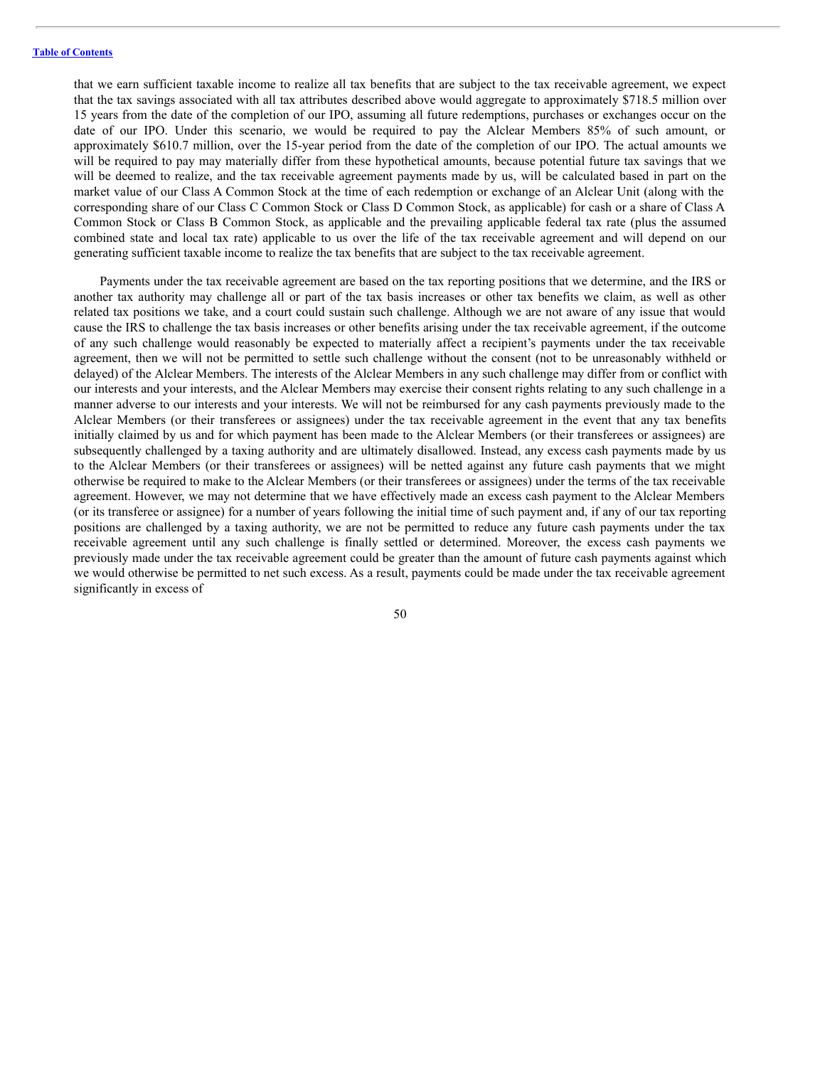that we earn sufficient taxable income to realize all tax benefits that are subject to the tax receivable agreement, we expect that the tax savings associated with all tax attributes described above would aggregate to approximately $718.5 million over 15 years from the date of the completion of our IPO, assuming all future redemptions, purchases or exchanges occur on the date of our IPO. Under this scenario, we would be required to pay the Alclear Members 85% of such amount, or approximately $610.7 million, over the 15-year period from the date of the completion of our IPO. The actual amounts we will be required to pay may materially differ from these hypothetical amounts, because potential future tax savings that we will be deemed to realize, and the tax receivable agreement payments made by us, will be calculated based in part on the market value of our Class A Common Stock at the time of each redemption or exchange of an Alclear Unit (along with the corresponding share of our Class C Common Stock or Class D Common Stock, as applicable) for cash or a share of Class A Common Stock or Class B Common Stock, as applicable and the prevailing applicable federal tax rate (plus the assumed combined state and local tax rate) applicable to us over the life of the tax receivable agreement and will depend on our generating sufficient taxable income to realize the tax benefits that are subject to the tax receivable agreement.

Payments under the tax receivable agreement are based on the tax reporting positions that we determine, and the IRS or another tax authority may challenge all or part of the tax basis increases or other tax benefits we claim, as well as other related tax positions we take, and a court could sustain such challenge. Although we are not aware of any issue that would cause the IRS to challenge the tax basis increases or other benefits arising under the tax receivable agreement, if the outcome of any such challenge would reasonably be expected to materially affect a recipient's payments under the tax receivable agreement, then we will not be permitted to settle such challenge without the consent (not to be unreasonably withheld or delayed) of the Alclear Members. The interests of the Alclear Members in any such challenge may differ from or conflict with our interests and your interests, and the Alclear Members may exercise their consent rights relating to any such challenge in a manner adverse to our interests and your interests. We will not be reimbursed for any cash payments previously made to the Alclear Members (or their transferees or assignees) under the tax receivable agreement in the event that any tax benefits initially claimed by us and for which payment has been made to the Alclear Members (or their transferees or assignees) are subsequently challenged by a taxing authority and are ultimately disallowed. Instead, any excess cash payments made by us to the Alclear Members (or their transferees or assignees) will be netted against any future cash payments that we might otherwise be required to make to the Alclear Members (or their transferees or assignees) under the terms of the tax receivable agreement. However, we may not determine that we have effectively made an excess cash payment to the Alclear Members (or its transferee or assignee) for a number of years following the initial time of such payment and, if any of our tax reporting positions are challenged by a taxing authority, we are not be permitted to reduce any future cash payments under the tax receivable agreement until any such challenge is finally settled or determined. Moreover, the excess cash payments we previously made under the tax receivable agreement could be greater than the amount of future cash payments against which we would otherwise be permitted to net such excess. As a result, payments could be made under the tax receivable agreement significantly in excess of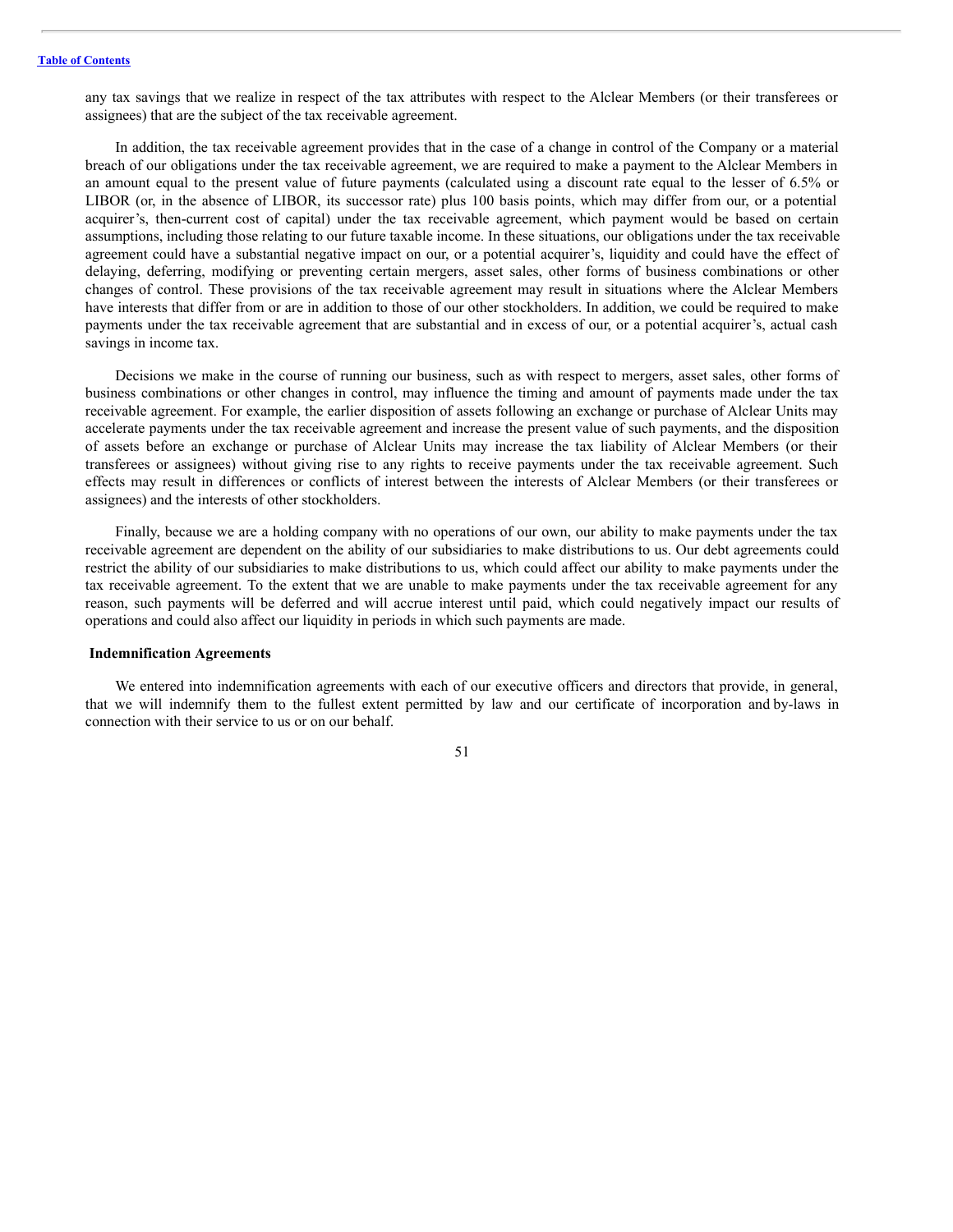any tax savings that we realize in respect of the tax attributes with respect to the Alclear Members (or their transferees or assignees) that are the subject of the tax receivable agreement.

In addition, the tax receivable agreement provides that in the case of a change in control of the Company or a material breach of our obligations under the tax receivable agreement, we are required to make a payment to the Alclear Members in an amount equal to the present value of future payments (calculated using a discount rate equal to the lesser of 6.5% or LIBOR (or, in the absence of LIBOR, its successor rate) plus 100 basis points, which may differ from our, or a potential acquirer's, then-current cost of capital) under the tax receivable agreement, which payment would be based on certain assumptions, including those relating to our future taxable income. In these situations, our obligations under the tax receivable agreement could have a substantial negative impact on our, or a potential acquirer's, liquidity and could have the effect of delaying, deferring, modifying or preventing certain mergers, asset sales, other forms of business combinations or other changes of control. These provisions of the tax receivable agreement may result in situations where the Alclear Members have interests that differ from or are in addition to those of our other stockholders. In addition, we could be required to make payments under the tax receivable agreement that are substantial and in excess of our, or a potential acquirer's, actual cash savings in income tax.

Decisions we make in the course of running our business, such as with respect to mergers, asset sales, other forms of business combinations or other changes in control, may influence the timing and amount of payments made under the tax receivable agreement. For example, the earlier disposition of assets following an exchange or purchase of Alclear Units may accelerate payments under the tax receivable agreement and increase the present value of such payments, and the disposition of assets before an exchange or purchase of Alclear Units may increase the tax liability of Alclear Members (or their transferees or assignees) without giving rise to any rights to receive payments under the tax receivable agreement. Such effects may result in differences or conflicts of interest between the interests of Alclear Members (or their transferees or assignees) and the interests of other stockholders.

Finally, because we are a holding company with no operations of our own, our ability to make payments under the tax receivable agreement are dependent on the ability of our subsidiaries to make distributions to us. Our debt agreements could restrict the ability of our subsidiaries to make distributions to us, which could affect our ability to make payments under the tax receivable agreement. To the extent that we are unable to make payments under the tax receivable agreement for any reason, such payments will be deferred and will accrue interest until paid, which could negatively impact our results of operations and could also affect our liquidity in periods in which such payments are made.

**Indemnification Agreements**

We entered into indemnification agreements with each of our executive officers and directors that provide, in general, that we will indemnify them to the fullest extent permitted by law and our certificate of incorporation and by-laws in connection with their service to us or on our behalf.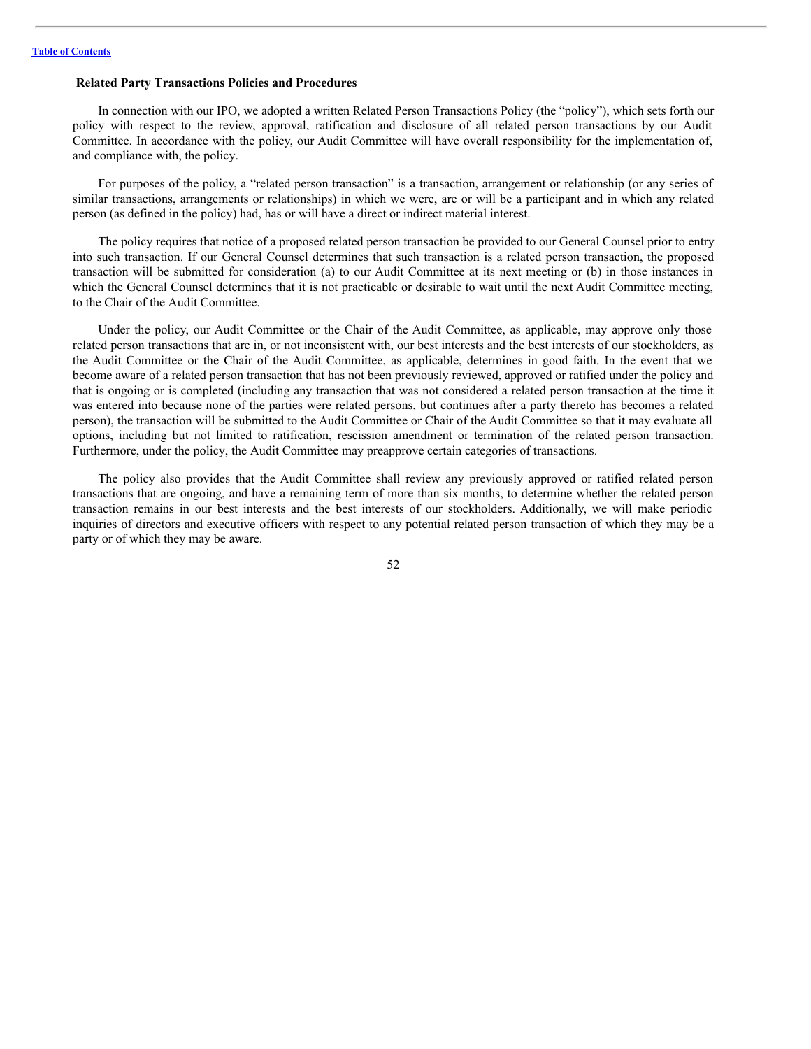### Related Party Transactions Policies and Procedures

In connection with our IPO, we adopted a written Related Person Transactions Policy (the "policy"), which sets forth our policy with respect to the review, approval, ratification and disclosure of all related person transactions by our Audit Committee. In accordance with the policy, our Audit Committee will have overall responsibility for the implementation of, and compliance with, the policy.

For purposes of the policy, a "related person transaction" is a transaction, arrangement or relationship (or any series of similar transactions, arrangements or relationships) in which we were, are or will be a participant and in which any related person (as defined in the policy) had, has or will have a direct or indirect material interest.

The policy requires that notice of a proposed related person transaction be provided to our General Counsel prior to entry into such transaction. If our General Counsel determines that such transaction is a related person transaction, the proposed transaction will be submitted for consideration (a) to our Audit Committee at its next meeting or (b) in those instances in which the General Counsel determines that it is not practicable or desirable to wait until the next Audit Committee meeting, to the Chair of the Audit Committee.

Under the policy, our Audit Committee or the Chair of the Audit Committee, as applicable, may approve only those related person transactions that are in, or not inconsistent with, our best interests and the best interests of our stockholders, as the Audit Committee or the Chair of the Audit Committee, as applicable, determines in good faith. In the event that we become aware of a related person transaction that has not been previously reviewed, approved or ratified under the policy and that is ongoing or is completed (including any transaction that was not considered a related person transaction at the time it was entered into because none of the parties were related persons, but continues after a party thereto has becomes a related person), the transaction will be submitted to the Audit Committee or Chair of the Audit Committee so that it may evaluate all options, including but not limited to ratification, rescission amendment or termination of the related person transaction. Furthermore, under the policy, the Audit Committee may preapprove certain categories of transactions.

The policy also provides that the Audit Committee shall review any previously approved or ratified related person transactions that are ongoing, and have a remaining term of more than six months, to determine whether the related person transaction remains in our best interests and the best interests of our stockholders. Additionally, we will make periodic inquiries of directors and executive officers with respect to any potential related person transaction of which they may be a party or of which they may be aware.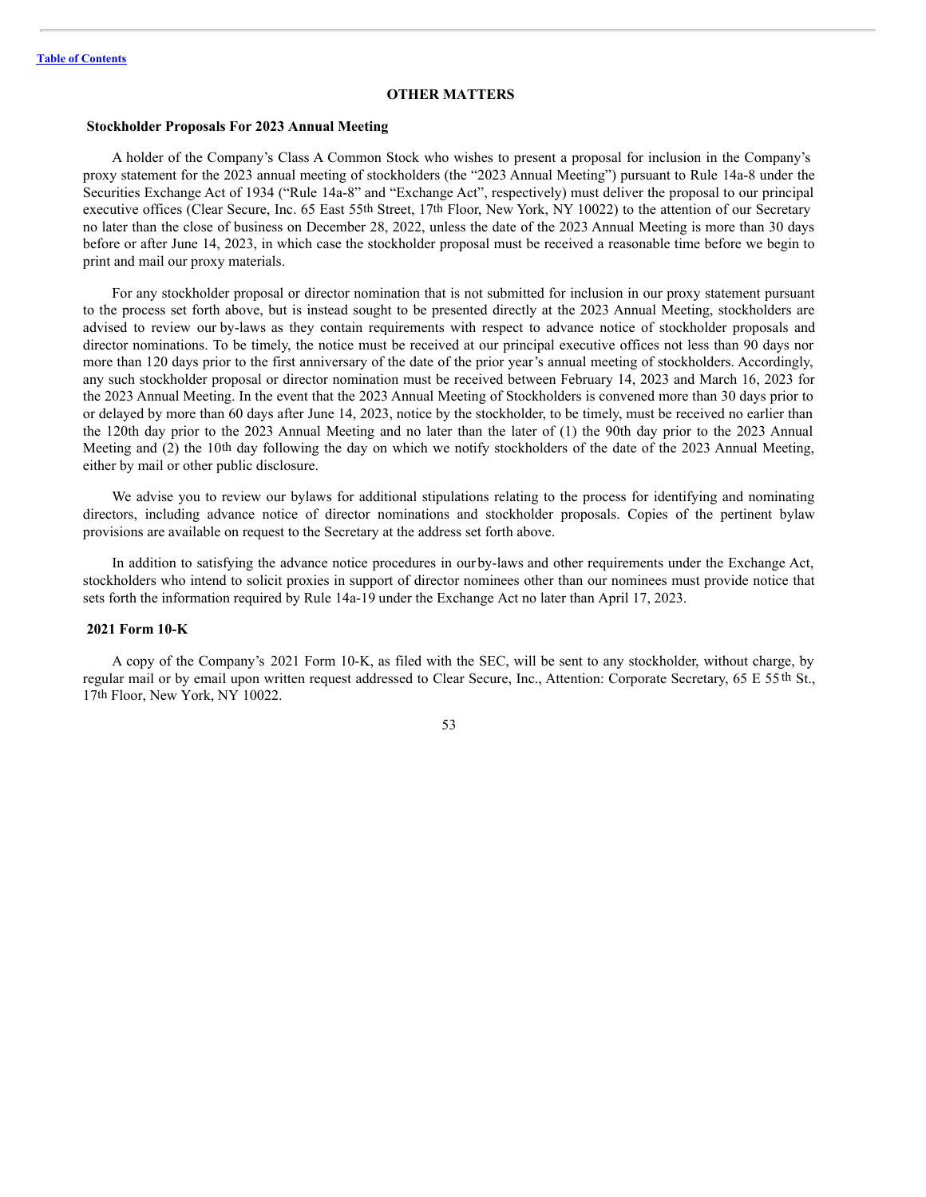## OTHER MATTERS

### Stockholder Proposals For 2023 Annual Meeting

A holder of the Company's Class A Common Stock who wishes to present a proposal for inclusion in the Company's proxy statement for the 2023 annual meeting of stockholders (the "2023 Annual Meeting") pursuant to Rule 14a-8 under the Securities Exchange Act of 1934 ("Rule 14a-8" and "Exchange Act", respectively) must deliver the proposal to our principal executive offices (Clear Secure, Inc. 65 East 55th Street, 17th Floor, New York, NY 10022) to the attention of our Secretary no later than the close of business on December 28, 2022, unless the date of the 2023 Annual Meeting is more than 30 days before or after June 14, 2023, in which case the stockholder proposal must be received a reasonable time before we begin to print and mail our proxy materials.

For any stockholder proposal or director nomination that is not submitted for inclusion in our proxy statement pursuant to the process set forth above, but is instead sought to be presented directly at the 2023 Annual Meeting, stockholders are advised to review our by-laws as they contain requirements with respect to advance notice of stockholder proposals and director nominations. To be timely, the notice must be received at our principal executive offices not less than 90 days nor more than 120 days prior to the first anniversary of the date of the prior year's annual meeting of stockholders. Accordingly, any such stockholder proposal or director nomination must be received between February 14, 2023 and March 16, 2023 for the 2023 Annual Meeting. In the event that the 2023 Annual Meeting of Stockholders is convened more than 30 days prior to or delayed by more than 60 days after June 14, 2023, notice by the stockholder, to be timely, must be received no earlier than the 120th day prior to the 2023 Annual Meeting and no later than the later of (1) the 90th day prior to the 2023 Annual Meeting and (2) the 10th day following the day on which we notify stockholders of the date of the 2023 Annual Meeting, either by mail or other public disclosure.

We advise you to review our bylaws for additional stipulations relating to the process for identifying and nominating directors, including advance notice of director nominations and stockholder proposals. Copies of the pertinent bylaw provisions are available on request to the Secretary at the address set forth above.

In addition to satisfying the advance notice procedures in our by-laws and other requirements under the Exchange Act, stockholders who intend to solicit proxies in support of director nominees other than our nominees must provide notice that sets forth the information required by Rule 14a-19 under the Exchange Act no later than April 17, 2023.

### 2021 Form 10-K

A copy of the Company's 2021 Form 10-K, as filed with the SEC, will be sent to any stockholder, without charge, by regular mail or by email upon written request addressed to Clear Secure, Inc., Attention: Corporate Secretary, 65 E 55th St., 17th Floor, New York, NY 10022.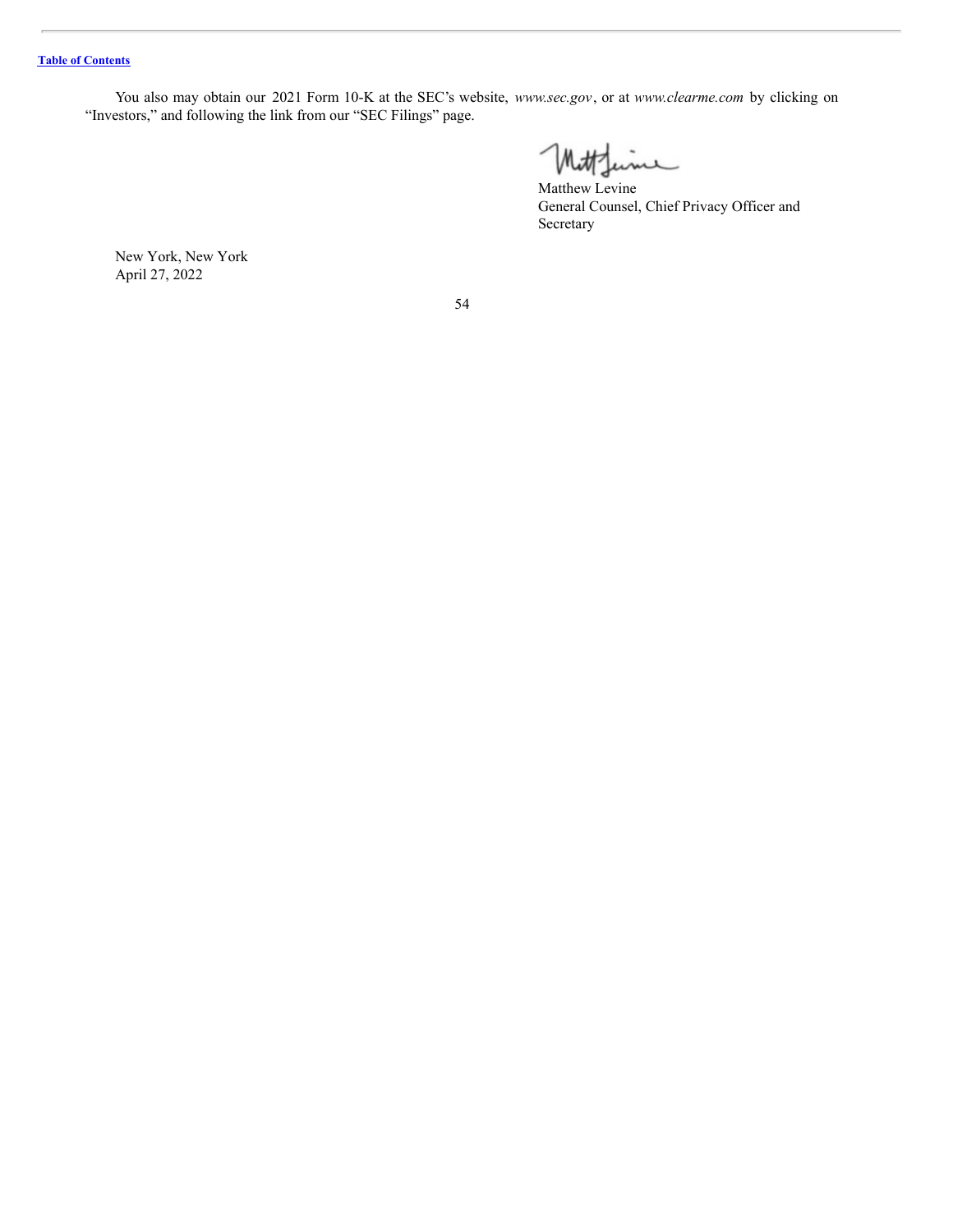You also may obtain our 2021 Form 10-K at the SEC's website, *www.sec.gov*, or at *www.clearme.com* by clicking on "Investors," and following the link from our "SEC Filings" page.

Matthew Levine
General Counsel, Chief Privacy Officer and Secretary

New York, New York
April 27, 2022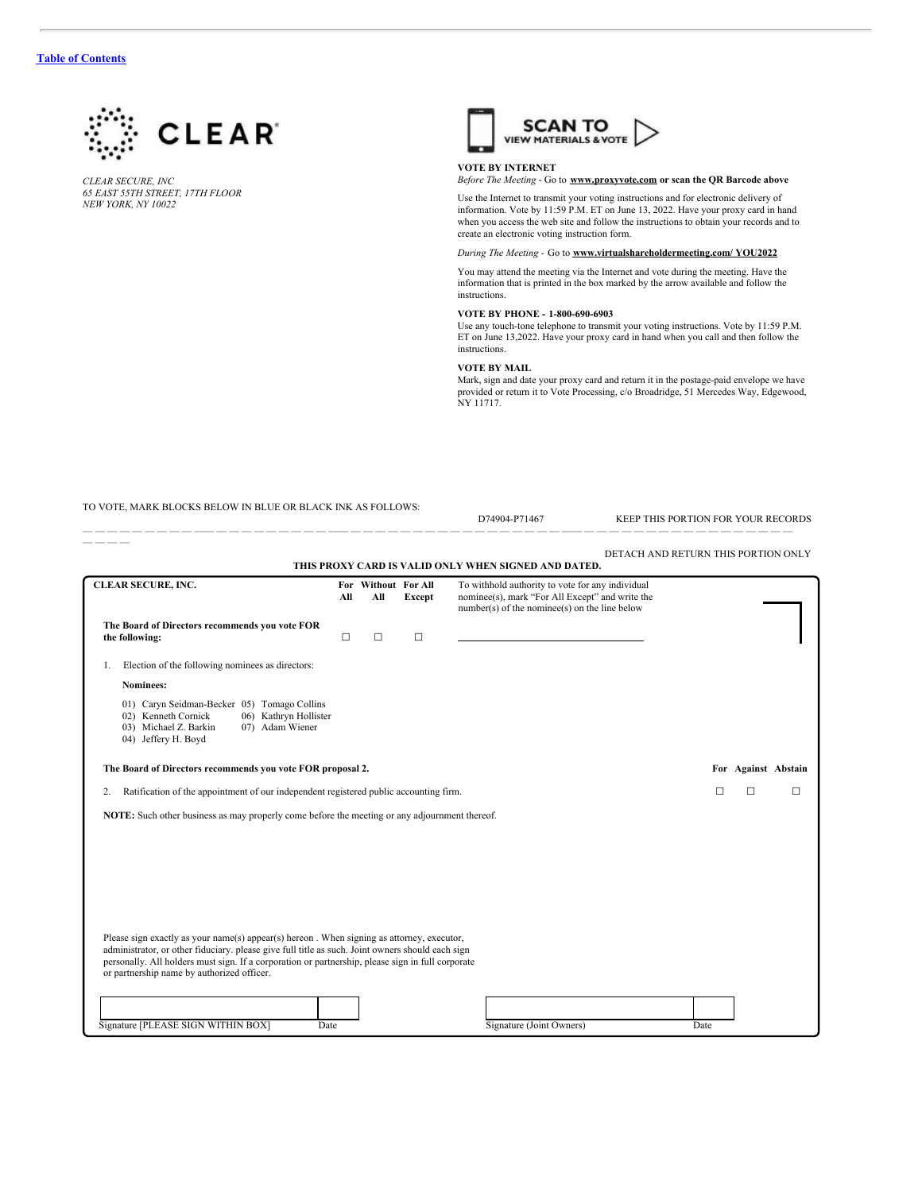[Table of Contents](#)

CLEAR

*CLEAR SECURE, INC*
*65 EAST 55TH STREET, 17TH FLOOR*
*NEW YORK, NY 10022*

SCAN TO VIEW MATERIALS & VOTE

**VOTE BY INTERNET**
*Before The Meeting* - Go to **www.proxyvote.com or scan the QR Barcode above**

Use the Internet to transmit your voting instructions and for electronic delivery of information. Vote by 11:59 P.M. ET on June 13, 2022. Have your proxy card in hand when you access the web site and follow the instructions to obtain your records and to create an electronic voting instruction form.

*During The Meeting* - Go to **www.virtualshareholdermeeting.com/ YOU2022**

You may attend the meeting via the Internet and vote during the meeting. Have the information that is printed in the box marked by the arrow available and follow the instructions.

**VOTE BY PHONE - 1-800-690-6903**
Use any touch-tone telephone to transmit your voting instructions. Vote by 11:59 P.M. ET on June 13,2022. Have your proxy card in hand when you call and then follow the instructions.

**VOTE BY MAIL**
Mark, sign and date your proxy card and return it in the postage-paid envelope we have provided or return it to Vote Processing, c/o Broadridge, 51 Mercedes Way, Edgewood, NY 11717.

TO VOTE, MARK BLOCKS BELOW IN BLUE OR BLACK INK AS FOLLOWS:

D74904-P71467 KEEP THIS PORTION FOR YOUR RECORDS

DETACH AND RETURN THIS PORTION ONLY

**THIS PROXY CARD IS VALID ONLY WHEN SIGNED AND DATED.**

**CLEAR SECURE, INC.**

| | For All | Without All | For All Except |
|---|---|---|---|
| **The Board of Directors recommends you vote FOR the following:** | ☐ | ☐ | ☐ |

To withhold authority to vote for any individual nominee(s), mark "For All Except" and write the number(s) of the nominee(s) on the line below

______________________________

1. Election of the following nominees as directors:

**Nominees:**

01) Caryn Seidman-Becker
02) Kenneth Cornick
03) Michael Z. Barkin
04) Jeffery H. Boyd
05) Tomago Collins
06) Kathryn Hollister
07) Adam Wiener

| **The Board of Directors recommends you vote FOR proposal 2.** | For | Against | Abstain |
|---|---|---|---|
| 2. Ratification of the appointment of our independent registered public accounting firm. | ☐ | ☐ | ☐ |

**NOTE:** Such other business as may properly come before the meeting or any adjournment thereof.

Please sign exactly as your name(s) appear(s) hereon . When signing as attorney, executor, administrator, or other fiduciary. please give full title as such. Joint owners should each sign personally. All holders must sign. If a corporation or partnership, please sign in full corporate or partnership name by authorized officer.

| | | | |
|---|---|---|---|
| Signature [PLEASE SIGN WITHIN BOX] | Date | Signature (Joint Owners) | Date |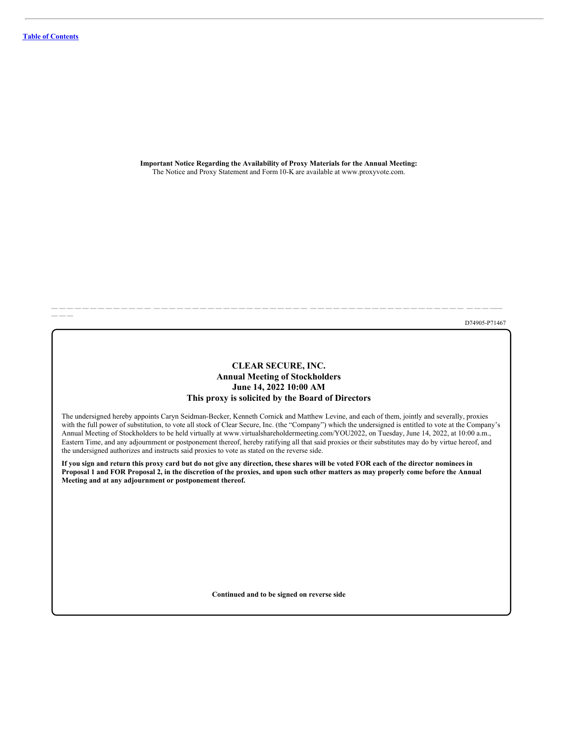**Important Notice Regarding the Availability of Proxy Materials for the Annual Meeting:**
The Notice and Proxy Statement and Form 10-K are available at www.proxyvote.com.

D74905-P71467

**CLEAR SECURE, INC.**
**Annual Meeting of Stockholders**
**June 14, 2022 10:00 AM**
**This proxy is solicited by the Board of Directors**

The undersigned hereby appoints Caryn Seidman-Becker, Kenneth Cornick and Matthew Levine, and each of them, jointly and severally, proxies with the full power of substitution, to vote all stock of Clear Secure, Inc. (the "Company") which the undersigned is entitled to vote at the Company's Annual Meeting of Stockholders to be held virtually at www.virtualshareholdermeeting.com/YOU2022, on Tuesday, June 14, 2022, at 10:00 a.m., Eastern Time, and any adjournment or postponement thereof, hereby ratifying all that said proxies or their substitutes may do by virtue hereof, and the undersigned authorizes and instructs said proxies to vote as stated on the reverse side.

**If you sign and return this proxy card but do not give any direction, these shares will be voted FOR each of the director nominees in Proposal 1 and FOR Proposal 2, in the discretion of the proxies, and upon such other matters as may properly come before the Annual Meeting and at any adjournment or postponement thereof.**

**Continued and to be signed on reverse side**